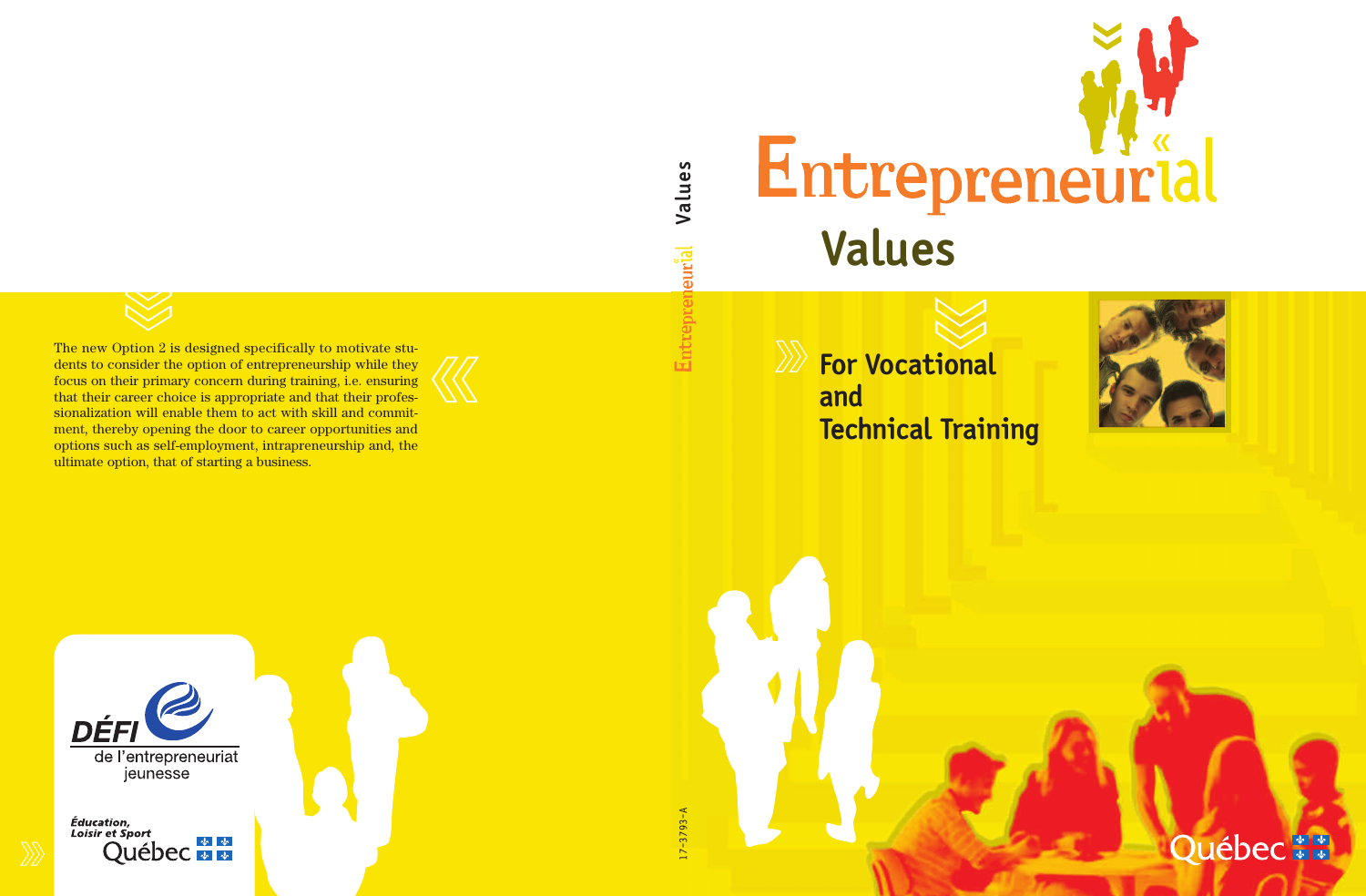# Entrepreneurial Values

## For Vocational and Technical Training

The new Option 2 is designed specifically to motivate students to consider the option of entrepreneurship while they focus on their primary concern during training, i.e. ensuring that their career choice is appropriate and that their professionalization will enable them to act with skill and commitment, thereby opening the door to career opportunities and options such as self-employment, intrapreneurship and, the ultimate option, that of starting a business.

DÉFI de l'entrepreneuriat jeunesse

*Éducation, Loisir et Sport* Québec

Entrepreneurial Values

17-3793-A

Québec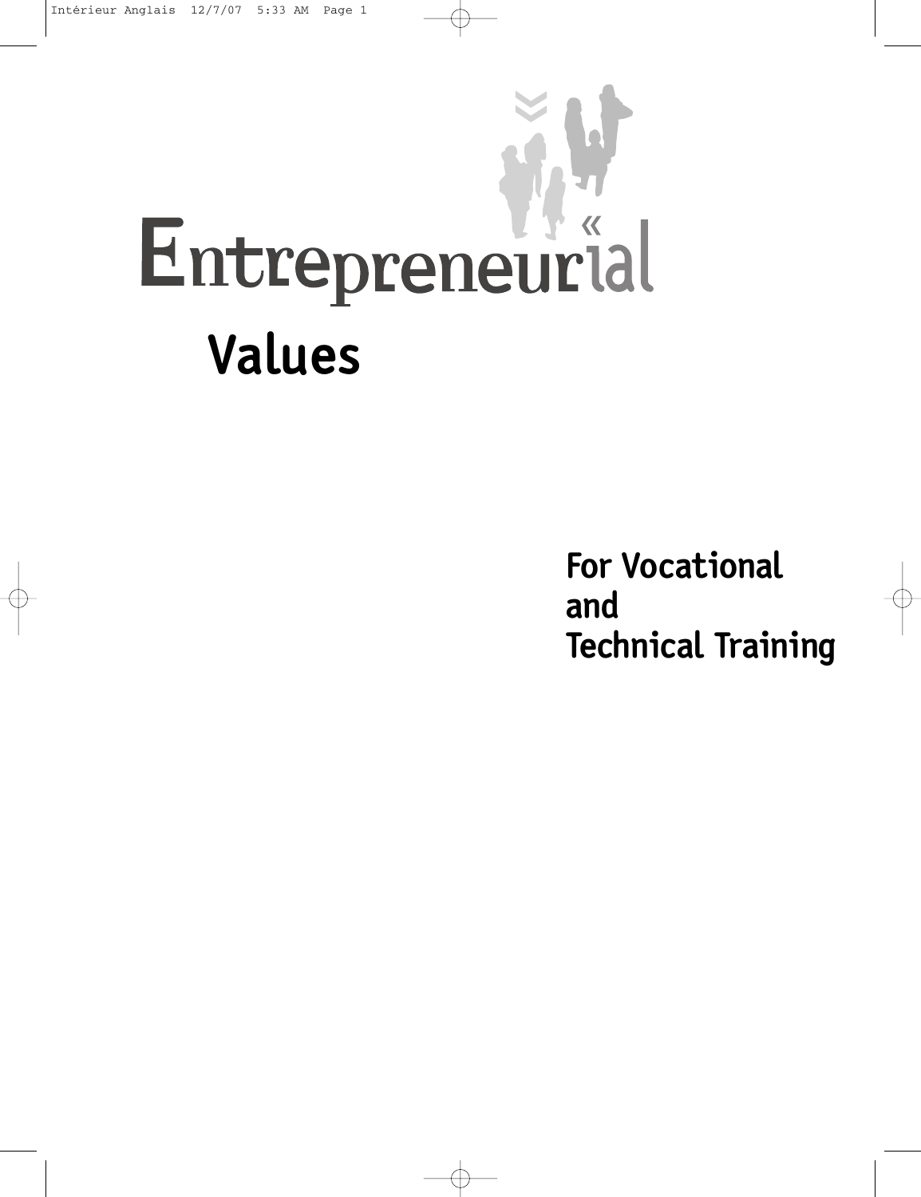# Entrepreneurial

# Values

## For Vocational and Technical Training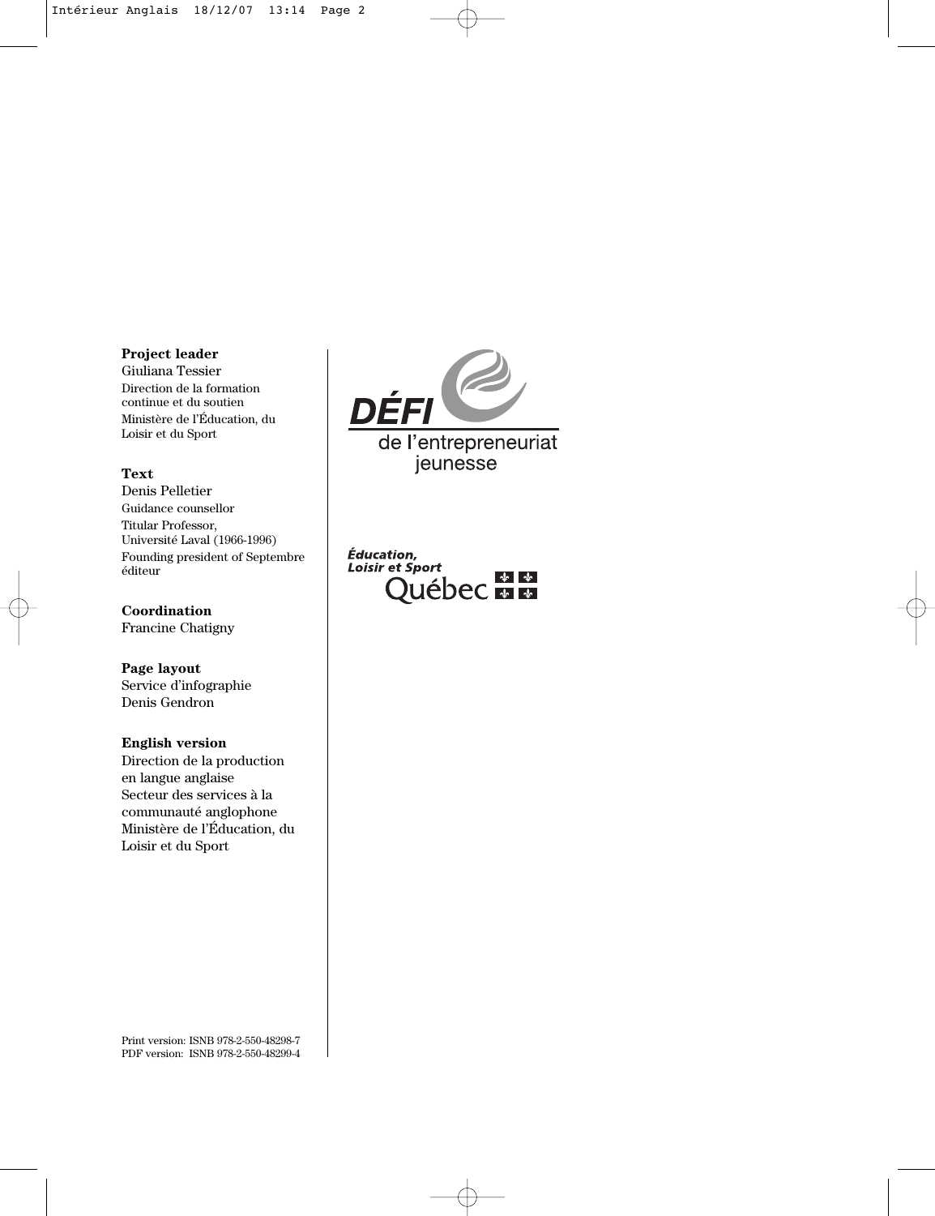**Project leader**
Giuliana Tessier
Direction de la formation continue et du soutien
Ministère de l'Éducation, du Loisir et du Sport

**Text**
Denis Pelletier
Guidance counsellor
Titular Professor,
Université Laval (1966-1996)
Founding president of Septembre éditeur

**Coordination**
Francine Chatigny

**Page layout**
Service d'infographie
Denis Gendron

**English version**
Direction de la production en langue anglaise
Secteur des services à la communauté anglophone
Ministère de l'Éducation, du Loisir et du Sport

Print version: ISNB 978-2-550-48298-7
PDF version: ISNB 978-2-550-48299-4

DÉFI de l'entrepreneuriat jeunesse

Éducation, Loisir et Sport
Québec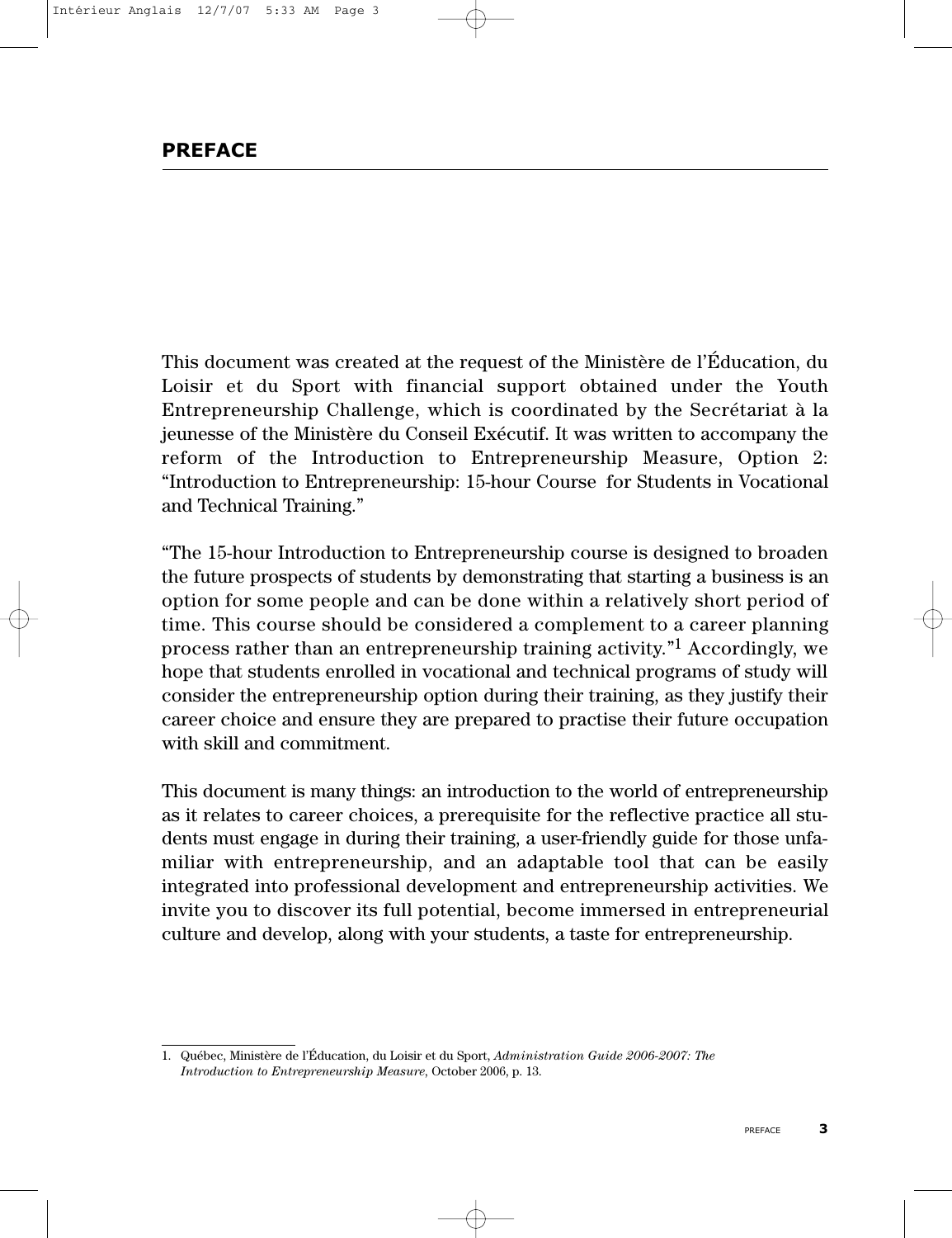## PREFACE

This document was created at the request of the Ministère de l'Éducation, du Loisir et du Sport with financial support obtained under the Youth Entrepreneurship Challenge, which is coordinated by the Secrétariat à la jeunesse of the Ministère du Conseil Exécutif. It was written to accompany the reform of the Introduction to Entrepreneurship Measure, Option 2: "Introduction to Entrepreneurship: 15-hour Course for Students in Vocational and Technical Training."

"The 15-hour Introduction to Entrepreneurship course is designed to broaden the future prospects of students by demonstrating that starting a business is an option for some people and can be done within a relatively short period of time. This course should be considered a complement to a career planning process rather than an entrepreneurship training activity."[1] Accordingly, we hope that students enrolled in vocational and technical programs of study will consider the entrepreneurship option during their training, as they justify their career choice and ensure they are prepared to practise their future occupation with skill and commitment.

This document is many things: an introduction to the world of entrepreneurship as it relates to career choices, a prerequisite for the reflective practice all students must engage in during their training, a user-friendly guide for those unfamiliar with entrepreneurship, and an adaptable tool that can be easily integrated into professional development and entrepreneurship activities. We invite you to discover its full potential, become immersed in entrepreneurial culture and develop, along with your students, a taste for entrepreneurship.

---

1. Québec, Ministère de l'Éducation, du Loisir et du Sport, *Administration Guide 2006-2007: The Introduction to Entrepreneurship Measure*, October 2006, p. 13.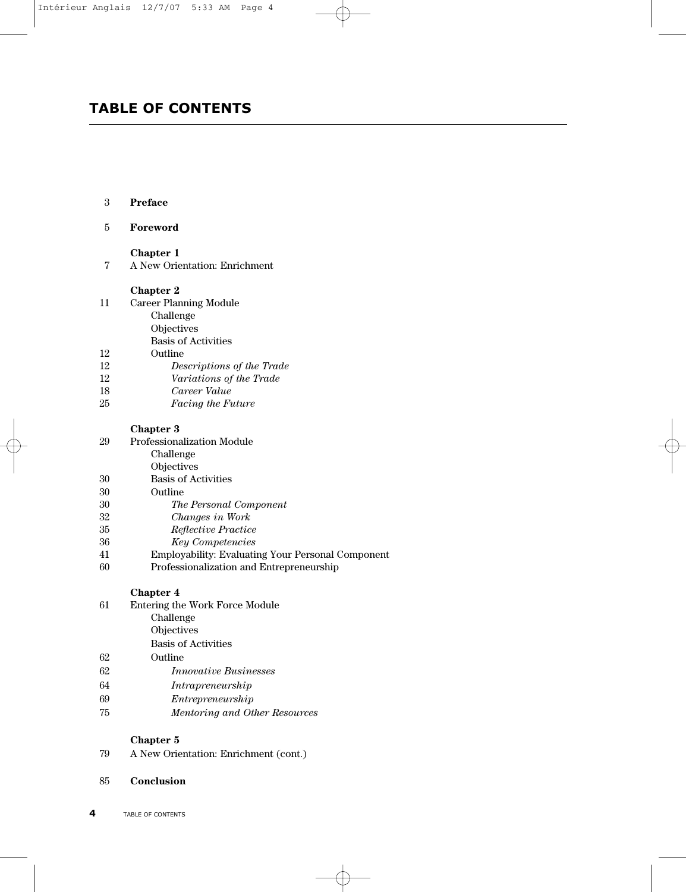# TABLE OF CONTENTS

3 **Preface**

5 **Foreword**

**Chapter 1**
7 A New Orientation: Enrichment

**Chapter 2**
11 Career Planning Module
- Challenge
- Objectives
- Basis of Activities

12 Outline
- 12 *Descriptions of the Trade*
- 12 *Variations of the Trade*
- 18 *Career Value*
- 25 *Facing the Future*

**Chapter 3**
29 Professionalization Module
- Challenge
- Objectives

30 Basis of Activities
30 Outline
- 30 *The Personal Component*
- 32 *Changes in Work*
- 35 *Reflective Practice*
- 36 *Key Competencies*

41 Employability: Evaluating Your Personal Component
60 Professionalization and Entrepreneurship

**Chapter 4**
61 Entering the Work Force Module
- Challenge
- Objectives
- Basis of Activities

62 Outline
- 62 *Innovative Businesses*
- 64 *Intrapreneurship*
- 69 *Entrepreneurship*
- 75 *Mentoring and Other Resources*

**Chapter 5**
79 A New Orientation: Enrichment (cont.)

85 **Conclusion**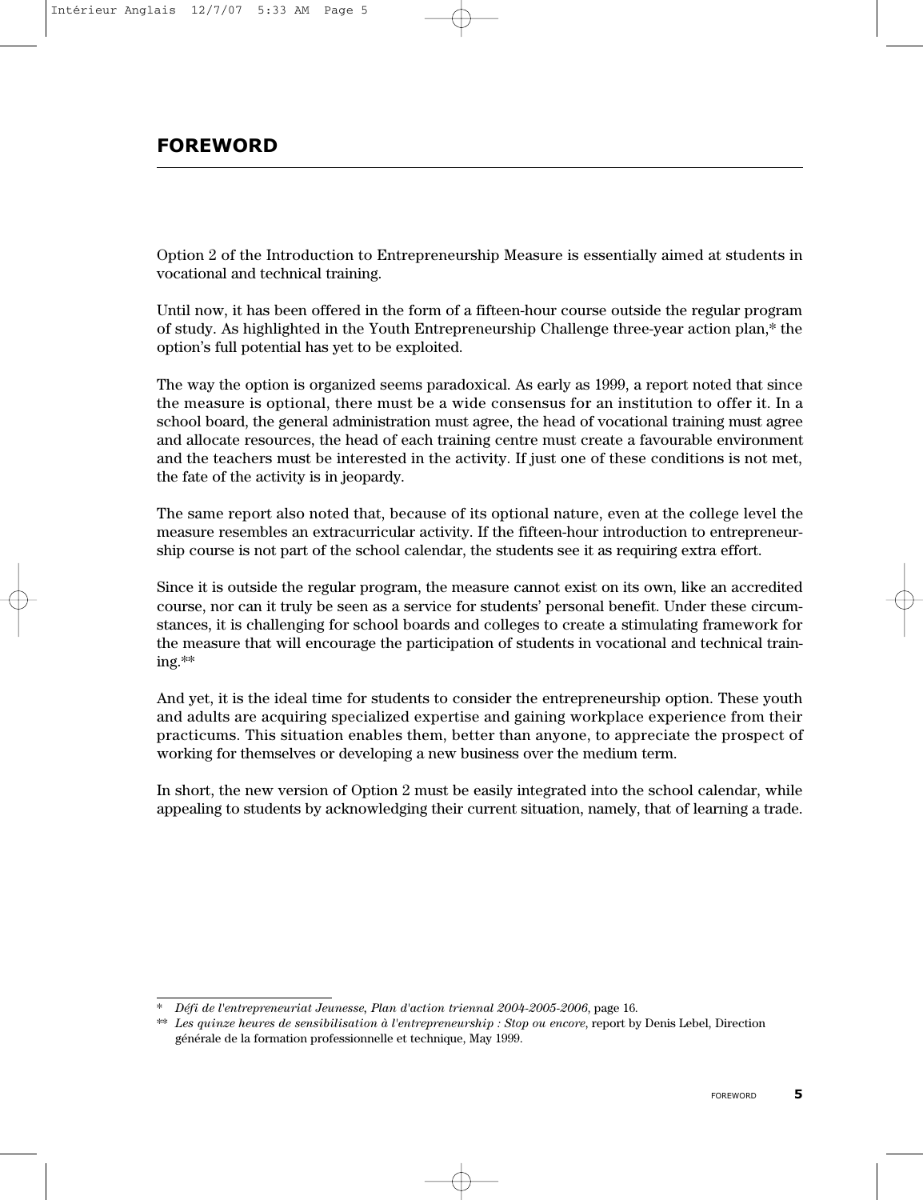## FOREWORD

Option 2 of the Introduction to Entrepreneurship Measure is essentially aimed at students in vocational and technical training.

Until now, it has been offered in the form of a fifteen-hour course outside the regular program of study. As highlighted in the Youth Entrepreneurship Challenge three-year action plan,* the option's full potential has yet to be exploited.

The way the option is organized seems paradoxical. As early as 1999, a report noted that since the measure is optional, there must be a wide consensus for an institution to offer it. In a school board, the general administration must agree, the head of vocational training must agree and allocate resources, the head of each training centre must create a favourable environment and the teachers must be interested in the activity. If just one of these conditions is not met, the fate of the activity is in jeopardy.

The same report also noted that, because of its optional nature, even at the college level the measure resembles an extracurricular activity. If the fifteen-hour introduction to entrepreneurship course is not part of the school calendar, the students see it as requiring extra effort.

Since it is outside the regular program, the measure cannot exist on its own, like an accredited course, nor can it truly be seen as a service for students' personal benefit. Under these circumstances, it is challenging for school boards and colleges to create a stimulating framework for the measure that will encourage the participation of students in vocational and technical training.**

And yet, it is the ideal time for students to consider the entrepreneurship option. These youth and adults are acquiring specialized expertise and gaining workplace experience from their practicums. This situation enables them, better than anyone, to appreciate the prospect of working for themselves or developing a new business over the medium term.

In short, the new version of Option 2 must be easily integrated into the school calendar, while appealing to students by acknowledging their current situation, namely, that of learning a trade.

---

\* *Défi de l'entrepreneuriat Jeunesse, Plan d'action triennal 2004-2005-2006*, page 16.

\*\* *Les quinze heures de sensibilisation à l'entrepreneurship : Stop ou encore*, report by Denis Lebel, Direction générale de la formation professionnelle et technique, May 1999.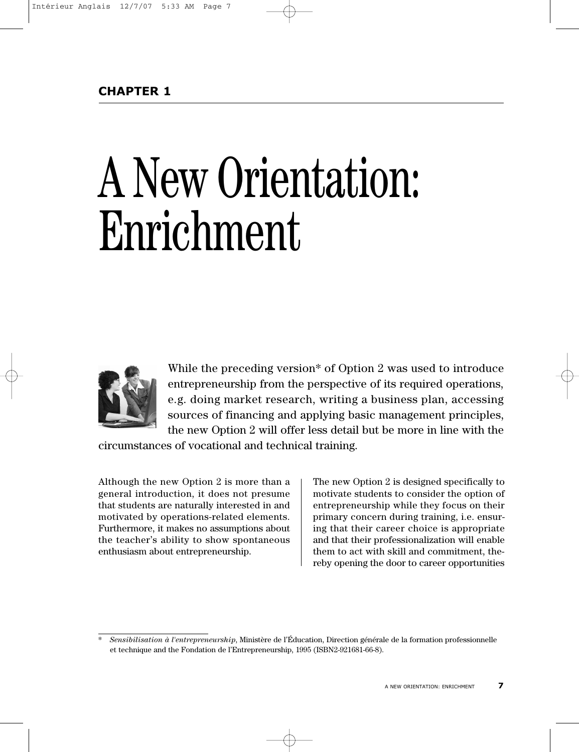**CHAPTER 1**

# A New Orientation: Enrichment

While the preceding version* of Option 2 was used to introduce entrepreneurship from the perspective of its required operations, e.g. doing market research, writing a business plan, accessing sources of financing and applying basic management principles, the new Option 2 will offer less detail but be more in line with the circumstances of vocational and technical training.

Although the new Option 2 is more than a general introduction, it does not presume that students are naturally interested in and motivated by operations-related elements. Furthermore, it makes no assumptions about the teacher's ability to show spontaneous enthusiasm about entrepreneurship.

The new Option 2 is designed specifically to motivate students to consider the option of entrepreneurship while they focus on their primary concern during training, i.e. ensuring that their career choice is appropriate and that their professionalization will enable them to act with skill and commitment, thereby opening the door to career opportunities

---

\* *Sensibilisation à l'entrepreneurship,* Ministère de l'Éducation, Direction générale de la formation professionnelle et technique and the Fondation de l'Entrepreneurship, 1995 (ISBN2-921681-66-8).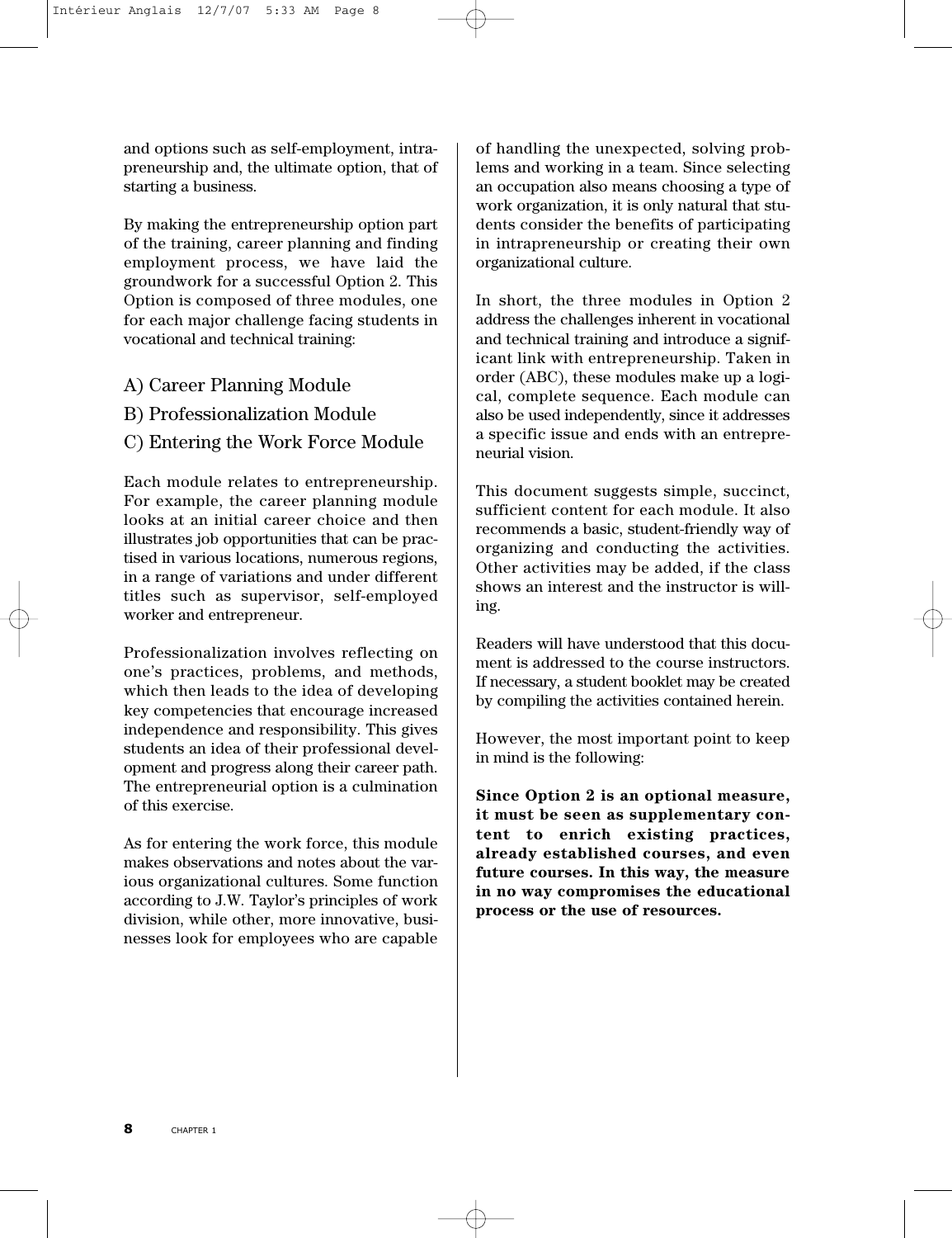and options such as self-employment, intrapreneurship and, the ultimate option, that of starting a business.

By making the entrepreneurship option part of the training, career planning and finding employment process, we have laid the groundwork for a successful Option 2. This Option is composed of three modules, one for each major challenge facing students in vocational and technical training:

A) Career Planning Module

B) Professionalization Module

C) Entering the Work Force Module

Each module relates to entrepreneurship. For example, the career planning module looks at an initial career choice and then illustrates job opportunities that can be practised in various locations, numerous regions, in a range of variations and under different titles such as supervisor, self-employed worker and entrepreneur.

Professionalization involves reflecting on one's practices, problems, and methods, which then leads to the idea of developing key competencies that encourage increased independence and responsibility. This gives students an idea of their professional development and progress along their career path. The entrepreneurial option is a culmination of this exercise.

As for entering the work force, this module makes observations and notes about the various organizational cultures. Some function according to J.W. Taylor's principles of work division, while other, more innovative, businesses look for employees who are capable of handling the unexpected, solving problems and working in a team. Since selecting an occupation also means choosing a type of work organization, it is only natural that students consider the benefits of participating in intrapreneurship or creating their own organizational culture.

In short, the three modules in Option 2 address the challenges inherent in vocational and technical training and introduce a significant link with entrepreneurship. Taken in order (ABC), these modules make up a logical, complete sequence. Each module can also be used independently, since it addresses a specific issue and ends with an entrepreneurial vision.

This document suggests simple, succinct, sufficient content for each module. It also recommends a basic, student-friendly way of organizing and conducting the activities. Other activities may be added, if the class shows an interest and the instructor is willing.

Readers will have understood that this document is addressed to the course instructors. If necessary, a student booklet may be created by compiling the activities contained herein.

However, the most important point to keep in mind is the following:

**Since Option 2 is an optional measure, it must be seen as supplementary content to enrich existing practices, already established courses, and even future courses. In this way, the measure in no way compromises the educational process or the use of resources.**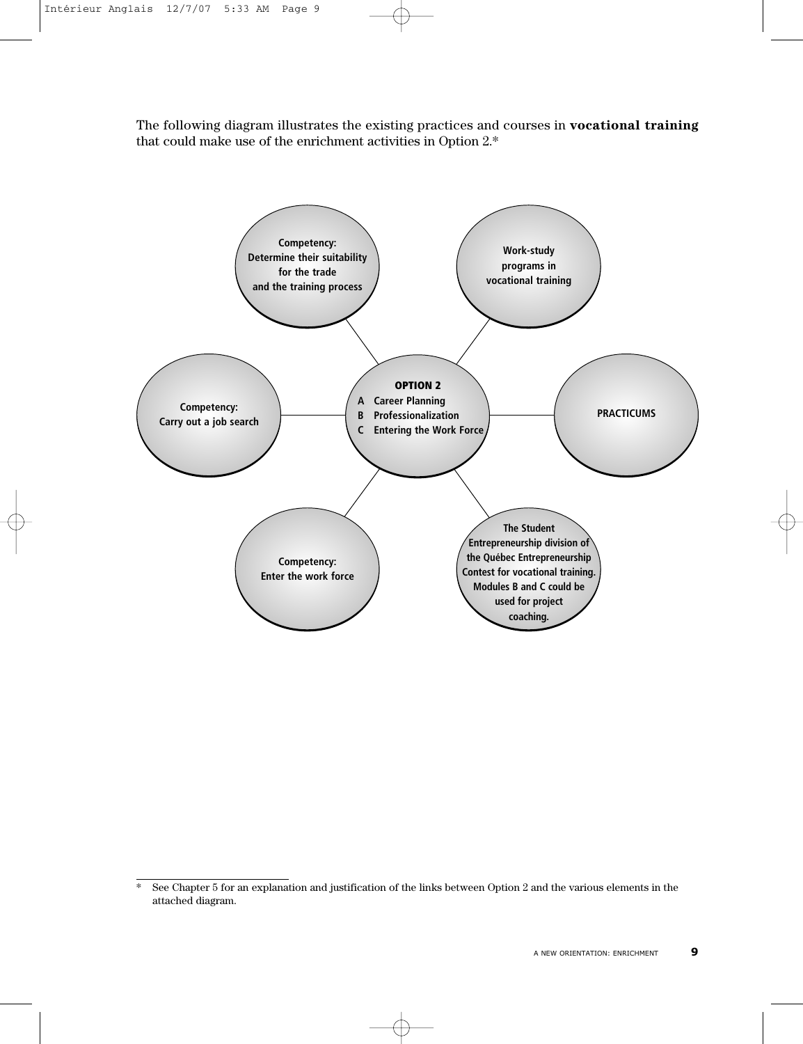The following diagram illustrates the existing practices and courses in **vocational training** that could make use of the enrichment activities in Option 2.*

**OPTION 2**
- A Career Planning
- B Professionalization
- C Entering the Work Force

Linked elements:

- **Competency: Determine their suitability for the trade and the training process**
- **Work-study programs in vocational training**
- **Competency: Carry out a job search**
- **PRACTICUMS**
- **Competency: Enter the work force**
- **The Student Entrepreneurship division of the Québec Entrepreneurship Contest for vocational training. Modules B and C could be used for project coaching.**

---

* See Chapter 5 for an explanation and justification of the links between Option 2 and the various elements in the attached diagram.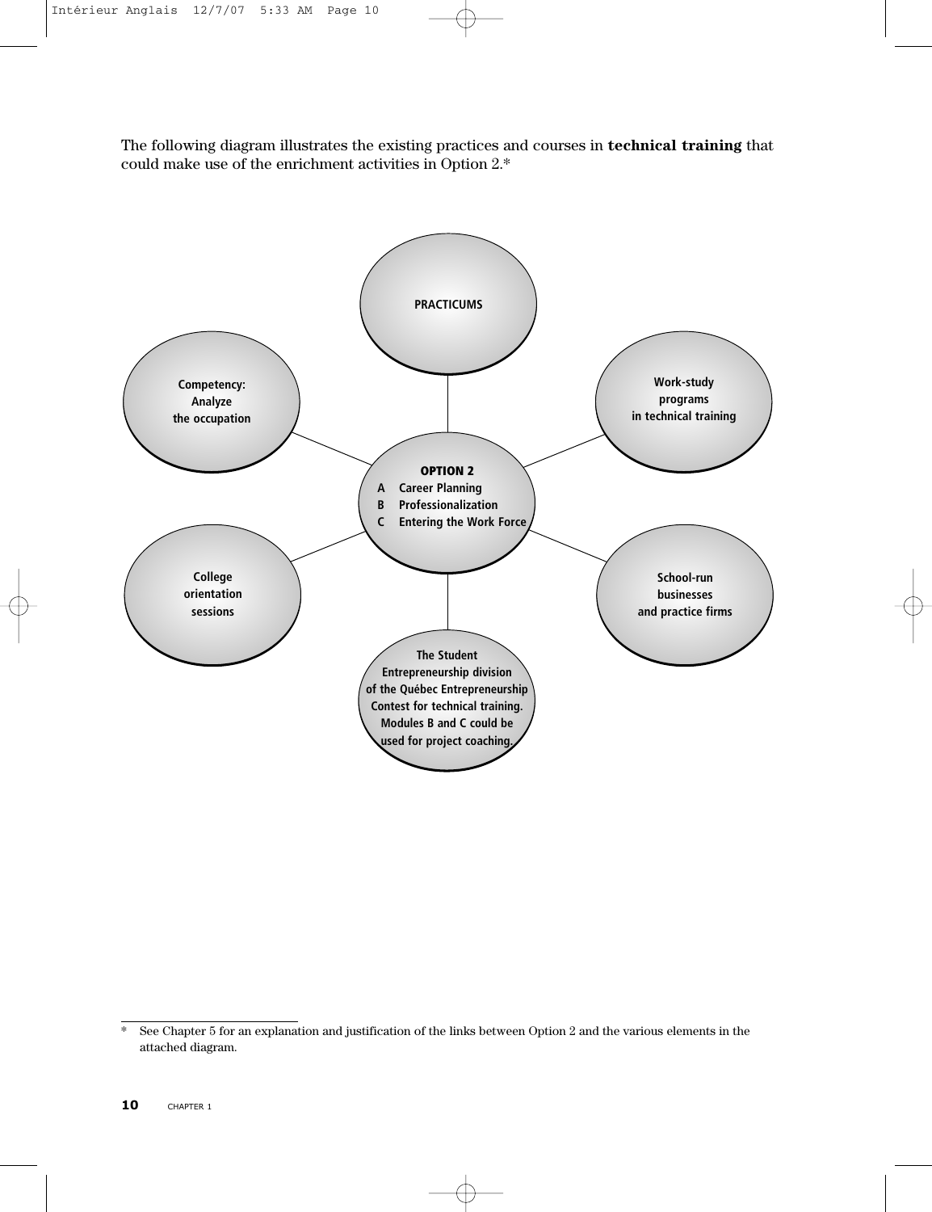The following diagram illustrates the existing practices and courses in **technical training** that could make use of the enrichment activities in Option 2.*

**OPTION 2**
- A Career Planning
- B Professionalization
- C Entering the Work Force

**PRACTICUMS**

**Work-study programs in technical training**

**School-run businesses and practice firms**

**The Student Entrepreneurship division of the Québec Entrepreneurship Contest for technical training. Modules B and C could be used for project coaching.**

**College orientation sessions**

**Competency: Analyze the occupation**

---

* See Chapter 5 for an explanation and justification of the links between Option 2 and the various elements in the attached diagram.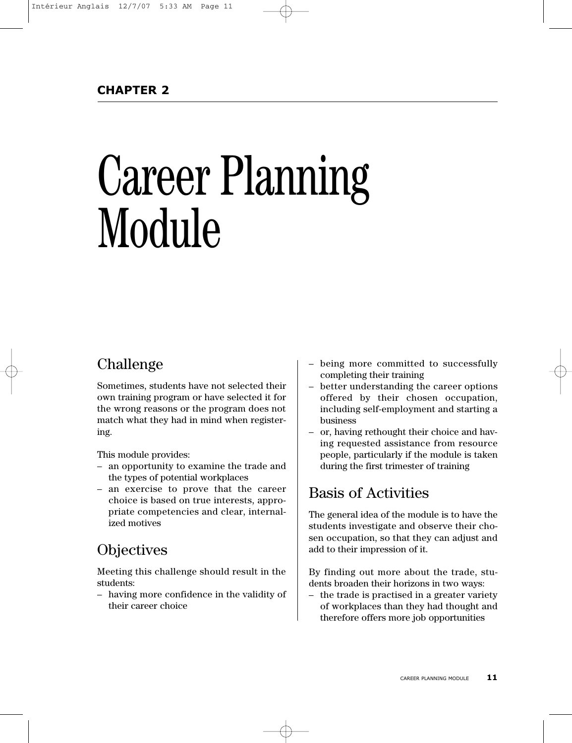**CHAPTER 2**

# Career Planning Module

## Challenge

Sometimes, students have not selected their own training program or have selected it for the wrong reasons or the program does not match what they had in mind when registering.

This module provides:

– an opportunity to examine the trade and the types of potential workplaces
– an exercise to prove that the career choice is based on true interests, appropriate competencies and clear, internalized motives

## Objectives

Meeting this challenge should result in the students:

– having more confidence in the validity of their career choice
– being more committed to successfully completing their training
– better understanding the career options offered by their chosen occupation, including self-employment and starting a business
– or, having rethought their choice and having requested assistance from resource people, particularly if the module is taken during the first trimester of training

## Basis of Activities

The general idea of the module is to have the students investigate and observe their chosen occupation, so that they can adjust and add to their impression of it.

By finding out more about the trade, students broaden their horizons in two ways:

– the trade is practised in a greater variety of workplaces than they had thought and therefore offers more job opportunities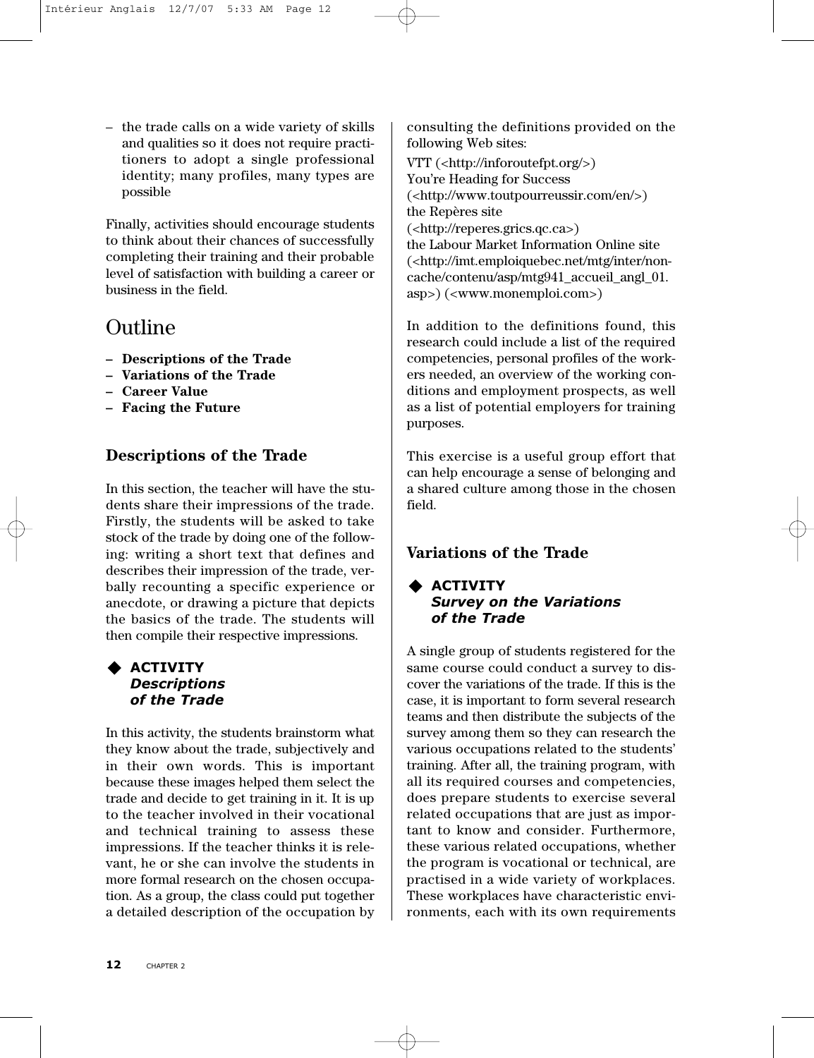– the trade calls on a wide variety of skills and qualities so it does not require practitioners to adopt a single professional identity; many profiles, many types are possible

Finally, activities should encourage students to think about their chances of successfully completing their training and their probable level of satisfaction with building a career or business in the field.

# Outline

- **Descriptions of the Trade**
- **Variations of the Trade**
- **Career Value**
- **Facing the Future**

## Descriptions of the Trade

In this section, the teacher will have the students share their impressions of the trade. Firstly, the students will be asked to take stock of the trade by doing one of the following: writing a short text that defines and describes their impression of the trade, verbally recounting a specific experience or anecdote, or drawing a picture that depicts the basics of the trade. The students will then compile their respective impressions.

### ◆ ACTIVITY *Descriptions of the Trade*

In this activity, the students brainstorm what they know about the trade, subjectively and in their own words. This is important because these images helped them select the trade and decide to get training in it. It is up to the teacher involved in their vocational and technical training to assess these impressions. If the teacher thinks it is relevant, he or she can involve the students in more formal research on the chosen occupation. As a group, the class could put together a detailed description of the occupation by consulting the definitions provided on the following Web sites:

VTT (<http://inforoutefpt.org/>)
You're Heading for Success
(<http://www.toutpourreussir.com/en/>)
the Repères site
(<http://reperes.grics.qc.ca>)
the Labour Market Information Online site
(<http://imt.emploiquebec.net/mtg/inter/noncache/contenu/asp/mtg941_accueil_angl_01.asp>) (<www.monemploi.com>)

In addition to the definitions found, this research could include a list of the required competencies, personal profiles of the workers needed, an overview of the working conditions and employment prospects, as well as a list of potential employers for training purposes.

This exercise is a useful group effort that can help encourage a sense of belonging and a shared culture among those in the chosen field.

## Variations of the Trade

### ◆ ACTIVITY *Survey on the Variations of the Trade*

A single group of students registered for the same course could conduct a survey to discover the variations of the trade. If this is the case, it is important to form several research teams and then distribute the subjects of the survey among them so they can research the various occupations related to the students' training. After all, the training program, with all its required courses and competencies, does prepare students to exercise several related occupations that are just as important to know and consider. Furthermore, these various related occupations, whether the program is vocational or technical, are practised in a wide variety of workplaces. These workplaces have characteristic environments, each with its own requirements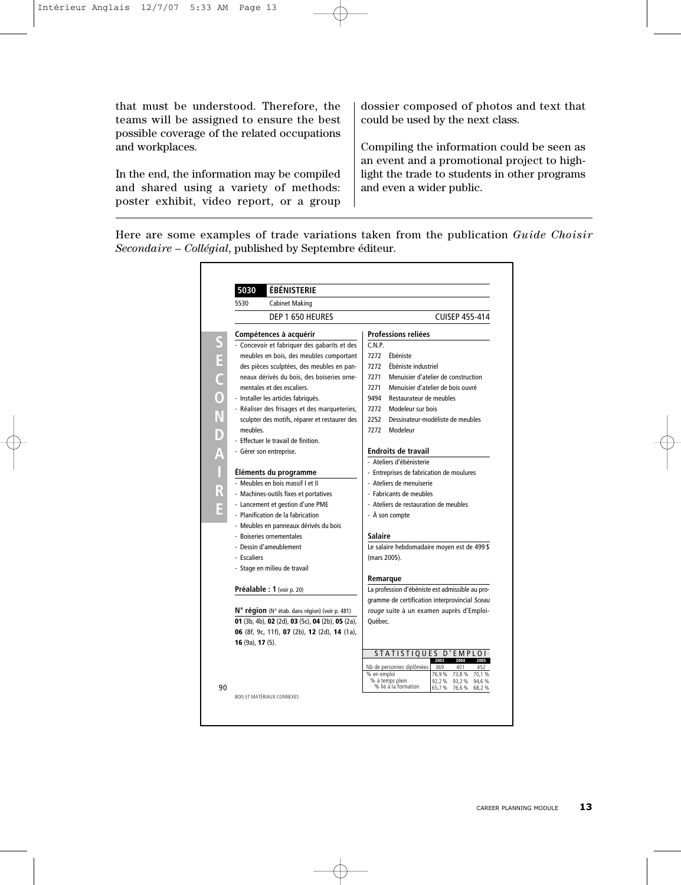that must be understood. Therefore, the teams will be assigned to ensure the best possible coverage of the related occupations and workplaces.

In the end, the information may be compiled and shared using a variety of methods: poster exhibit, video report, or a group dossier composed of photos and text that could be used by the next class.

Compiling the information could be seen as an event and a promotional project to highlight the trade to students in other programs and even a wider public.

Here are some examples of trade variations taken from the publication *Guide Choisir Secondaire – Collégial*, published by Septembre éditeur.

**5030 ÉBÉNISTERIE**

5530 Cabinet Making

DEP 1 650 HEURES — CUISEP 455-414

**SECONDAIRE**

**Compétences à acquérir**

- Concevoir et fabriquer des gabarits et des meubles en bois, des meubles comportant des pièces sculptées, des meubles en panneaux dérivés du bois, des boiseries ornementales et des escaliers.
- Installer les articles fabriqués.
- Réaliser des frisages et des marqueteries, sculpter des motifs, réparer et restaurer des meubles.
- Effectuer le travail de finition.
- Gérer son entreprise.

**Éléments du programme**

- Meubles en bois massif I et II
- Machines-outils fixes et portatives
- Lancement et gestion d'une PME
- Planification de la fabrication
- Meubles en panneaux dérivés du bois
- Boiseries ornementales
- Dessin d'ameublement
- Escaliers
- Stage en milieu de travail

**Préalable : 1** (voir p. 20)

**N° région** (N° étab. dans région) (voir p. 481)
**01** (3b, 4b), **02** (2d), **03** (5c), **04** (2b), **05** (2a), **06** (8f, 9c, 11f), **07** (2b), **12** (2d), **14** (1a), **16** (9a), **17** (5).

**Professions reliées**

C.N.P.

- 7272 Ébéniste
- 7272 Ébéniste industriel
- 7271 Menuisier d'atelier de construction
- 7271 Menuisier d'atelier de bois ouvré
- 9494 Restaurateur de meubles
- 7272 Modeleur sur bois
- 2252 Dessinateur-modéliste de meubles
- 7272 Modeleur

**Endroits de travail**

- Ateliers d'ébénisterie
- Entreprises de fabrication de moulures
- Ateliers de menuiserie
- Fabricants de meubles
- Ateliers de restauration de meubles
- À son compte

**Salaire**

Le salaire hebdomadaire moyen est de 499 $ (mars 2005).

**Remarque**

La profession d'ébéniste est admissible au programme de certification interprovincial *Sceau rouge* suite à un examen auprès d'Emploi-Québec.

**STATISTIQUES D'EMPLOI**

| | 2003 | 2004 | 2005 |
|---|---|---|---|
| Nb de personnes diplômées | 369 | 401 | 452 |
| % en emploi | 76,9 % | 73,8 % | 70,1 % |
| % à temps plein | 92,2 % | 93,2 % | 94,6 % |
| % lié à la formation | 65,7 % | 76,6 % | 68,2 % |

90

BOIS ET MATÉRIAUX CONNEXES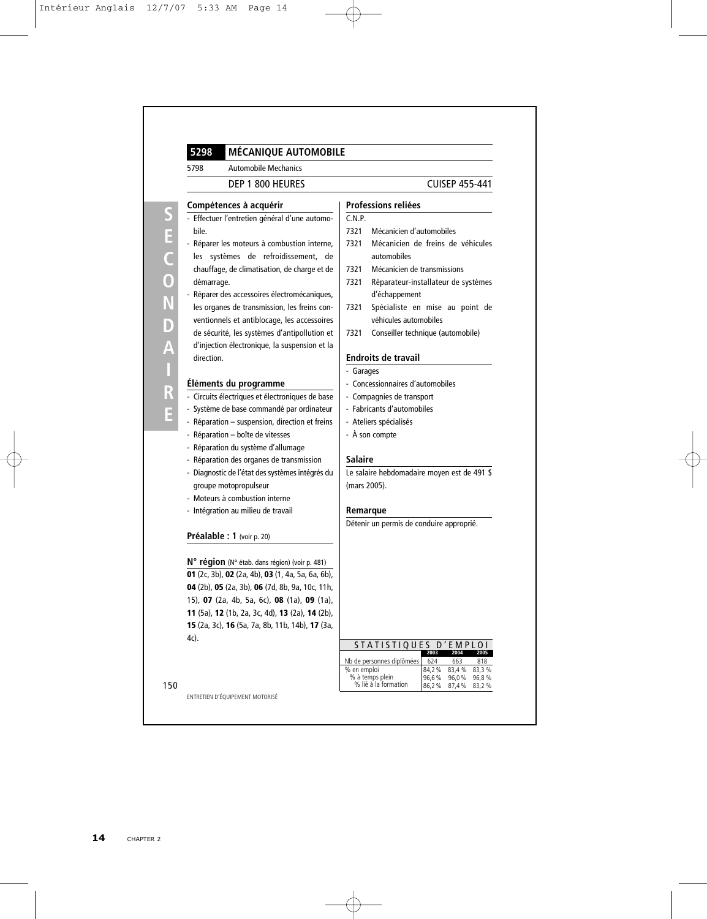## 5298 MÉCANIQUE AUTOMOBILE

5798 Automobile Mechanics

DEP 1 800 HEURES — CUISEP 455-441

### Compétences à acquérir

- Effectuer l'entretien général d'une automobile.
- Réparer les moteurs à combustion interne, les systèmes de refroidissement, de chauffage, de climatisation, de charge et de démarrage.
- Réparer des accessoires électromécaniques, les organes de transmission, les freins conventionnels et antiblocage, les accessoires de sécurité, les systèmes d'antipollution et d'injection électronique, la suspension et la direction.

### Éléments du programme

- Circuits électriques et électroniques de base
- Système de base commandé par ordinateur
- Réparation – suspension, direction et freins
- Réparation – boîte de vitesses
- Réparation du système d'allumage
- Réparation des organes de transmission
- Diagnostic de l'état des systèmes intégrés du groupe motopropulseur
- Moteurs à combustion interne
- Intégration au milieu de travail

### Préalable : 1 (voir p. 20)

**N° région** (N° étab. dans région) (voir p. 481)

**01** (2c, 3b), **02** (2a, 4b), **03** (1, 4a, 5a, 6a, 6b), **04** (2b), **05** (2a, 3b), **06** (7d, 8b, 9a, 10c, 11h, 15), **07** (2a, 4b, 5a, 6c), **08** (1a), **09** (1a), **11** (5a), **12** (1b, 2a, 3c, 4d), **13** (2a), **14** (2b), **15** (2a, 3c), **16** (5a, 7a, 8b, 11b, 14b), **17** (3a, 4c).

### Professions reliées

C.N.P.

- 7321 Mécanicien d'automobiles
- 7321 Mécanicien de freins de véhicules automobiles
- 7321 Mécanicien de transmissions
- 7321 Réparateur-installateur de systèmes d'échappement
- 7321 Spécialiste en mise au point de véhicules automobiles
- 7321 Conseiller technique (automobile)

### Endroits de travail

- Garages
- Concessionnaires d'automobiles
- Compagnies de transport
- Fabricants d'automobiles
- Ateliers spécialisés
- À son compte

### Salaire

Le salaire hebdomadaire moyen est de 491 $ (mars 2005).

### Remarque

Détenir un permis de conduire approprié.

**STATISTIQUES D'EMPLOI**

| | 2003 | 2004 | 2005 |
|---|---|---|---|
| Nb de personnes diplômées | 624 | 663 | 818 |
| % en emploi | 84,2 % | 83,4 % | 83,3 % |
| % à temps plein | 96,6 % | 96,0 % | 96,8 % |
| % lié à la formation | 86,2 % | 87,4 % | 83,2 % |

ENTRETIEN D'ÉQUIPEMENT MOTORISÉ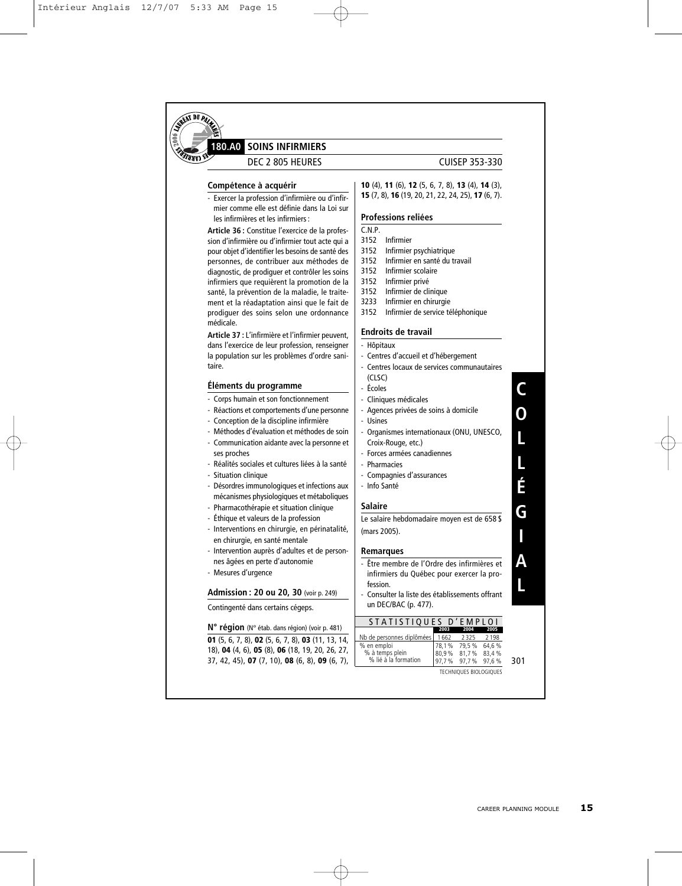## 180.A0 SOINS INFIRMIERS

DEC 2 805 HEURES — CUISEP 353-330

### Compétence à acquérir

- Exercer la profession d'infirmière ou d'infirmier comme elle est définie dans la Loi sur les infirmières et les infirmiers :

**Article 36 :** Constitue l'exercice de la profession d'infirmière ou d'infirmier tout acte qui a pour objet d'identifier les besoins de santé des personnes, de contribuer aux méthodes de diagnostic, de prodiguer et contrôler les soins infirmiers que requièrent la promotion de la santé, la prévention de la maladie, le traitement et la réadaptation ainsi que le fait de prodiguer des soins selon une ordonnance médicale.

**Article 37 :** L'infirmière et l'infirmier peuvent, dans l'exercice de leur profession, renseigner la population sur les problèmes d'ordre sanitaire.

### Éléments du programme

- Corps humain et son fonctionnement
- Réactions et comportements d'une personne
- Conception de la discipline infirmière
- Méthodes d'évaluation et méthodes de soin
- Communication aidante avec la personne et ses proches
- Réalités sociales et cultures liées à la santé
- Situation clinique
- Désordres immunologiques et infections aux mécanismes physiologiques et métaboliques
- Pharmacothérapie et situation clinique
- Éthique et valeurs de la profession
- Interventions en chirurgie, en périnatalité, en chirurgie, en santé mentale
- Intervention auprès d'adultes et de personnes âgées en perte d'autonomie
- Mesures d'urgence

### Admission : 20 ou 20, 30 (voir p. 249)

Contingenté dans certains cégeps.

### N° région (N° étab. dans région) (voir p. 481)

**01** (5, 6, 7, 8), **02** (5, 6, 7, 8), **03** (11, 13, 14, 18), **04** (4, 6), **05** (8), **06** (18, 19, 20, 26, 27, 37, 42, 45), **07** (7, 10), **08** (6, 8), **09** (6, 7), **10** (4), **11** (6), **12** (5, 6, 7, 8), **13** (4), **14** (3), **15** (7, 8), **16** (19, 20, 21, 22, 24, 25), **17** (6, 7).

### Professions reliées

C.N.P.

- 3152 Infirmier
- 3152 Infirmier psychiatrique
- 3152 Infirmier en santé du travail
- 3152 Infirmier scolaire
- 3152 Infirmier privé
- 3152 Infirmier de clinique
- 3233 Infirmier en chirurgie
- 3152 Infirmier de service téléphonique

### Endroits de travail

- Hôpitaux
- Centres d'accueil et d'hébergement
- Centres locaux de services communautaires (CLSC)
- Écoles
- Cliniques médicales
- Agences privées de soins à domicile
- Usines
- Organismes internationaux (ONU, UNESCO, Croix-Rouge, etc.)
- Forces armées canadiennes
- Pharmacies
- Compagnies d'assurances
- Info Santé

### Salaire

Le salaire hebdomadaire moyen est de 658 $ (mars 2005).

### Remarques

- Être membre de l'Ordre des infirmières et infirmiers du Québec pour exercer la profession.
- Consulter la liste des établissements offrant un DEC/BAC (p. 477).

### STATISTIQUES D'EMPLOI

| | 2003 | 2004 | 2005 |
|---|---|---|---|
| Nb de personnes diplômées | 1 662 | 2 325 | 2 198 |
| % en emploi | 78,1 % | 79,5 % | 64,6 % |
| % à temps plein | 80,9 % | 81,7 % | 83,4 % |
| % lié à la formation | 97,7 % | 97,7 % | 97,6 % |

TECHNIQUES BIOLOGIQUES

COLLÉGIAL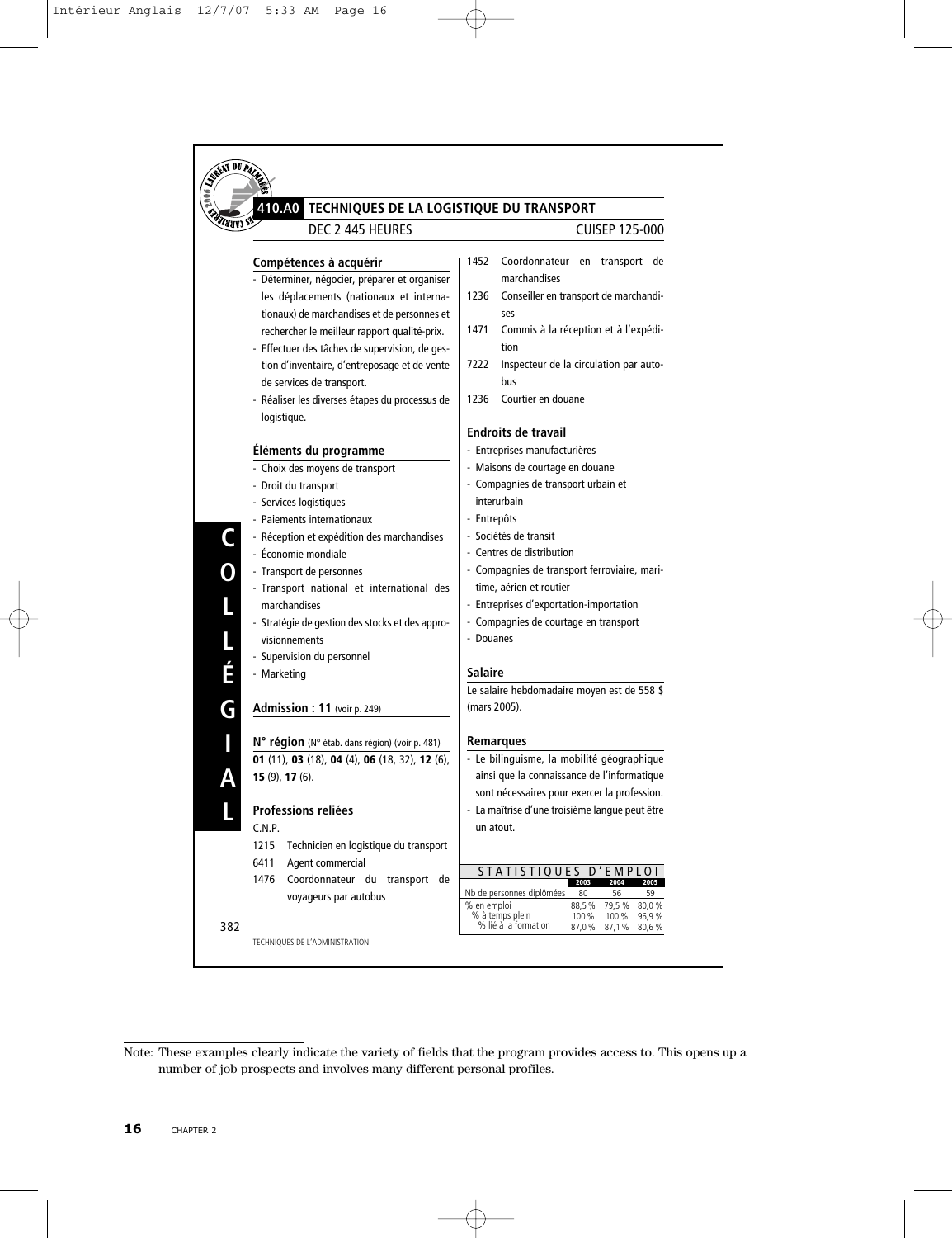## 410.A0 TECHNIQUES DE LA LOGISTIQUE DU TRANSPORT

DEC 2 445 HEURES — CUISEP 125-000

### Compétences à acquérir

- Déterminer, négocier, préparer et organiser les déplacements (nationaux et internationaux) de marchandises et de personnes et rechercher le meilleur rapport qualité-prix.
- Effectuer des tâches de supervision, de gestion d'inventaire, d'entreposage et de vente de services de transport.
- Réaliser les diverses étapes du processus de logistique.

### Éléments du programme

- Choix des moyens de transport
- Droit du transport
- Services logistiques
- Paiements internationaux
- Réception et expédition des marchandises
- Économie mondiale
- Transport de personnes
- Transport national et international des marchandises
- Stratégie de gestion des stocks et des approvisionnements
- Supervision du personnel
- Marketing

### Admission : 11 (voir p. 249)

### N° région (N° étab. dans région) (voir p. 481)

**01** (11), **03** (18), **04** (4), **06** (18, 32), **12** (6), **15** (9), **17** (6).

### Professions reliées

C.N.P.

- 1215 Technicien en logistique du transport
- 6411 Agent commercial
- 1476 Coordonnateur du transport de voyageurs par autobus
- 1452 Coordonnateur en transport de marchandises
- 1236 Conseiller en transport de marchandises
- 1471 Commis à la réception et à l'expédition
- 7222 Inspecteur de la circulation par autobus
- 1236 Courtier en douane

### Endroits de travail

- Entreprises manufacturières
- Maisons de courtage en douane
- Compagnies de transport urbain et interurbain
- Entrepôts
- Sociétés de transit
- Centres de distribution
- Compagnies de transport ferroviaire, maritime, aérien et routier
- Entreprises d'exportation-importation
- Compagnies de courtage en transport
- Douanes

### Salaire

Le salaire hebdomadaire moyen est de 558 $ (mars 2005).

### Remarques

- Le bilinguisme, la mobilité géographique ainsi que la connaissance de l'informatique sont nécessaires pour exercer la profession.
- La maîtrise d'une troisième langue peut être un atout.

**STATISTIQUES D'EMPLOI**

| | 2003 | 2004 | 2005 |
|---|---|---|---|
| Nb de personnes diplômées | 80 | 56 | 59 |
| % en emploi | 88,5 % | 79,5 % | 80,0 % |
| % à temps plein | 100 % | 100 % | 96,9 % |
| % lié à la formation | 87,0 % | 87,1 % | 80,6 % |

382

TECHNIQUES DE L'ADMINISTRATION

Note: These examples clearly indicate the variety of fields that the program provides access to. This opens up a number of job prospects and involves many different personal profiles.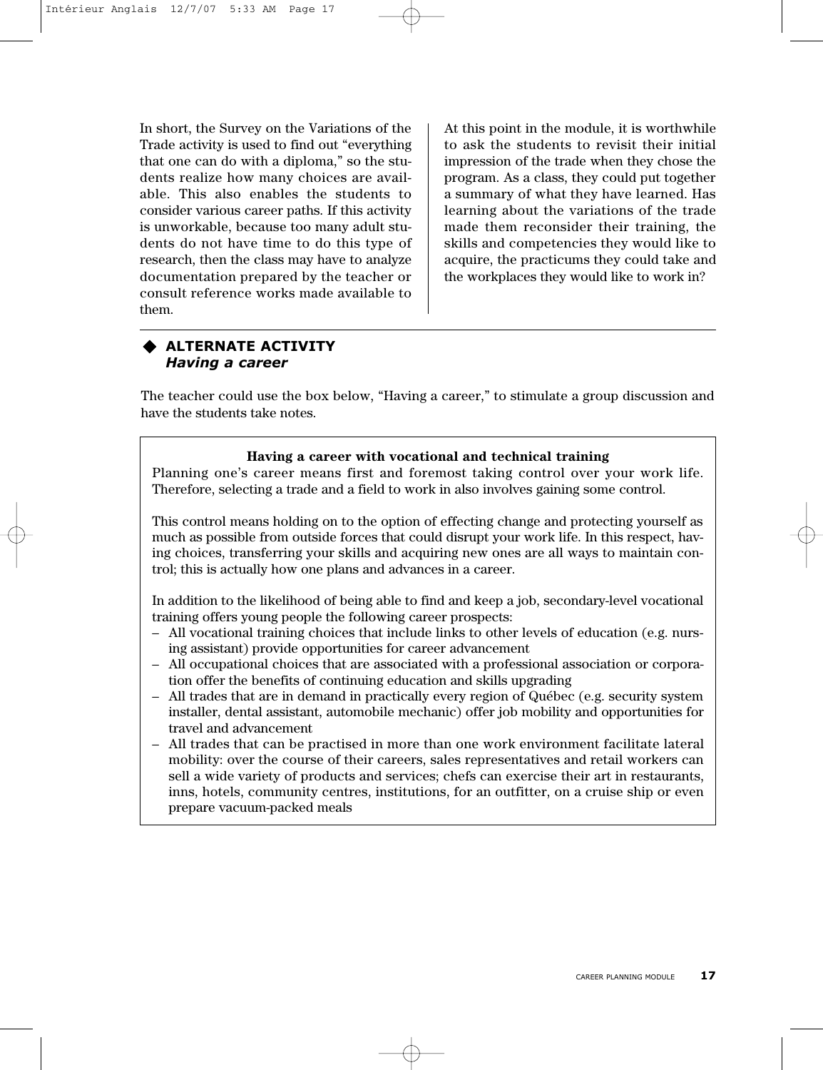In short, the Survey on the Variations of the Trade activity is used to find out "everything that one can do with a diploma," so the students realize how many choices are available. This also enables the students to consider various career paths. If this activity is unworkable, because too many adult students do not have time to do this type of research, then the class may have to analyze documentation prepared by the teacher or consult reference works made available to them.

At this point in the module, it is worthwhile to ask the students to revisit their initial impression of the trade when they chose the program. As a class, they could put together a summary of what they have learned. Has learning about the variations of the trade made them reconsider their training, the skills and competencies they would like to acquire, the practicums they could take and the workplaces they would like to work in?

## ◆ ALTERNATE ACTIVITY
### *Having a career*

The teacher could use the box below, "Having a career," to stimulate a group discussion and have the students take notes.

> **Having a career with vocational and technical training**
>
> Planning one's career means first and foremost taking control over your work life. Therefore, selecting a trade and a field to work in also involves gaining some control.
>
> This control means holding on to the option of effecting change and protecting yourself as much as possible from outside forces that could disrupt your work life. In this respect, having choices, transferring your skills and acquiring new ones are all ways to maintain control; this is actually how one plans and advances in a career.
>
> In addition to the likelihood of being able to find and keep a job, secondary-level vocational training offers young people the following career prospects:
>
> – All vocational training choices that include links to other levels of education (e.g. nursing assistant) provide opportunities for career advancement
> – All occupational choices that are associated with a professional association or corporation offer the benefits of continuing education and skills upgrading
> – All trades that are in demand in practically every region of Québec (e.g. security system installer, dental assistant, automobile mechanic) offer job mobility and opportunities for travel and advancement
> – All trades that can be practised in more than one work environment facilitate lateral mobility: over the course of their careers, sales representatives and retail workers can sell a wide variety of products and services; chefs can exercise their art in restaurants, inns, hotels, community centres, institutions, for an outfitter, on a cruise ship or even prepare vacuum-packed meals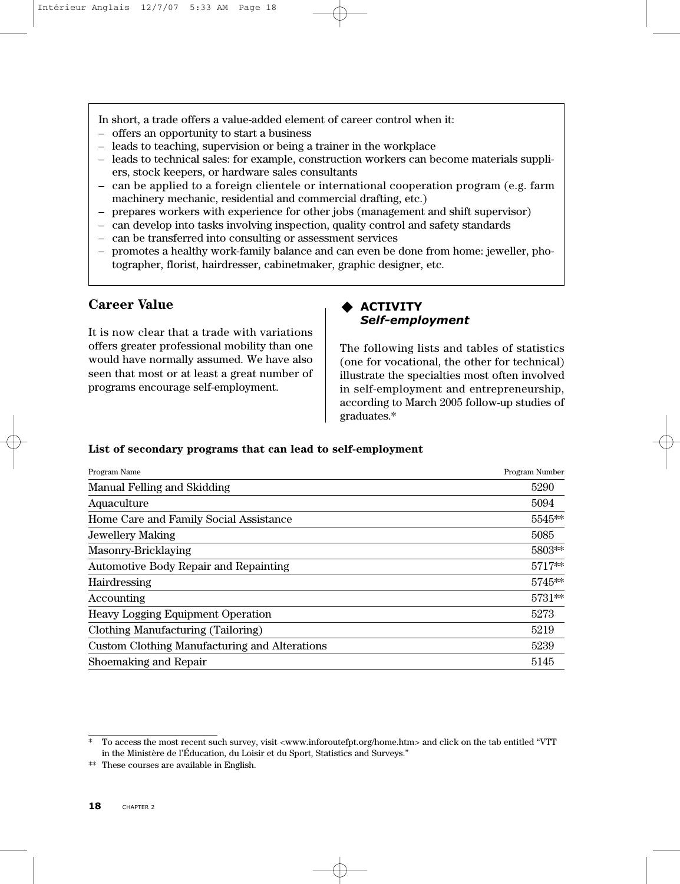In short, a trade offers a value-added element of career control when it:

- offers an opportunity to start a business
- leads to teaching, supervision or being a trainer in the workplace
- leads to technical sales: for example, construction workers can become materials suppliers, stock keepers, or hardware sales consultants
- can be applied to a foreign clientele or international cooperation program (e.g. farm machinery mechanic, residential and commercial drafting, etc.)
- prepares workers with experience for other jobs (management and shift supervisor)
- can develop into tasks involving inspection, quality control and safety standards
- can be transferred into consulting or assessment services
- promotes a healthy work-family balance and can even be done from home: jeweller, photographer, florist, hairdresser, cabinetmaker, graphic designer, etc.

## Career Value

It is now clear that a trade with variations offers greater professional mobility than one would have normally assumed. We have also seen that most or at least a great number of programs encourage self-employment.

### ◆ ACTIVITY
### *Self-employment*

The following lists and tables of statistics (one for vocational, the other for technical) illustrate the specialties most often involved in self-employment and entrepreneurship, according to March 2005 follow-up studies of graduates.*

**List of secondary programs that can lead to self-employment**

| Program Name | Program Number |
|---|---|
| Manual Felling and Skidding | 5290 |
| Aquaculture | 5094 |
| Home Care and Family Social Assistance | 5545** |
| Jewellery Making | 5085 |
| Masonry-Bricklaying | 5803** |
| Automotive Body Repair and Repainting | 5717** |
| Hairdressing | 5745** |
| Accounting | 5731** |
| Heavy Logging Equipment Operation | 5273 |
| Clothing Manufacturing (Tailoring) | 5219 |
| Custom Clothing Manufacturing and Alterations | 5239 |
| Shoemaking and Repair | 5145 |

\* To access the most recent such survey, visit <www.inforoutefpt.org/home.htm> and click on the tab entitled "VTT in the Ministère de l'Éducation, du Loisir et du Sport, Statistics and Surveys."

** These courses are available in English.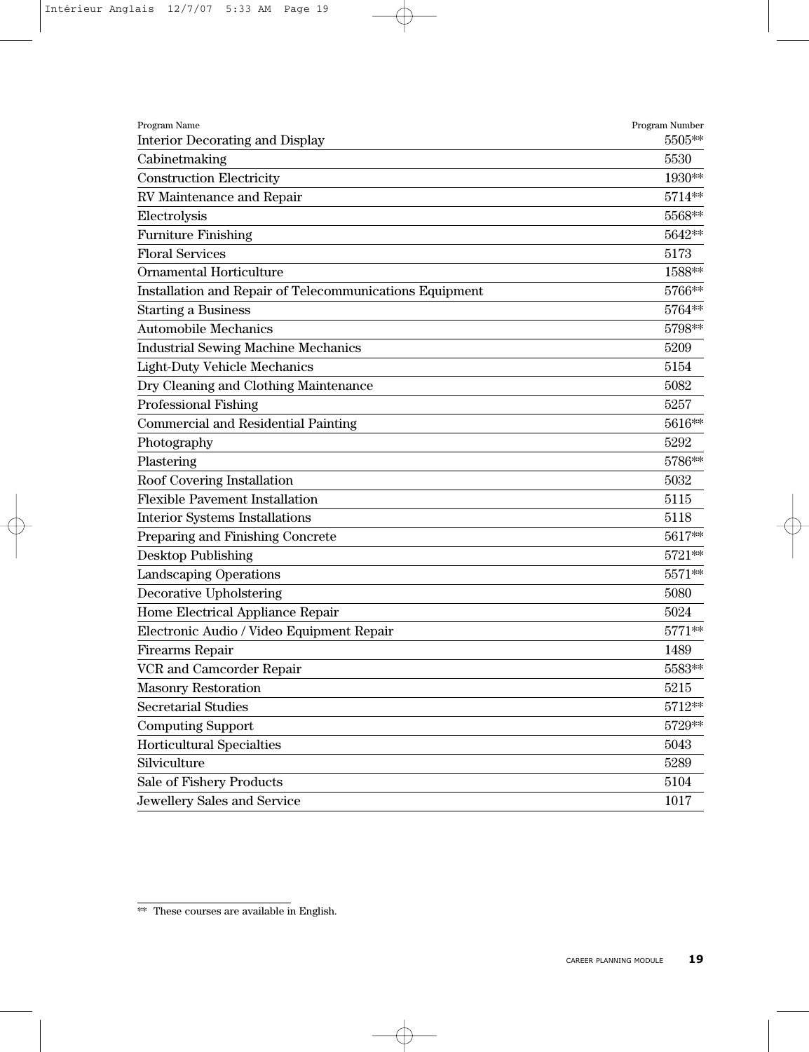| Program Name | Program Number |
|---|---|
| Interior Decorating and Display | 5505** |
| Cabinetmaking | 5530 |
| Construction Electricity | 1930** |
| RV Maintenance and Repair | 5714** |
| Electrolysis | 5568** |
| Furniture Finishing | 5642** |
| Floral Services | 5173 |
| Ornamental Horticulture | 1588** |
| Installation and Repair of Telecommunications Equipment | 5766** |
| Starting a Business | 5764** |
| Automobile Mechanics | 5798** |
| Industrial Sewing Machine Mechanics | 5209 |
| Light-Duty Vehicle Mechanics | 5154 |
| Dry Cleaning and Clothing Maintenance | 5082 |
| Professional Fishing | 5257 |
| Commercial and Residential Painting | 5616** |
| Photography | 5292 |
| Plastering | 5786** |
| Roof Covering Installation | 5032 |
| Flexible Pavement Installation | 5115 |
| Interior Systems Installations | 5118 |
| Preparing and Finishing Concrete | 5617** |
| Desktop Publishing | 5721** |
| Landscaping Operations | 5571** |
| Decorative Upholstering | 5080 |
| Home Electrical Appliance Repair | 5024 |
| Electronic Audio / Video Equipment Repair | 5771** |
| Firearms Repair | 1489 |
| VCR and Camcorder Repair | 5583** |
| Masonry Restoration | 5215 |
| Secretarial Studies | 5712** |
| Computing Support | 5729** |
| Horticultural Specialties | 5043 |
| Silviculture | 5289 |
| Sale of Fishery Products | 5104 |
| Jewellery Sales and Service | 1017 |

** These courses are available in English.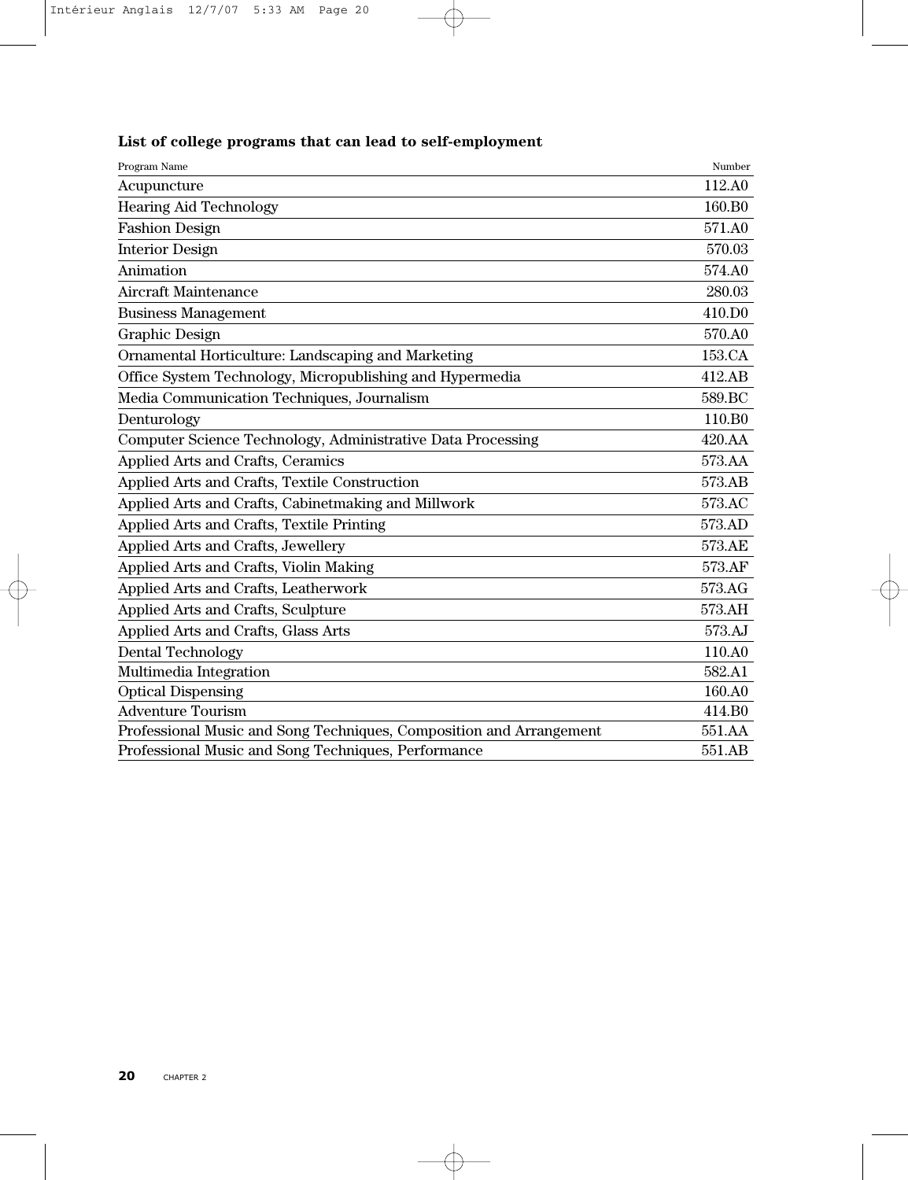**List of college programs that can lead to self-employment**

| Program Name | Number |
|---|---|
| Acupuncture | 112.A0 |
| Hearing Aid Technology | 160.B0 |
| Fashion Design | 571.A0 |
| Interior Design | 570.03 |
| Animation | 574.A0 |
| Aircraft Maintenance | 280.03 |
| Business Management | 410.D0 |
| Graphic Design | 570.A0 |
| Ornamental Horticulture: Landscaping and Marketing | 153.CA |
| Office System Technology, Micropublishing and Hypermedia | 412.AB |
| Media Communication Techniques, Journalism | 589.BC |
| Denturology | 110.B0 |
| Computer Science Technology, Administrative Data Processing | 420.AA |
| Applied Arts and Crafts, Ceramics | 573.AA |
| Applied Arts and Crafts, Textile Construction | 573.AB |
| Applied Arts and Crafts, Cabinetmaking and Millwork | 573.AC |
| Applied Arts and Crafts, Textile Printing | 573.AD |
| Applied Arts and Crafts, Jewellery | 573.AE |
| Applied Arts and Crafts, Violin Making | 573.AF |
| Applied Arts and Crafts, Leatherwork | 573.AG |
| Applied Arts and Crafts, Sculpture | 573.AH |
| Applied Arts and Crafts, Glass Arts | 573.AJ |
| Dental Technology | 110.A0 |
| Multimedia Integration | 582.A1 |
| Optical Dispensing | 160.A0 |
| Adventure Tourism | 414.B0 |
| Professional Music and Song Techniques, Composition and Arrangement | 551.AA |
| Professional Music and Song Techniques, Performance | 551.AB |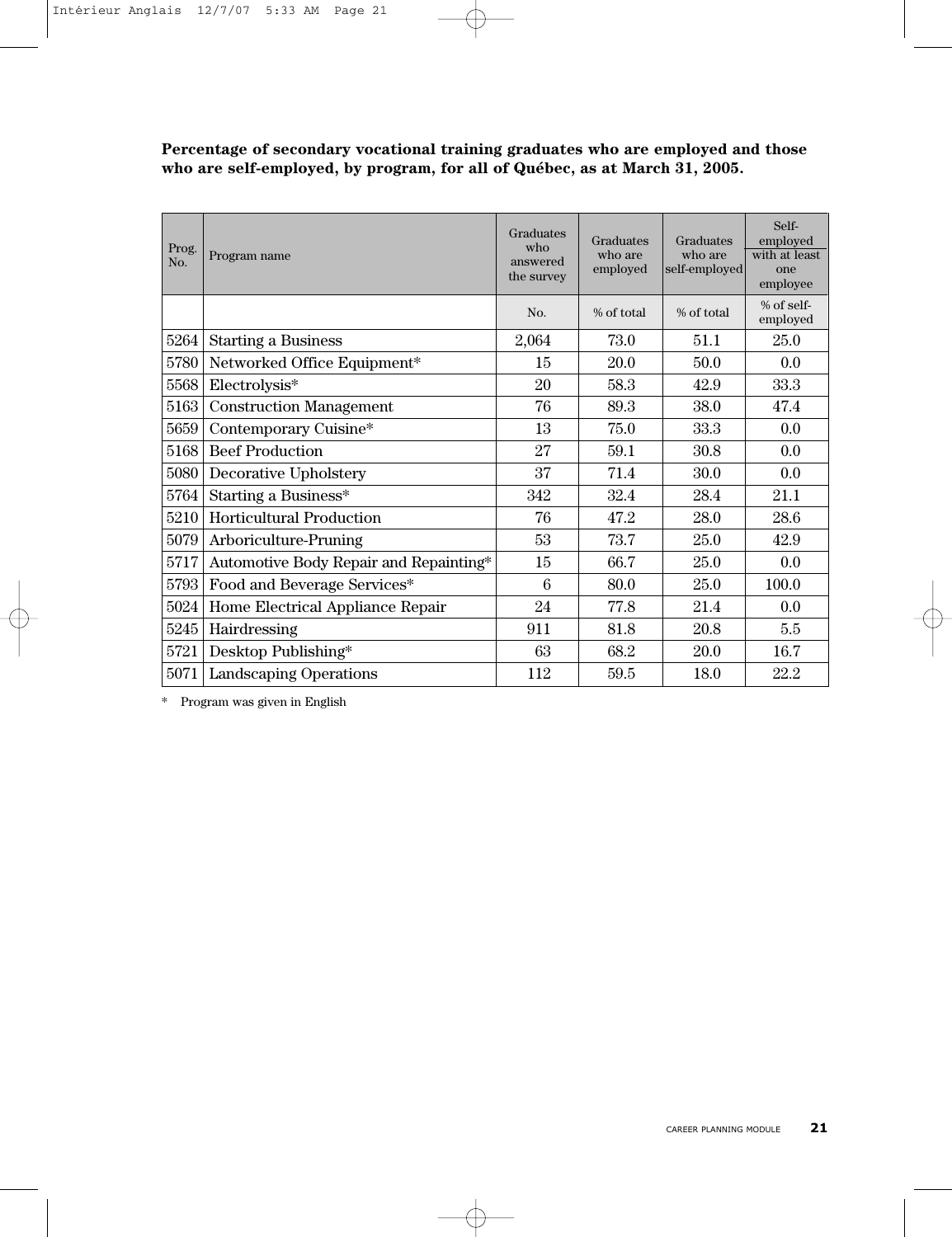**Percentage of secondary vocational training graduates who are employed and those who are self-employed, by program, for all of Québec, as at March 31, 2005.**

| Prog. No. | Program name | Graduates who answered the survey | Graduates who are employed | Graduates who are self-employed | Self-employed with at least one employee |
|---|---|---|---|---|---|
| | | No. | % of total | % of total | % of self-employed |
| 5264 | Starting a Business | 2,064 | 73.0 | 51.1 | 25.0 |
| 5780 | Networked Office Equipment* | 15 | 20.0 | 50.0 | 0.0 |
| 5568 | Electrolysis* | 20 | 58.3 | 42.9 | 33.3 |
| 5163 | Construction Management | 76 | 89.3 | 38.0 | 47.4 |
| 5659 | Contemporary Cuisine* | 13 | 75.0 | 33.3 | 0.0 |
| 5168 | Beef Production | 27 | 59.1 | 30.8 | 0.0 |
| 5080 | Decorative Upholstery | 37 | 71.4 | 30.0 | 0.0 |
| 5764 | Starting a Business* | 342 | 32.4 | 28.4 | 21.1 |
| 5210 | Horticultural Production | 76 | 47.2 | 28.0 | 28.6 |
| 5079 | Arboriculture-Pruning | 53 | 73.7 | 25.0 | 42.9 |
| 5717 | Automotive Body Repair and Repainting* | 15 | 66.7 | 25.0 | 0.0 |
| 5793 | Food and Beverage Services* | 6 | 80.0 | 25.0 | 100.0 |
| 5024 | Home Electrical Appliance Repair | 24 | 77.8 | 21.4 | 0.0 |
| 5245 | Hairdressing | 911 | 81.8 | 20.8 | 5.5 |
| 5721 | Desktop Publishing* | 63 | 68.2 | 20.0 | 16.7 |
| 5071 | Landscaping Operations | 112 | 59.5 | 18.0 | 22.2 |

\* Program was given in English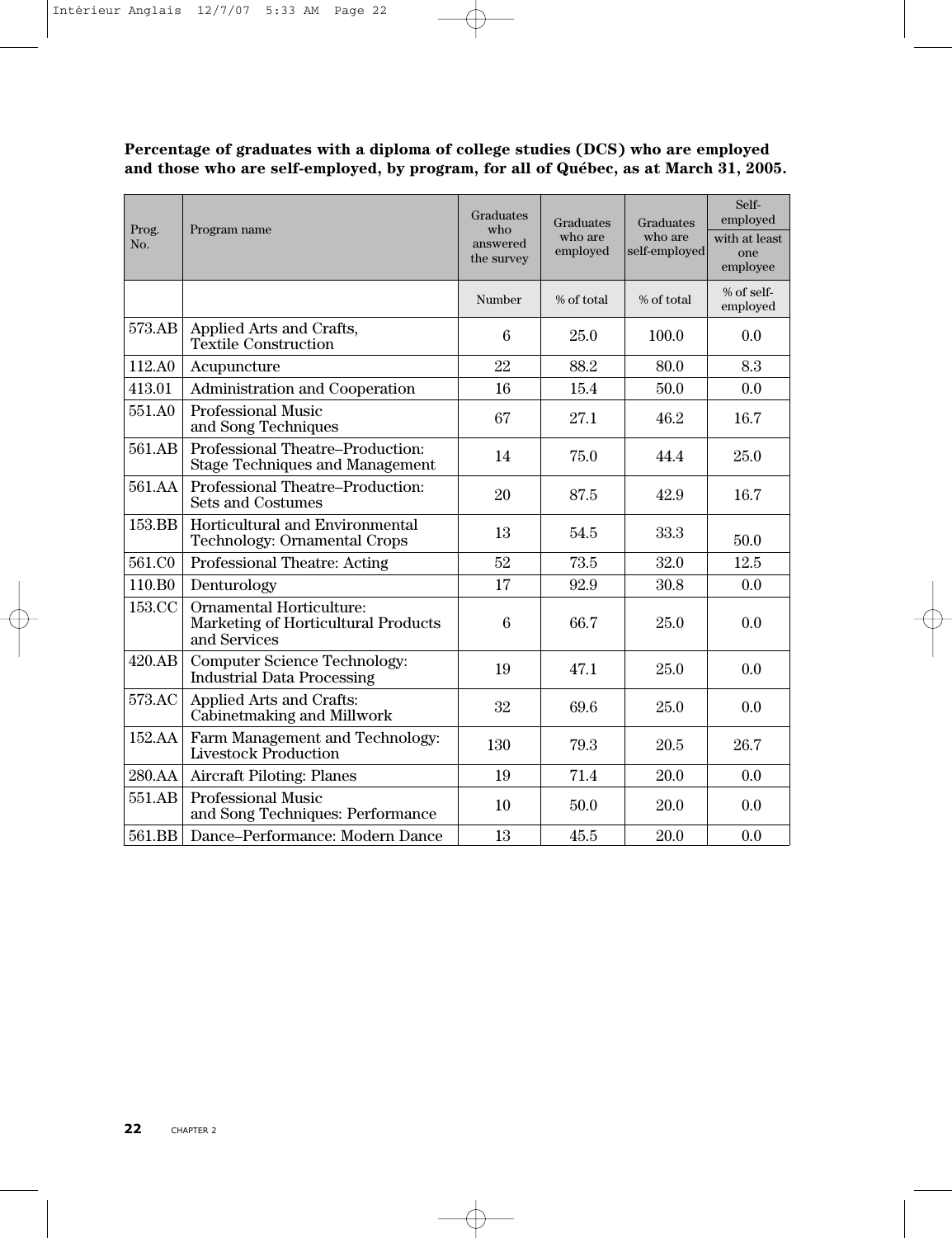**Percentage of graduates with a diploma of college studies (DCS) who are employed and those who are self-employed, by program, for all of Québec, as at March 31, 2005.**

| Prog. No. | Program name | Graduates who answered the survey | Graduates who are employed | Graduates who are self-employed | Self-employed with at least one employee |
|---|---|---|---|---|---|
| | | Number | % of total | % of total | % of self-employed |
| 573.AB | Applied Arts and Crafts, Textile Construction | 6 | 25.0 | 100.0 | 0.0 |
| 112.A0 | Acupuncture | 22 | 88.2 | 80.0 | 8.3 |
| 413.01 | Administration and Cooperation | 16 | 15.4 | 50.0 | 0.0 |
| 551.A0 | Professional Music and Song Techniques | 67 | 27.1 | 46.2 | 16.7 |
| 561.AB | Professional Theatre–Production: Stage Techniques and Management | 14 | 75.0 | 44.4 | 25.0 |
| 561.AA | Professional Theatre–Production: Sets and Costumes | 20 | 87.5 | 42.9 | 16.7 |
| 153.BB | Horticultural and Environmental Technology: Ornamental Crops | 13 | 54.5 | 33.3 | 50.0 |
| 561.C0 | Professional Theatre: Acting | 52 | 73.5 | 32.0 | 12.5 |
| 110.B0 | Denturology | 17 | 92.9 | 30.8 | 0.0 |
| 153.CC | Ornamental Horticulture: Marketing of Horticultural Products and Services | 6 | 66.7 | 25.0 | 0.0 |
| 420.AB | Computer Science Technology: Industrial Data Processing | 19 | 47.1 | 25.0 | 0.0 |
| 573.AC | Applied Arts and Crafts: Cabinetmaking and Millwork | 32 | 69.6 | 25.0 | 0.0 |
| 152.AA | Farm Management and Technology: Livestock Production | 130 | 79.3 | 20.5 | 26.7 |
| 280.AA | Aircraft Piloting: Planes | 19 | 71.4 | 20.0 | 0.0 |
| 551.AB | Professional Music and Song Techniques: Performance | 10 | 50.0 | 20.0 | 0.0 |
| 561.BB | Dance–Performance: Modern Dance | 13 | 45.5 | 20.0 | 0.0 |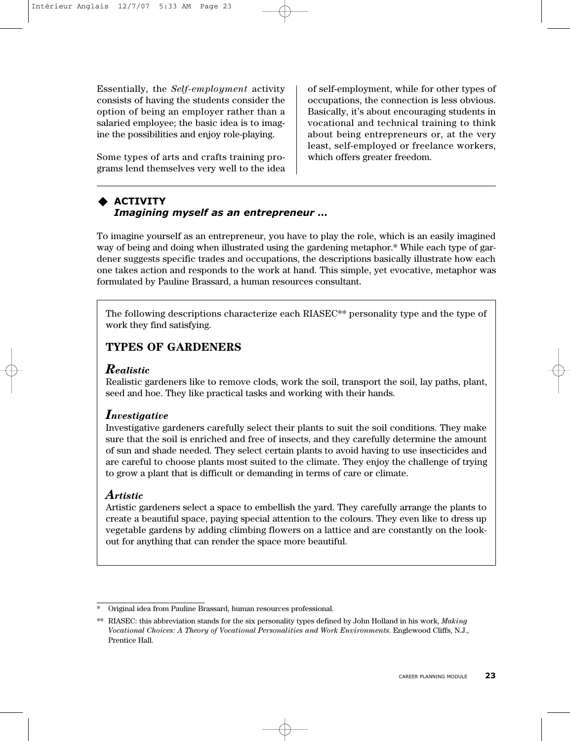Essentially, the *Self-employment* activity consists of having the students consider the option of being an employer rather than a salaried employee; the basic idea is to imagine the possibilities and enjoy role-playing.

Some types of arts and crafts training programs lend themselves very well to the idea of self-employment, while for other types of occupations, the connection is less obvious. Basically, it's about encouraging students in vocational and technical training to think about being entrepreneurs or, at the very least, self-employed or freelance workers, which offers greater freedom.

---

◆ **ACTIVITY**
***Imagining myself as an entrepreneur …***

To imagine yourself as an entrepreneur, you have to play the role, which is an easily imagined way of being and doing when illustrated using the gardening metaphor.* While each type of gardener suggests specific trades and occupations, the descriptions basically illustrate how each one takes action and responds to the work at hand. This simple, yet evocative, metaphor was formulated by Pauline Brassard, a human resources consultant.

The following descriptions characterize each RIASEC** personality type and the type of work they find satisfying.

## TYPES OF GARDENERS

### *Realistic*

Realistic gardeners like to remove clods, work the soil, transport the soil, lay paths, plant, seed and hoe. They like practical tasks and working with their hands.

### *Investigative*

Investigative gardeners carefully select their plants to suit the soil conditions. They make sure that the soil is enriched and free of insects, and they carefully determine the amount of sun and shade needed. They select certain plants to avoid having to use insecticides and are careful to choose plants most suited to the climate. They enjoy the challenge of trying to grow a plant that is difficult or demanding in terms of care or climate.

### *Artistic*

Artistic gardeners select a space to embellish the yard. They carefully arrange the plants to create a beautiful space, paying special attention to the colours. They even like to dress up vegetable gardens by adding climbing flowers on a lattice and are constantly on the lookout for anything that can render the space more beautiful.

---

\* Original idea from Pauline Brassard, human resources professional.

\*\* RIASEC: this abbreviation stands for the six personality types defined by John Holland in his work, *Making Vocational Choices: A Theory of Vocational Personalities and Work Environments*. Englewood Cliffs, N.J., Prentice Hall.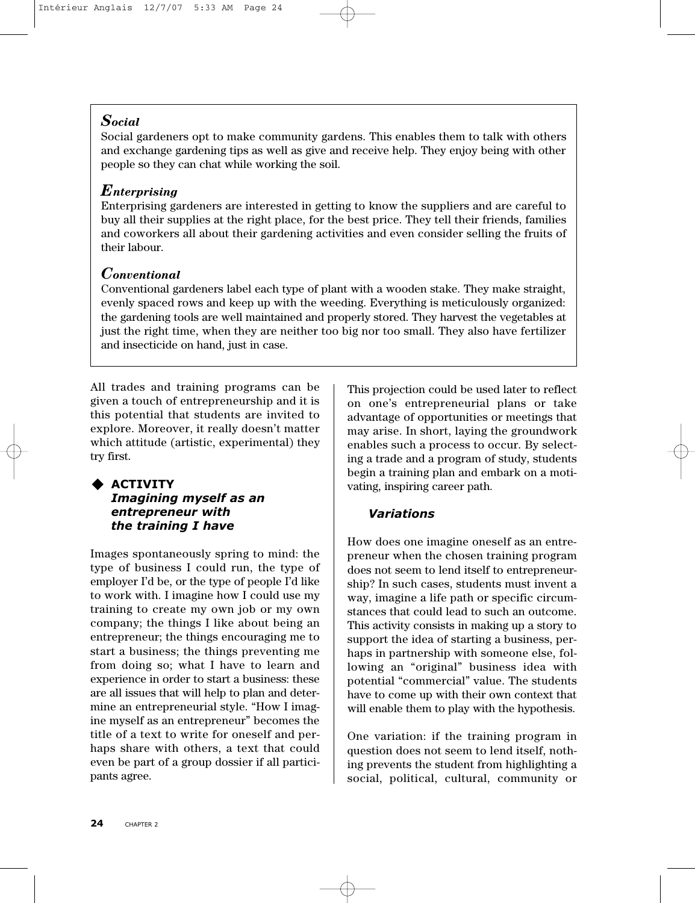### *Social*

Social gardeners opt to make community gardens. This enables them to talk with others and exchange gardening tips as well as give and receive help. They enjoy being with other people so they can chat while working the soil.

### *Enterprising*

Enterprising gardeners are interested in getting to know the suppliers and are careful to buy all their supplies at the right place, for the best price. They tell their friends, families and coworkers all about their gardening activities and even consider selling the fruits of their labour.

### *Conventional*

Conventional gardeners label each type of plant with a wooden stake. They make straight, evenly spaced rows and keep up with the weeding. Everything is meticulously organized: the gardening tools are well maintained and properly stored. They harvest the vegetables at just the right time, when they are neither too big nor too small. They also have fertilizer and insecticide on hand, just in case.

All trades and training programs can be given a touch of entrepreneurship and it is this potential that students are invited to explore. Moreover, it really doesn't matter which attitude (artistic, experimental) they try first.

## ◆ ACTIVITY
### *Imagining myself as an entrepreneur with the training I have*

Images spontaneously spring to mind: the type of business I could run, the type of employer I'd be, or the type of people I'd like to work with. I imagine how I could use my training to create my own job or my own company; the things I like about being an entrepreneur; the things encouraging me to start a business; the things preventing me from doing so; what I have to learn and experience in order to start a business: these are all issues that will help to plan and determine an entrepreneurial style. "How I imagine myself as an entrepreneur" becomes the title of a text to write for oneself and perhaps share with others, a text that could even be part of a group dossier if all participants agree.

This projection could be used later to reflect on one's entrepreneurial plans or take advantage of opportunities or meetings that may arise. In short, laying the groundwork enables such a process to occur. By selecting a trade and a program of study, students begin a training plan and embark on a motivating, inspiring career path.

### *Variations*

How does one imagine oneself as an entrepreneur when the chosen training program does not seem to lend itself to entrepreneurship? In such cases, students must invent a way, imagine a life path or specific circumstances that could lead to such an outcome. This activity consists in making up a story to support the idea of starting a business, perhaps in partnership with someone else, following an "original" business idea with potential "commercial" value. The students have to come up with their own context that will enable them to play with the hypothesis.

One variation: if the training program in question does not seem to lend itself, nothing prevents the student from highlighting a social, political, cultural, community or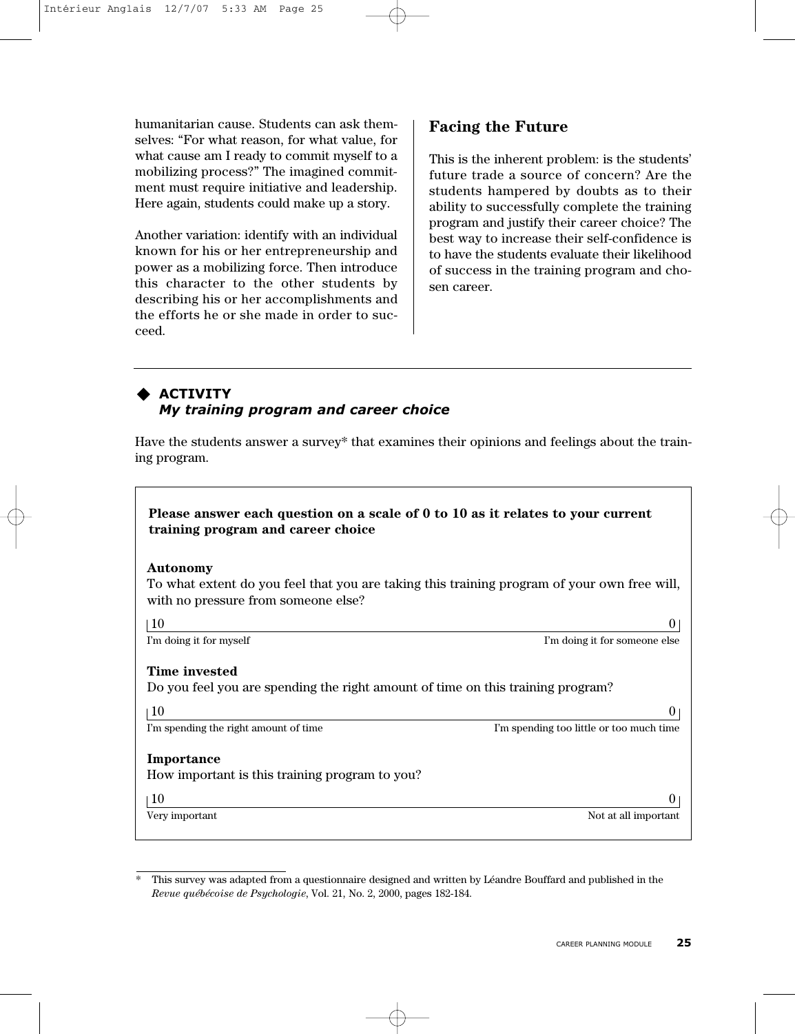humanitarian cause. Students can ask themselves: "For what reason, for what value, for what cause am I ready to commit myself to a mobilizing process?" The imagined commitment must require initiative and leadership. Here again, students could make up a story.

Another variation: identify with an individual known for his or her entrepreneurship and power as a mobilizing force. Then introduce this character to the other students by describing his or her accomplishments and the efforts he or she made in order to succeed.

## Facing the Future

This is the inherent problem: is the students' future trade a source of concern? Are the students hampered by doubts as to their ability to successfully complete the training program and justify their career choice? The best way to increase their self-confidence is to have the students evaluate their likelihood of success in the training program and chosen career.

---

### ◆ ACTIVITY
### *My training program and career choice*

Have the students answer a survey* that examines their opinions and feelings about the training program.

**Please answer each question on a scale of 0 to 10 as it relates to your current training program and career choice**

**Autonomy**
To what extent do you feel that you are taking this training program of your own free will, with no pressure from someone else?

| 10 | 0 |
|---|---|
| I'm doing it for myself | I'm doing it for someone else |

**Time invested**
Do you feel you are spending the right amount of time on this training program?

| 10 | 0 |
|---|---|
| I'm spending the right amount of time | I'm spending too little or too much time |

**Importance**
How important is this training program to you?

| 10 | 0 |
|---|---|
| Very important | Not at all important |

---

* This survey was adapted from a questionnaire designed and written by Léandre Bouffard and published in the *Revue québécoise de Psychologie*, Vol. 21, No. 2, 2000, pages 182-184.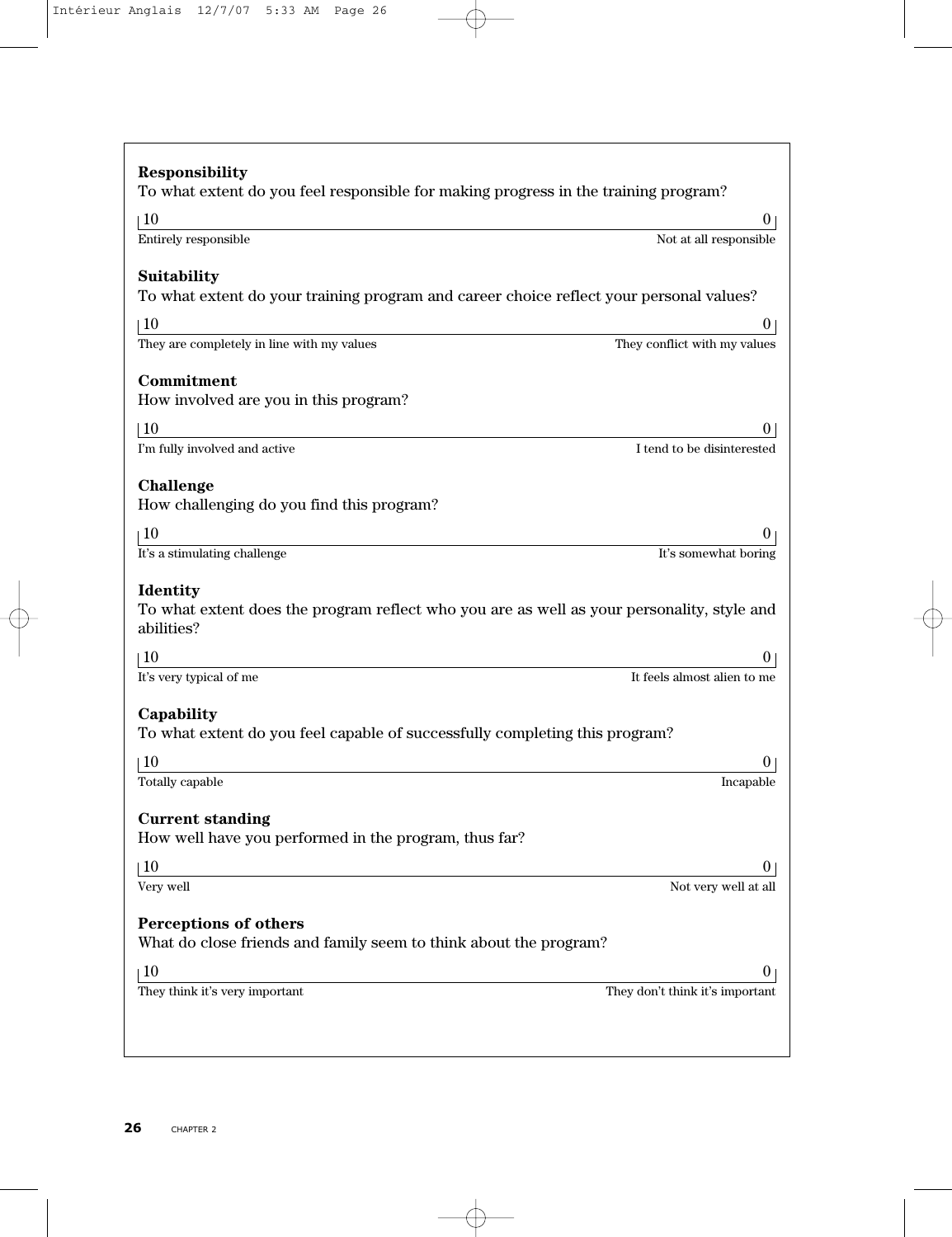**Responsibility**
To what extent do you feel responsible for making progress in the training program?

| 10 | 0 |
|---|---|
| Entirely responsible | Not at all responsible |

**Suitability**
To what extent do your training program and career choice reflect your personal values?

| 10 | 0 |
|---|---|
| They are completely in line with my values | They conflict with my values |

**Commitment**
How involved are you in this program?

| 10 | 0 |
|---|---|
| I'm fully involved and active | I tend to be disinterested |

**Challenge**
How challenging do you find this program?

| 10 | 0 |
|---|---|
| It's a stimulating challenge | It's somewhat boring |

**Identity**
To what extent does the program reflect who you are as well as your personality, style and abilities?

| 10 | 0 |
|---|---|
| It's very typical of me | It feels almost alien to me |

**Capability**
To what extent do you feel capable of successfully completing this program?

| 10 | 0 |
|---|---|
| Totally capable | Incapable |

**Current standing**
How well have you performed in the program, thus far?

| 10 | 0 |
|---|---|
| Very well | Not very well at all |

**Perceptions of others**
What do close friends and family seem to think about the program?

| 10 | 0 |
|---|---|
| They think it's very important | They don't think it's important |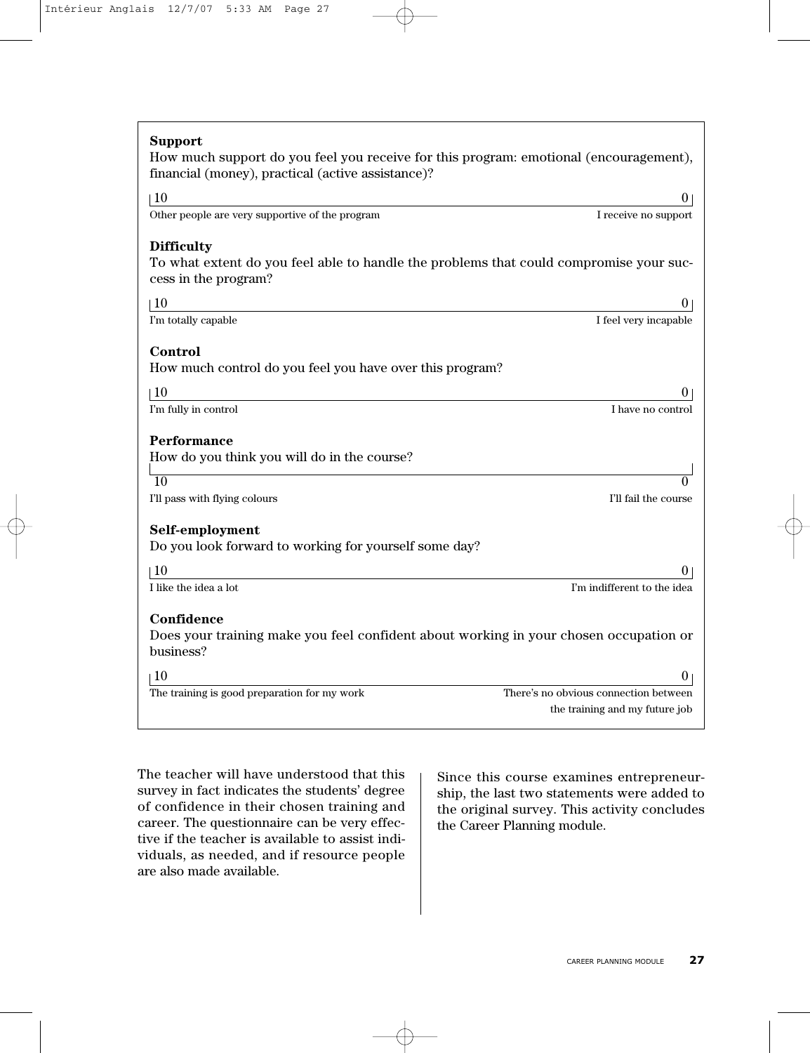**Support**

How much support do you feel you receive for this program: emotional (encouragement), financial (money), practical (active assistance)?

| 10 | 0 |
|---|---|
| Other people are very supportive of the program | I receive no support |

**Difficulty**

To what extent do you feel able to handle the problems that could compromise your success in the program?

| 10 | 0 |
|---|---|
| I'm totally capable | I feel very incapable |

**Control**

How much control do you feel you have over this program?

| 10 | 0 |
|---|---|
| I'm fully in control | I have no control |

**Performance**

How do you think you will do in the course?

| 10 | 0 |
|---|---|
| I'll pass with flying colours | I'll fail the course |

**Self-employment**

Do you look forward to working for yourself some day?

| 10 | 0 |
|---|---|
| I like the idea a lot | I'm indifferent to the idea |

**Confidence**

Does your training make you feel confident about working in your chosen occupation or business?

| 10 | 0 |
|---|---|
| The training is good preparation for my work | There's no obvious connection between the training and my future job |

The teacher will have understood that this survey in fact indicates the students' degree of confidence in their chosen training and career. The questionnaire can be very effective if the teacher is available to assist individuals, as needed, and if resource people are also made available.

Since this course examines entrepreneurship, the last two statements were added to the original survey. This activity concludes the Career Planning module.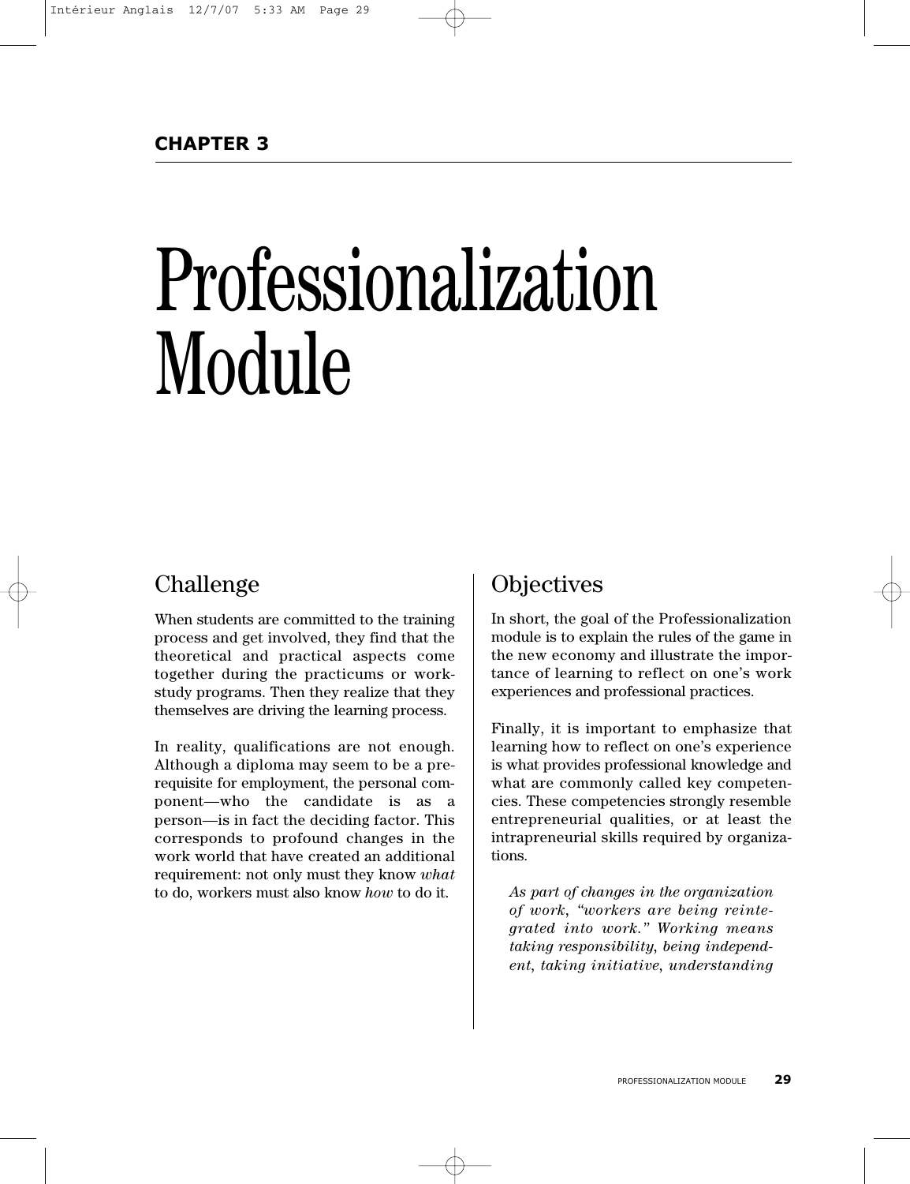**CHAPTER 3**

# Professionalization Module

## Challenge

When students are committed to the training process and get involved, they find that the theoretical and practical aspects come together during the practicums or work-study programs. Then they realize that they themselves are driving the learning process.

In reality, qualifications are not enough. Although a diploma may seem to be a prerequisite for employment, the personal component—who the candidate is as a person—is in fact the deciding factor. This corresponds to profound changes in the work world that have created an additional requirement: not only must they know *what* to do, workers must also know *how* to do it.

## Objectives

In short, the goal of the Professionalization module is to explain the rules of the game in the new economy and illustrate the importance of learning to reflect on one's work experiences and professional practices.

Finally, it is important to emphasize that learning how to reflect on one's experience is what provides professional knowledge and what are commonly called key competencies. These competencies strongly resemble entrepreneurial qualities, or at least the intrapreneurial skills required by organizations.

> *As part of changes in the organization of work, "workers are being reintegrated into work." Working means taking responsibility, being independent, taking initiative, understanding*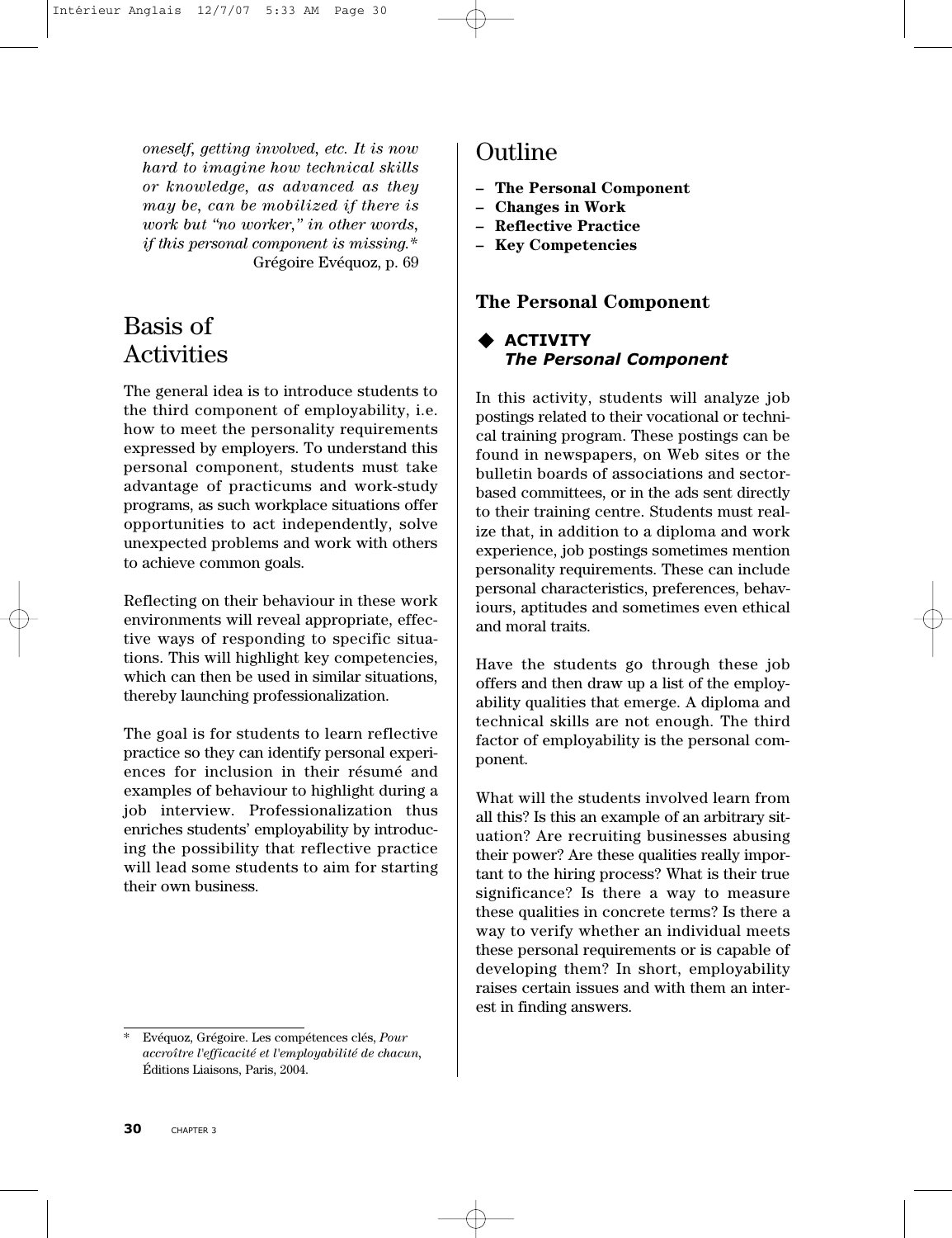*oneself, getting involved, etc. It is now hard to imagine how technical skills or knowledge, as advanced as they may be, can be mobilized if there is work but "no worker," in other words, if this personal component is missing.**

Grégoire Evéquoz, p. 69

# Basis of Activities

The general idea is to introduce students to the third component of employability, i.e. how to meet the personality requirements expressed by employers. To understand this personal component, students must take advantage of practicums and work-study programs, as such workplace situations offer opportunities to act independently, solve unexpected problems and work with others to achieve common goals.

Reflecting on their behaviour in these work environments will reveal appropriate, effective ways of responding to specific situations. This will highlight key competencies, which can then be used in similar situations, thereby launching professionalization.

The goal is for students to learn reflective practice so they can identify personal experiences for inclusion in their résumé and examples of behaviour to highlight during a job interview. Professionalization thus enriches students' employability by introducing the possibility that reflective practice will lead some students to aim for starting their own business.

\* Evéquoz, Grégoire. Les compétences clés, *Pour accroître l'efficacité et l'employabilité de chacun*, Éditions Liaisons, Paris, 2004.

# Outline

- **The Personal Component**
- **Changes in Work**
- **Reflective Practice**
- **Key Competencies**

## The Personal Component

### ◆ ACTIVITY *The Personal Component*

In this activity, students will analyze job postings related to their vocational or technical training program. These postings can be found in newspapers, on Web sites or the bulletin boards of associations and sector-based committees, or in the ads sent directly to their training centre. Students must realize that, in addition to a diploma and work experience, job postings sometimes mention personality requirements. These can include personal characteristics, preferences, behaviours, aptitudes and sometimes even ethical and moral traits.

Have the students go through these job offers and then draw up a list of the employability qualities that emerge. A diploma and technical skills are not enough. The third factor of employability is the personal component.

What will the students involved learn from all this? Is this an example of an arbitrary situation? Are recruiting businesses abusing their power? Are these qualities really important to the hiring process? What is their true significance? Is there a way to measure these qualities in concrete terms? Is there a way to verify whether an individual meets these personal requirements or is capable of developing them? In short, employability raises certain issues and with them an interest in finding answers.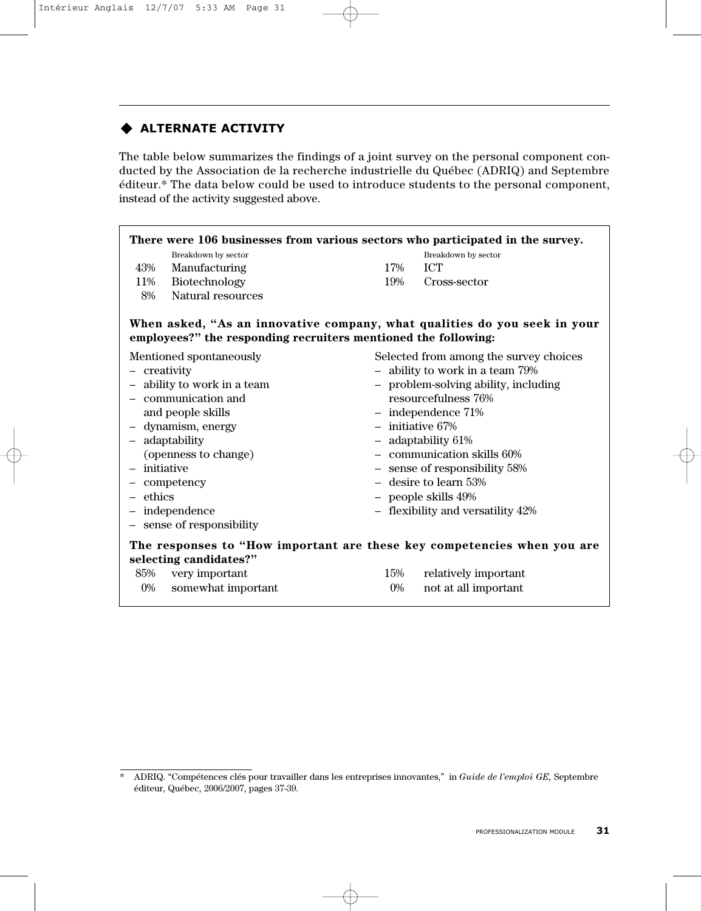## ◆ ALTERNATE ACTIVITY

The table below summarizes the findings of a joint survey on the personal component conducted by the Association de la recherche industrielle du Québec (ADRIQ) and Septembre éditeur.* The data below could be used to introduce students to the personal component, instead of the activity suggested above.

**There were 106 businesses from various sectors who participated in the survey.**

| | Breakdown by sector | | Breakdown by sector |
|---|---|---|---|
| 43% | Manufacturing | 17% | ICT |
| 11% | Biotechnology | 19% | Cross-sector |
| 8% | Natural resources | | |

**When asked, "As an innovative company, what qualities do you seek in your employees?" the responding recruiters mentioned the following:**

Mentioned spontaneously
- creativity
- ability to work in a team
- communication and and people skills
- dynamism, energy
- adaptability (openness to change)
- initiative
- competency
- ethics
- independence
- sense of responsibility

Selected from among the survey choices
- ability to work in a team 79%
- problem-solving ability, including resourcefulness 76%
- independence 71%
- initiative 67%
- adaptability 61%
- communication skills 60%
- sense of responsibility 58%
- desire to learn 53%
- people skills 49%
- flexibility and versatility 42%

**The responses to "How important are these key competencies when you are selecting candidates?"**

| | | | |
|---|---|---|---|
| 85% | very important | 15% | relatively important |
| 0% | somewhat important | 0% | not at all important |

---

\* ADRIQ. "Compétences clés pour travailler dans les entreprises innovantes," in *Guide de l'emploi GE*, Septembre éditeur, Québec, 2006/2007, pages 37-39.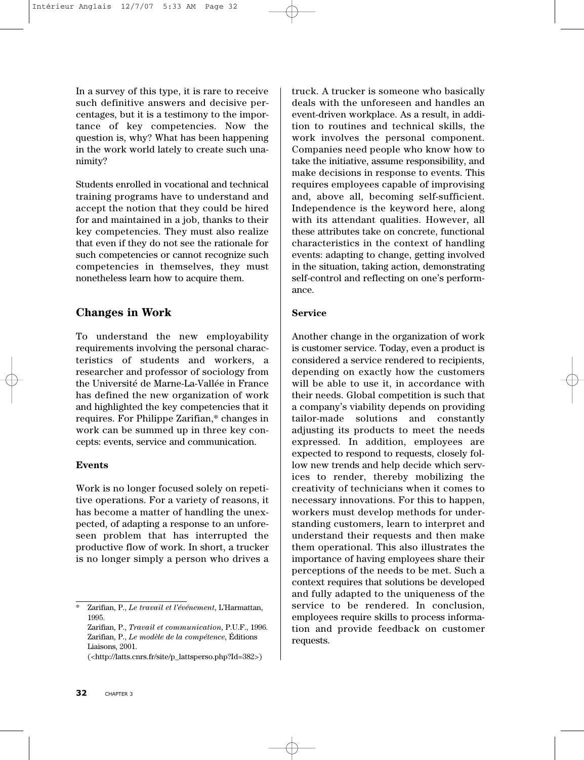In a survey of this type, it is rare to receive such definitive answers and decisive percentages, but it is a testimony to the importance of key competencies. Now the question is, why? What has been happening in the work world lately to create such unanimity?

Students enrolled in vocational and technical training programs have to understand and accept the notion that they could be hired for and maintained in a job, thanks to their key competencies. They must also realize that even if they do not see the rationale for such competencies or cannot recognize such competencies in themselves, they must nonetheless learn how to acquire them.

## Changes in Work

To understand the new employability requirements involving the personal characteristics of students and workers, a researcher and professor of sociology from the Université de Marne-La-Vallée in France has defined the new organization of work and highlighted the key competencies that it requires. For Philippe Zarifian,* changes in work can be summed up in three key concepts: events, service and communication.

### Events

Work is no longer focused solely on repetitive operations. For a variety of reasons, it has become a matter of handling the unexpected, of adapting a response to an unforeseen problem that has interrupted the productive flow of work. In short, a trucker is no longer simply a person who drives a truck. A trucker is someone who basically deals with the unforeseen and handles an event-driven workplace. As a result, in addition to routines and technical skills, the work involves the personal component. Companies need people who know how to take the initiative, assume responsibility, and make decisions in response to events. This requires employees capable of improvising and, above all, becoming self-sufficient. Independence is the keyword here, along with its attendant qualities. However, all these attributes take on concrete, functional characteristics in the context of handling events: adapting to change, getting involved in the situation, taking action, demonstrating self-control and reflecting on one's performance.

### Service

Another change in the organization of work is customer service. Today, even a product is considered a service rendered to recipients, depending on exactly how the customers will be able to use it, in accordance with their needs. Global competition is such that a company's viability depends on providing tailor-made solutions and constantly adjusting its products to meet the needs expressed. In addition, employees are expected to respond to requests, closely follow new trends and help decide which services to render, thereby mobilizing the creativity of technicians when it comes to necessary innovations. For this to happen, workers must develop methods for understanding customers, learn to interpret and understand their requests and then make them operational. This also illustrates the importance of having employees share their perceptions of the needs to be met. Such a context requires that solutions be developed and fully adapted to the uniqueness of the service to be rendered. In conclusion, employees require skills to process information and provide feedback on customer requests.

---

\* Zarifian, P., *Le travail et l'événement*, L'Harmattan, 1995.
Zarifian, P., *Travail et communication*, P.U.F., 1996.
Zarifian, P., *Le modèle de la compétence*, Éditions Liaisons, 2001.
(<http://latts.cnrs.fr/site/p_lattsperso.php?Id=382>)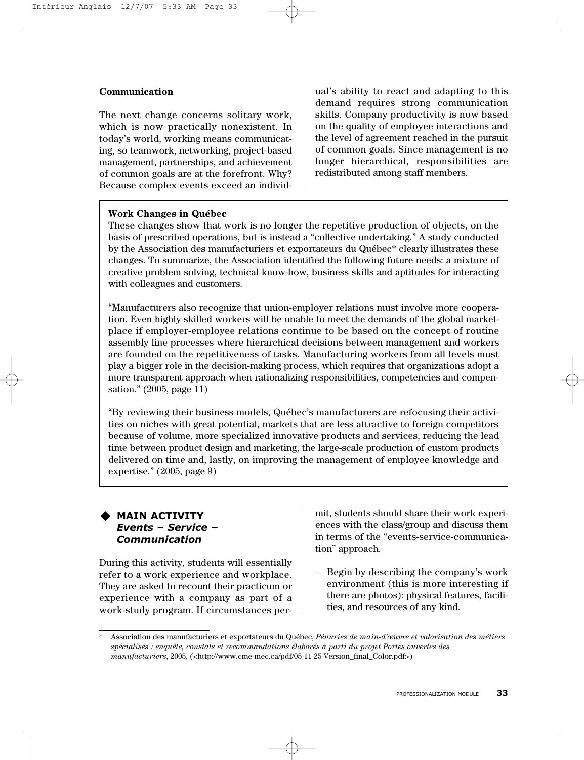**Communication**

The next change concerns solitary work, which is now practically nonexistent. In today's world, working means communicating, so teamwork, networking, project-based management, partnerships, and achievement of common goals are at the forefront. Why? Because complex events exceed an individual's ability to react and adapting to this demand requires strong communication skills. Company productivity is now based on the quality of employee interactions and the level of agreement reached in the pursuit of common goals. Since management is no longer hierarchical, responsibilities are redistributed among staff members.

**Work Changes in Québec**

These changes show that work is no longer the repetitive production of objects, on the basis of prescribed operations, but is instead a "collective undertaking." A study conducted by the Association des manufacturiers et exportateurs du Québec* clearly illustrates these changes. To summarize, the Association identified the following future needs: a mixture of creative problem solving, technical know-how, business skills and aptitudes for interacting with colleagues and customers.

"Manufacturers also recognize that union-employer relations must involve more cooperation. Even highly skilled workers will be unable to meet the demands of the global marketplace if employer-employee relations continue to be based on the concept of routine assembly line processes where hierarchical decisions between management and workers are founded on the repetitiveness of tasks. Manufacturing workers from all levels must play a bigger role in the decision-making process, which requires that organizations adopt a more transparent approach when rationalizing responsibilities, competencies and compensation." (2005, page 11)

"By reviewing their business models, Québec's manufacturers are refocusing their activities on niches with great potential, markets that are less attractive to foreign competitors because of volume, more specialized innovative products and services, reducing the lead time between product design and marketing, the large-scale production of custom products delivered on time and, lastly, on improving the management of employee knowledge and expertise." (2005, page 9)

## ◆ MAIN ACTIVITY *Events – Service – Communication*

During this activity, students will essentially refer to a work experience and workplace. They are asked to recount their practicum or experience with a company as part of a work-study program. If circumstances permit, students should share their work experiences with the class/group and discuss them in terms of the "events-service-communication" approach.

- Begin by describing the company's work environment (this is more interesting if there are photos): physical features, facilities, and resources of any kind.

---

\* Association des manufacturiers et exportateurs du Québec, *Pénuries de main-d'œuvre et valorisation des métiers spécialisés : enquête, constats et recommandations élaborés à parti du projet Portes ouvertes des manufacturiers*, 2005, (<http://www.cme-mec.ca/pdf/05-11-25-Version_final_Color.pdf>)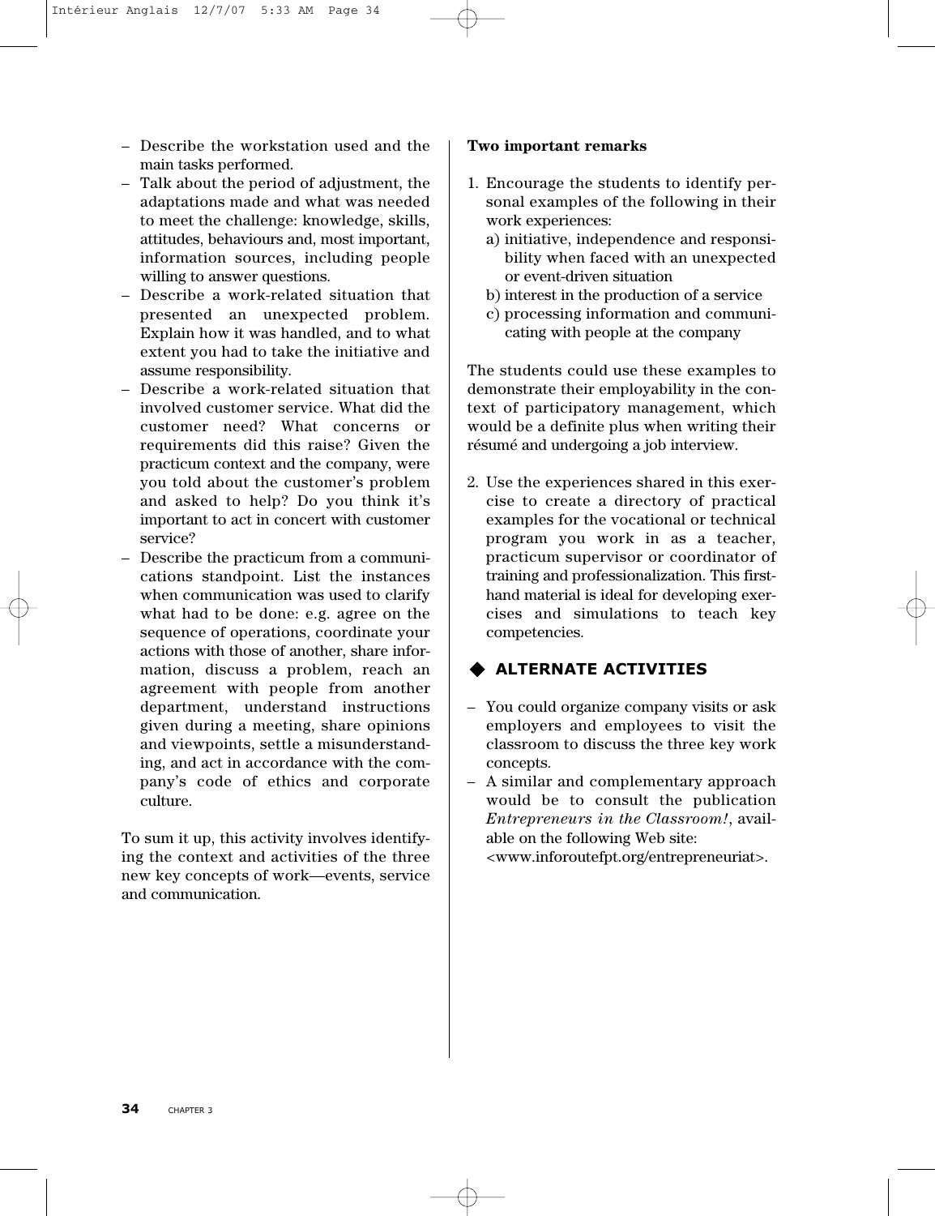- Describe the workstation used and the main tasks performed.
- Talk about the period of adjustment, the adaptations made and what was needed to meet the challenge: knowledge, skills, attitudes, behaviours and, most important, information sources, including people willing to answer questions.
- Describe a work-related situation that presented an unexpected problem. Explain how it was handled, and to what extent you had to take the initiative and assume responsibility.
- Describe a work-related situation that involved customer service. What did the customer need? What concerns or requirements did this raise? Given the practicum context and the company, were you told about the customer's problem and asked to help? Do you think it's important to act in concert with customer service?
- Describe the practicum from a communications standpoint. List the instances when communication was used to clarify what had to be done: e.g. agree on the sequence of operations, coordinate your actions with those of another, share information, discuss a problem, reach an agreement with people from another department, understand instructions given during a meeting, share opinions and viewpoints, settle a misunderstanding, and act in accordance with the company's code of ethics and corporate culture.

To sum it up, this activity involves identifying the context and activities of the three new key concepts of work—events, service and communication.

**Two important remarks**

1. Encourage the students to identify personal examples of the following in their work experiences:
   a) initiative, independence and responsibility when faced with an unexpected or event-driven situation
   b) interest in the production of a service
   c) processing information and communicating with people at the company

The students could use these examples to demonstrate their employability in the context of participatory management, which would be a definite plus when writing their résumé and undergoing a job interview.

2. Use the experiences shared in this exercise to create a directory of practical examples for the vocational or technical program you work in as a teacher, practicum supervisor or coordinator of training and professionalization. This first-hand material is ideal for developing exercises and simulations to teach key competencies.

## ◆ ALTERNATE ACTIVITIES

- You could organize company visits or ask employers and employees to visit the classroom to discuss the three key work concepts.
- A similar and complementary approach would be to consult the publication *Entrepreneurs in the Classroom!*, available on the following Web site: <www.inforoutefpt.org/entrepreneuriat>.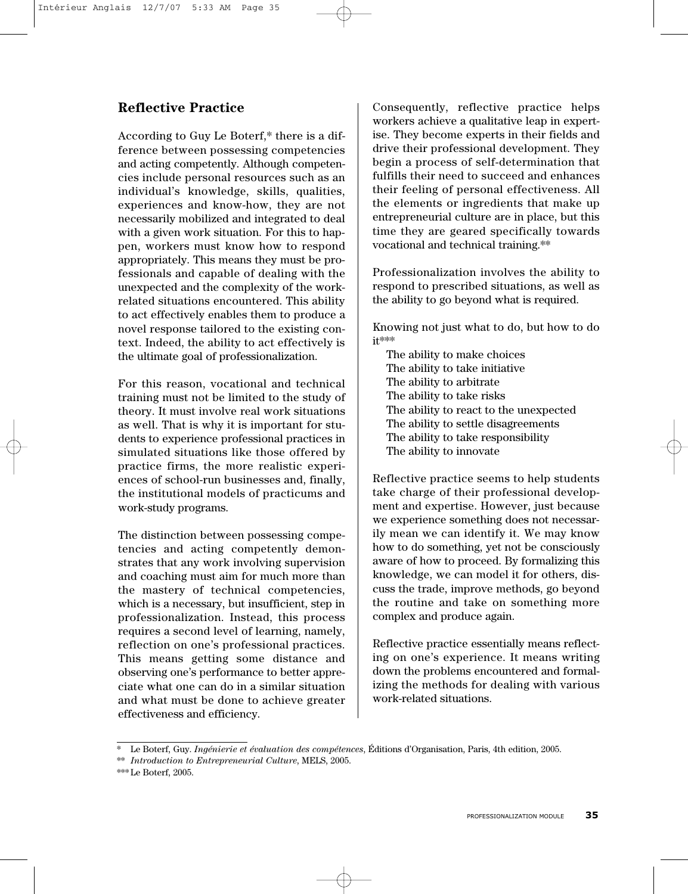## Reflective Practice

According to Guy Le Boterf,* there is a difference between possessing competencies and acting competently. Although competencies include personal resources such as an individual's knowledge, skills, qualities, experiences and know-how, they are not necessarily mobilized and integrated to deal with a given work situation. For this to happen, workers must know how to respond appropriately. This means they must be professionals and capable of dealing with the unexpected and the complexity of the work-related situations encountered. This ability to act effectively enables them to produce a novel response tailored to the existing context. Indeed, the ability to act effectively is the ultimate goal of professionalization.

For this reason, vocational and technical training must not be limited to the study of theory. It must involve real work situations as well. That is why it is important for students to experience professional practices in simulated situations like those offered by practice firms, the more realistic experiences of school-run businesses and, finally, the institutional models of practicums and work-study programs.

The distinction between possessing competencies and acting competently demonstrates that any work involving supervision and coaching must aim for much more than the mastery of technical competencies, which is a necessary, but insufficient, step in professionalization. Instead, this process requires a second level of learning, namely, reflection on one's professional practices. This means getting some distance and observing one's performance to better appreciate what one can do in a similar situation and what must be done to achieve greater effectiveness and efficiency.

Consequently, reflective practice helps workers achieve a qualitative leap in expertise. They become experts in their fields and drive their professional development. They begin a process of self-determination that fulfills their need to succeed and enhances their feeling of personal effectiveness. All the elements or ingredients that make up entrepreneurial culture are in place, but this time they are geared specifically towards vocational and technical training.**

Professionalization involves the ability to respond to prescribed situations, as well as the ability to go beyond what is required.

Knowing not just what to do, but how to do it***

- The ability to make choices
- The ability to take initiative
- The ability to arbitrate
- The ability to take risks
- The ability to react to the unexpected
- The ability to settle disagreements
- The ability to take responsibility
- The ability to innovate

Reflective practice seems to help students take charge of their professional development and expertise. However, just because we experience something does not necessarily mean we can identify it. We may know how to do something, yet not be consciously aware of how to proceed. By formalizing this knowledge, we can model it for others, discuss the trade, improve methods, go beyond the routine and take on something more complex and produce again.

Reflective practice essentially means reflecting on one's experience. It means writing down the problems encountered and formalizing the methods for dealing with various work-related situations.

---

\* Le Boterf, Guy. *Ingénierie et évaluation des compétences*, Éditions d'Organisation, Paris, 4th edition, 2005.

\** *Introduction to Entrepreneurial Culture*, MELS, 2005.

\*** Le Boterf, 2005.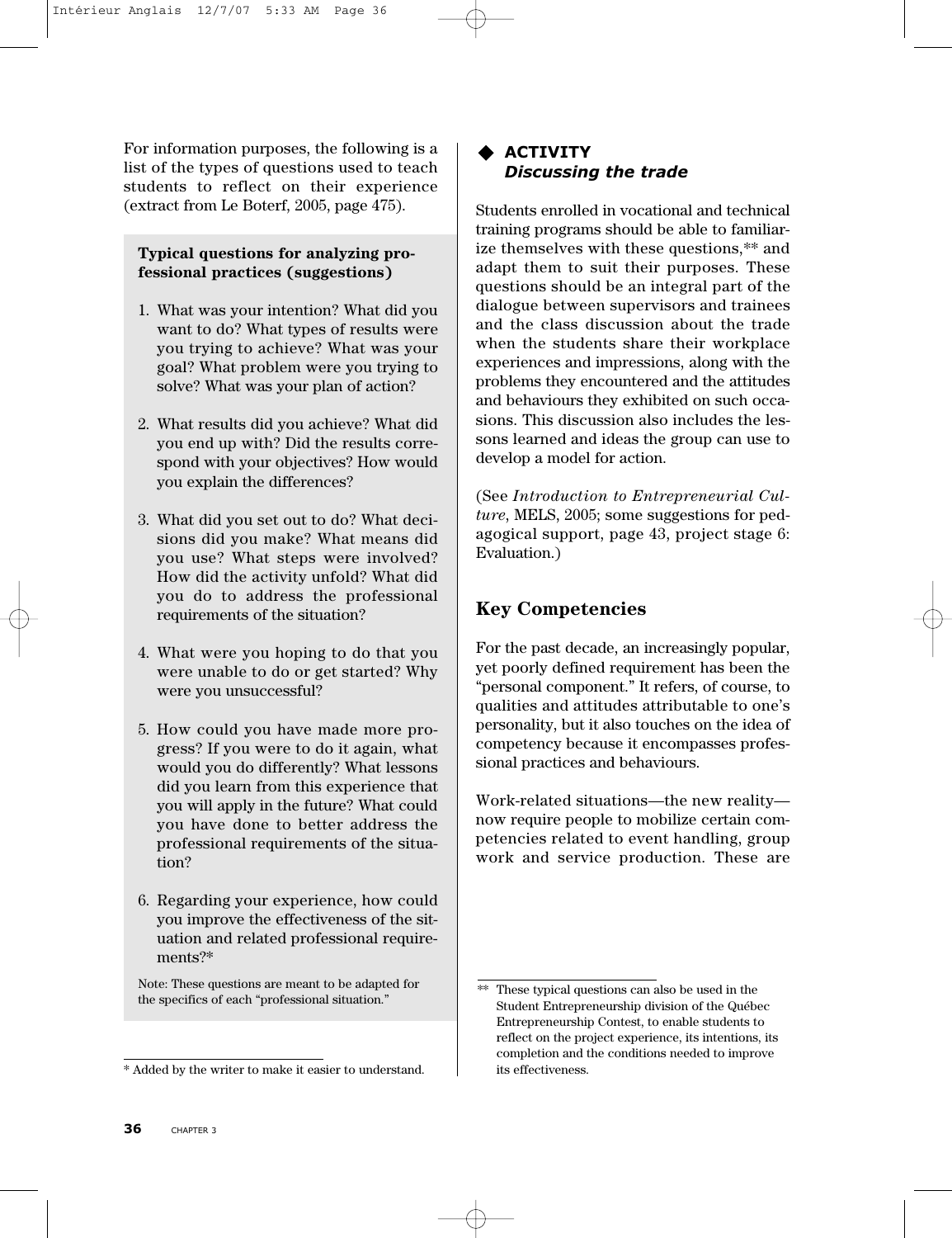For information purposes, the following is a list of the types of questions used to teach students to reflect on their experience (extract from Le Boterf, 2005, page 475).

**Typical questions for analyzing professional practices (suggestions)**

1. What was your intention? What did you want to do? What types of results were you trying to achieve? What was your goal? What problem were you trying to solve? What was your plan of action?

2. What results did you achieve? What did you end up with? Did the results correspond with your objectives? How would you explain the differences?

3. What did you set out to do? What decisions did you make? What means did you use? What steps were involved? How did the activity unfold? What did you do to address the professional requirements of the situation?

4. What were you hoping to do that you were unable to do or get started? Why were you unsuccessful?

5. How could you have made more progress? If you were to do it again, what would you do differently? What lessons did you learn from this experience that you will apply in the future? What could you have done to better address the professional requirements of the situation?

6. Regarding your experience, how could you improve the effectiveness of the situation and related professional requirements?*

Note: These questions are meant to be adapted for the specifics of each "professional situation."

\* Added by the writer to make it easier to understand.

### ◆ ACTIVITY
### *Discussing the trade*

Students enrolled in vocational and technical training programs should be able to familiarize themselves with these questions,** and adapt them to suit their purposes. These questions should be an integral part of the dialogue between supervisors and trainees and the class discussion about the trade when the students share their workplace experiences and impressions, along with the problems they encountered and the attitudes and behaviours they exhibited on such occasions. This discussion also includes the lessons learned and ideas the group can use to develop a model for action.

(See *Introduction to Entrepreneurial Culture*, MELS, 2005; some suggestions for pedagogical support, page 43, project stage 6: Evaluation.)

## Key Competencies

For the past decade, an increasingly popular, yet poorly defined requirement has been the "personal component." It refers, of course, to qualities and attitudes attributable to one's personality, but it also touches on the idea of competency because it encompasses professional practices and behaviours.

Work-related situations—the new reality—now require people to mobilize certain competencies related to event handling, group work and service production. These are

\*\* These typical questions can also be used in the Student Entrepreneurship division of the Québec Entrepreneurship Contest, to enable students to reflect on the project experience, its intentions, its completion and the conditions needed to improve its effectiveness.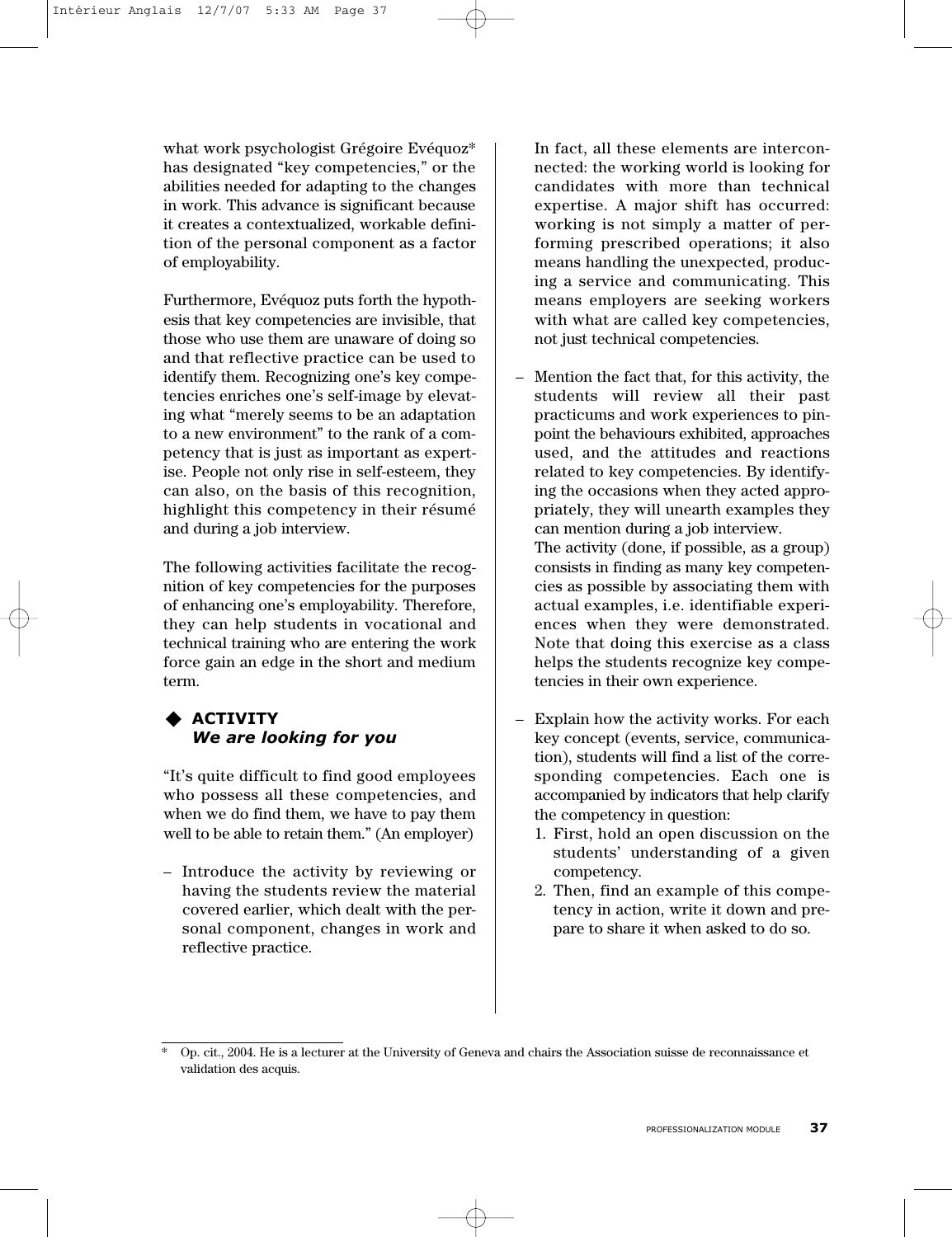what work psychologist Grégoire Evéquoz* has designated "key competencies," or the abilities needed for adapting to the changes in work. This advance is significant because it creates a contextualized, workable definition of the personal component as a factor of employability.

Furthermore, Evéquoz puts forth the hypothesis that key competencies are invisible, that those who use them are unaware of doing so and that reflective practice can be used to identify them. Recognizing one's key competencies enriches one's self-image by elevating what "merely seems to be an adaptation to a new environment" to the rank of a competency that is just as important as expertise. People not only rise in self-esteem, they can also, on the basis of this recognition, highlight this competency in their résumé and during a job interview.

The following activities facilitate the recognition of key competencies for the purposes of enhancing one's employability. Therefore, they can help students in vocational and technical training who are entering the work force gain an edge in the short and medium term.

### ◆ ACTIVITY *We are looking for you*

"It's quite difficult to find good employees who possess all these competencies, and when we do find them, we have to pay them well to be able to retain them." (An employer)

– Introduce the activity by reviewing or having the students review the material covered earlier, which dealt with the personal component, changes in work and reflective practice.

In fact, all these elements are interconnected: the working world is looking for candidates with more than technical expertise. A major shift has occurred: working is not simply a matter of performing prescribed operations; it also means handling the unexpected, producing a service and communicating. This means employers are seeking workers with what are called key competencies, not just technical competencies.

– Mention the fact that, for this activity, the students will review all their past practicums and work experiences to pinpoint the behaviours exhibited, approaches used, and the attitudes and reactions related to key competencies. By identifying the occasions when they acted appropriately, they will unearth examples they can mention during a job interview.
  The activity (done, if possible, as a group) consists in finding as many key competencies as possible by associating them with actual examples, i.e. identifiable experiences when they were demonstrated. Note that doing this exercise as a class helps the students recognize key competencies in their own experience.

– Explain how the activity works. For each key concept (events, service, communication), students will find a list of the corresponding competencies. Each one is accompanied by indicators that help clarify the competency in question:
  1. First, hold an open discussion on the students' understanding of a given competency.
  2. Then, find an example of this competency in action, write it down and prepare to share it when asked to do so.

---

\* Op. cit., 2004. He is a lecturer at the University of Geneva and chairs the Association suisse de reconnaissance et validation des acquis.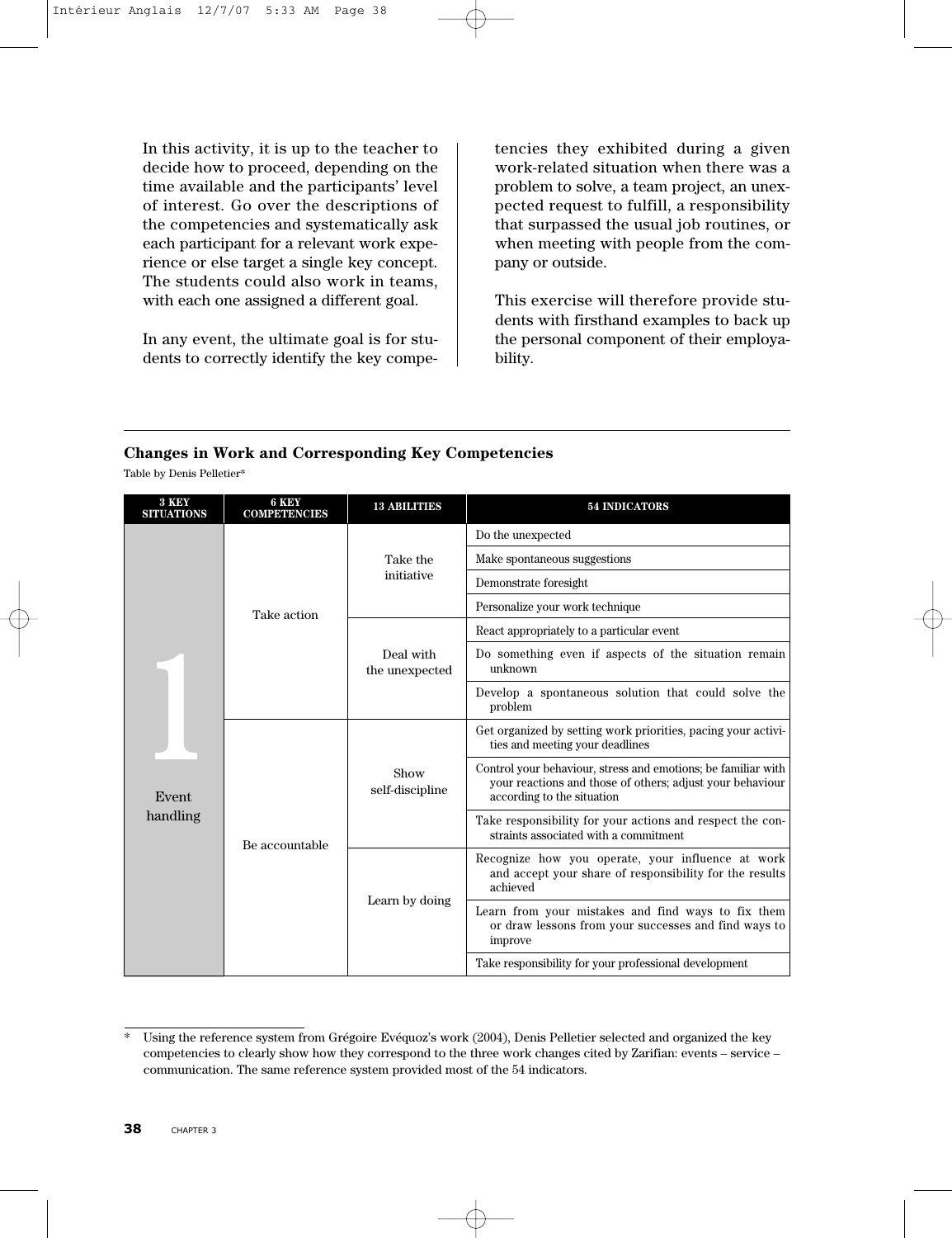In this activity, it is up to the teacher to decide how to proceed, depending on the time available and the participants' level of interest. Go over the descriptions of the competencies and systematically ask each participant for a relevant work experience or else target a single key concept. The students could also work in teams, with each one assigned a different goal.

In any event, the ultimate goal is for students to correctly identify the key competencies they exhibited during a given work-related situation when there was a problem to solve, a team project, an unexpected request to fulfill, a responsibility that surpassed the usual job routines, or when meeting with people from the company or outside.

This exercise will therefore provide students with firsthand examples to back up the personal component of their employability.

### Changes in Work and Corresponding Key Competencies

Table by Denis Pelletier*

| 3 KEY SITUATIONS | 6 KEY COMPETENCIES | 13 ABILITIES | 54 INDICATORS |
|---|---|---|---|
| 1 Event handling | Take action | Take the initiative | Do the unexpected |
| | | | Make spontaneous suggestions |
| | | | Demonstrate foresight |
| | | | Personalize your work technique |
| | | Deal with the unexpected | React appropriately to a particular event |
| | | | Do something even if aspects of the situation remain unknown |
| | | | Develop a spontaneous solution that could solve the problem |
| | Be accountable | Show self-discipline | Get organized by setting work priorities, pacing your activities and meeting your deadlines |
| | | | Control your behaviour, stress and emotions; be familiar with your reactions and those of others; adjust your behaviour according to the situation |
| | | | Take responsibility for your actions and respect the constraints associated with a commitment |
| | | Learn by doing | Recognize how you operate, your influence at work and accept your share of responsibility for the results achieved |
| | | | Learn from your mistakes and find ways to fix them or draw lessons from your successes and find ways to improve |
| | | | Take responsibility for your professional development |

\* Using the reference system from Grégoire Evéquoz's work (2004), Denis Pelletier selected and organized the key competencies to clearly show how they correspond to the three work changes cited by Zarifian: events – service – communication. The same reference system provided most of the 54 indicators.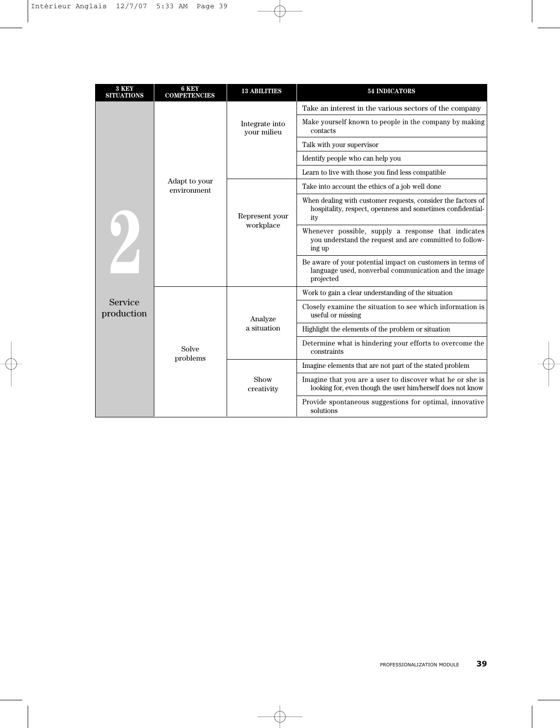| 3 KEY SITUATIONS | 6 KEY COMPETENCIES | 13 ABILITIES | 54 INDICATORS |
|---|---|---|---|
| 2 Service production | Adapt to your environment | Integrate into your milieu | Take an interest in the various sectors of the company |
| | | | Make yourself known to people in the company by making contacts |
| | | | Talk with your supervisor |
| | | | Identify people who can help you |
| | | | Learn to live with those you find less compatible |
| | | Represent your workplace | Take into account the ethics of a job well done |
| | | | When dealing with customer requests, consider the factors of hospitality, respect, openness and sometimes confidentiality |
| | | | Whenever possible, supply a response that indicates you understand the request and are committed to following up |
| | | | Be aware of your potential impact on customers in terms of language used, nonverbal communication and the image projected |
| | Solve problems | Analyze a situation | Work to gain a clear understanding of the situation |
| | | | Closely examine the situation to see which information is useful or missing |
| | | | Highlight the elements of the problem or situation |
| | | | Determine what is hindering your efforts to overcome the constraints |
| | | Show creativity | Imagine elements that are not part of the stated problem |
| | | | Imagine that you are a user to discover what he or she is looking for, even though the user him/herself does not know |
| | | | Provide spontaneous suggestions for optimal, innovative solutions |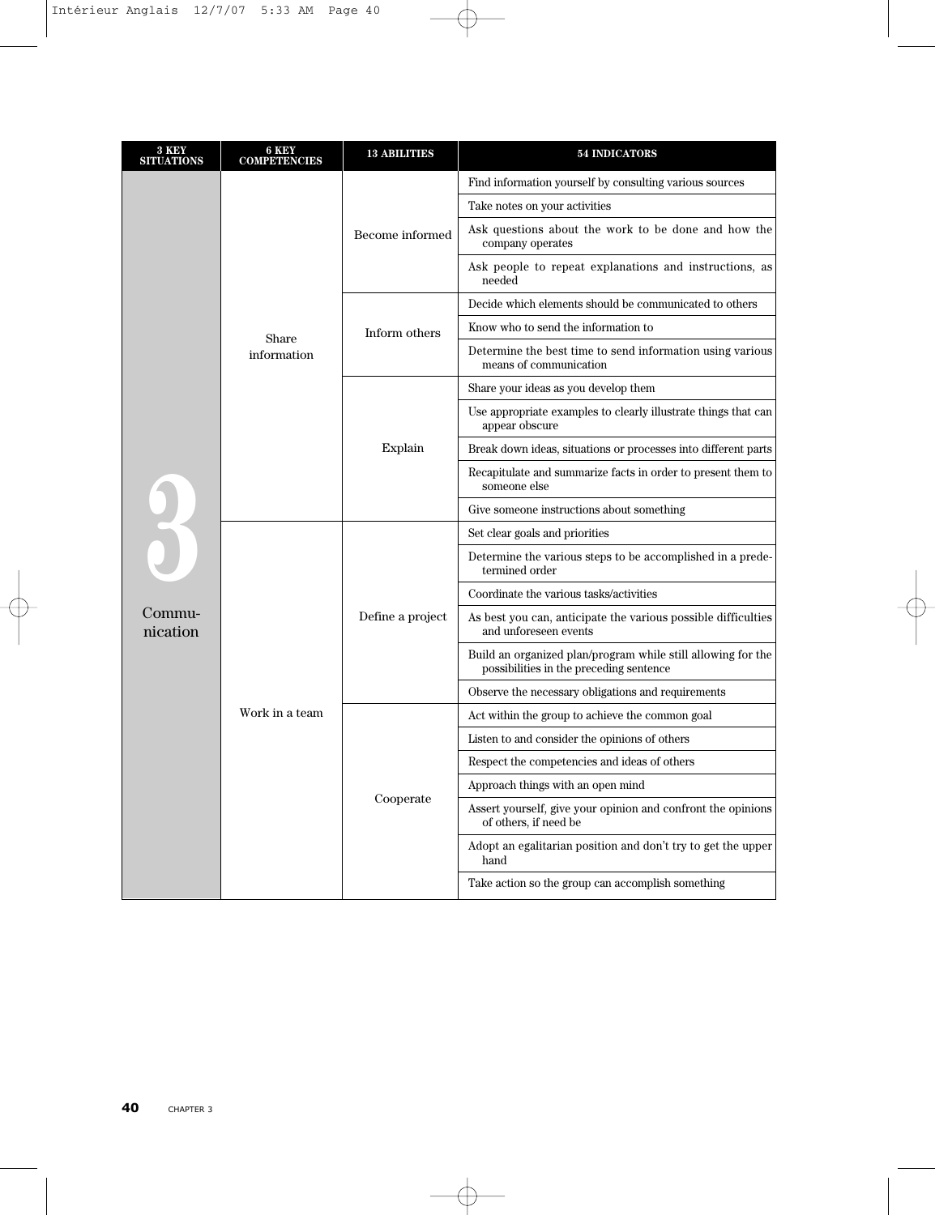| 3 KEY SITUATIONS | 6 KEY COMPETENCIES | 13 ABILITIES | 54 INDICATORS |
|---|---|---|---|
| 3 Commu-nication | Share information | Become informed | Find information yourself by consulting various sources |
| | | | Take notes on your activities |
| | | | Ask questions about the work to be done and how the company operates |
| | | | Ask people to repeat explanations and instructions, as needed |
| | | Inform others | Decide which elements should be communicated to others |
| | | | Know who to send the information to |
| | | | Determine the best time to send information using various means of communication |
| | | Explain | Share your ideas as you develop them |
| | | | Use appropriate examples to clearly illustrate things that can appear obscure |
| | | | Break down ideas, situations or processes into different parts |
| | | | Recapitulate and summarize facts in order to present them to someone else |
| | | | Give someone instructions about something |
| | Work in a team | Define a project | Set clear goals and priorities |
| | | | Determine the various steps to be accomplished in a predetermined order |
| | | | Coordinate the various tasks/activities |
| | | | As best you can, anticipate the various possible difficulties and unforeseen events |
| | | | Build an organized plan/program while still allowing for the possibilities in the preceding sentence |
| | | | Observe the necessary obligations and requirements |
| | | Cooperate | Act within the group to achieve the common goal |
| | | | Listen to and consider the opinions of others |
| | | | Respect the competencies and ideas of others |
| | | | Approach things with an open mind |
| | | | Assert yourself, give your opinion and confront the opinions of others, if need be |
| | | | Adopt an egalitarian position and don't try to get the upper hand |
| | | | Take action so the group can accomplish something |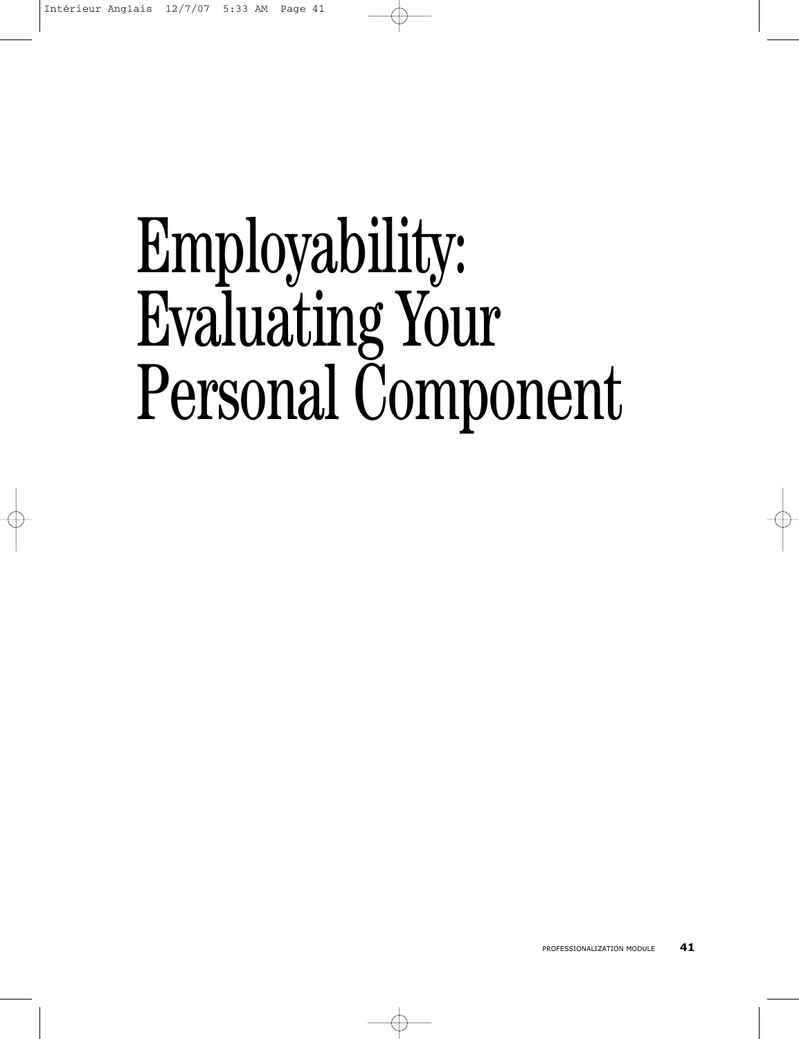# Employability: Evaluating Your Personal Component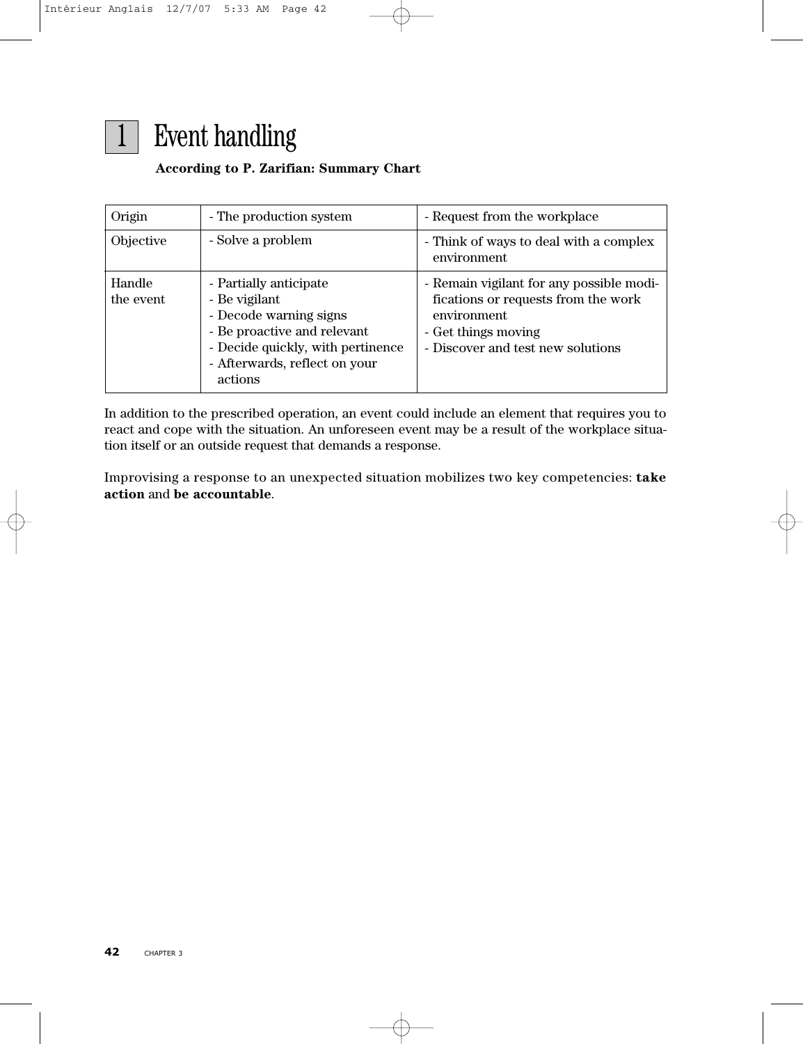# 1 Event handling

**According to P. Zarifian: Summary Chart**

| Origin | - The production system | - Request from the workplace |
|---|---|---|
| Objective | - Solve a problem | - Think of ways to deal with a complex environment |
| Handle the event | - Partially anticipate<br>- Be vigilant<br>- Decode warning signs<br>- Be proactive and relevant<br>- Decide quickly, with pertinence<br>- Afterwards, reflect on your actions | - Remain vigilant for any possible modifications or requests from the work environment<br>- Get things moving<br>- Discover and test new solutions |

In addition to the prescribed operation, an event could include an element that requires you to react and cope with the situation. An unforeseen event may be a result of the workplace situation itself or an outside request that demands a response.

Improvising a response to an unexpected situation mobilizes two key competencies: **take action** and **be accountable**.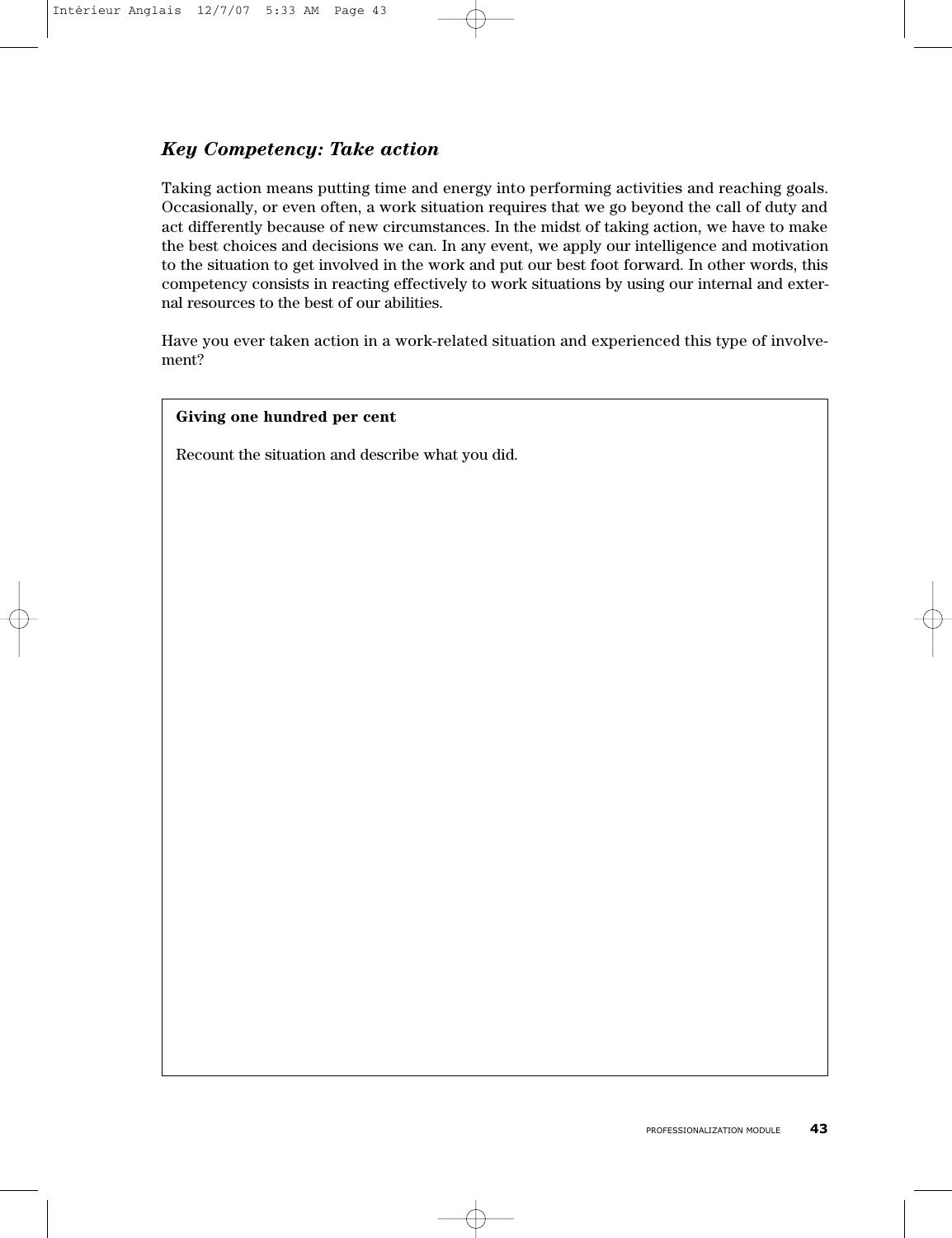### *Key Competency: Take action*

Taking action means putting time and energy into performing activities and reaching goals. Occasionally, or even often, a work situation requires that we go beyond the call of duty and act differently because of new circumstances. In the midst of taking action, we have to make the best choices and decisions we can. In any event, we apply our intelligence and motivation to the situation to get involved in the work and put our best foot forward. In other words, this competency consists in reacting effectively to work situations by using our internal and external resources to the best of our abilities.

Have you ever taken action in a work-related situation and experienced this type of involvement?

**Giving one hundred per cent**

Recount the situation and describe what you did.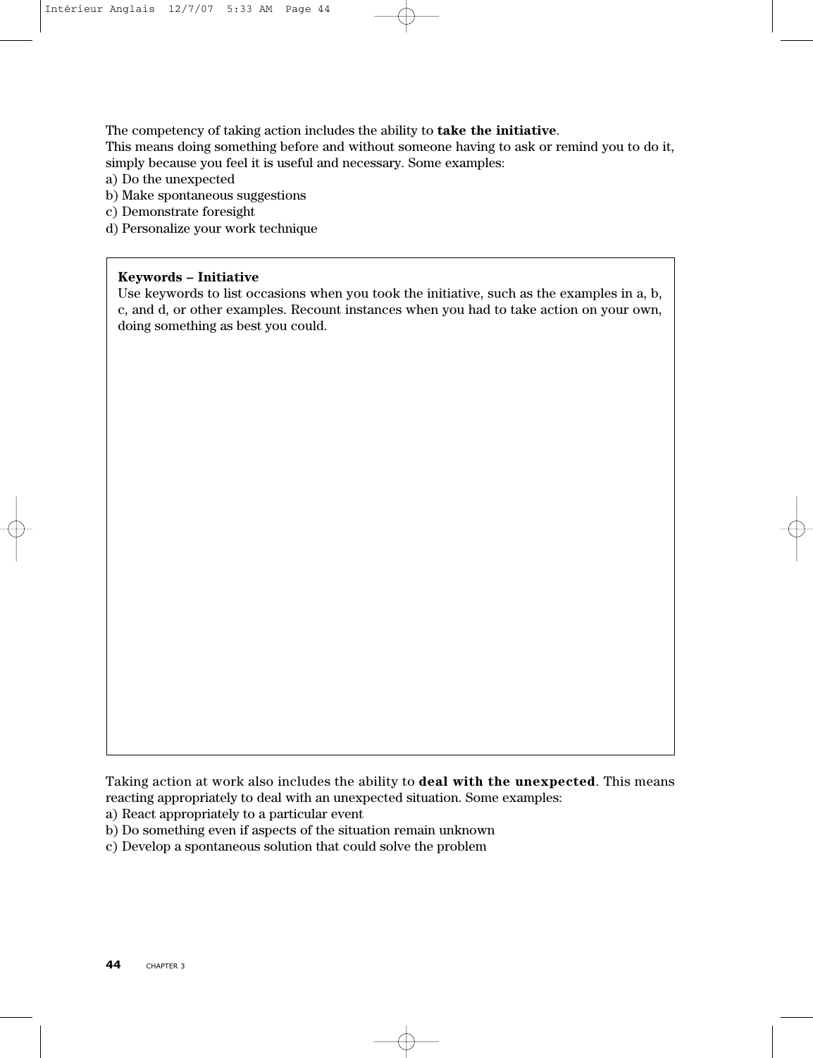The competency of taking action includes the ability to **take the initiative**.
This means doing something before and without someone having to ask or remind you to do it, simply because you feel it is useful and necessary. Some examples:
a) Do the unexpected
b) Make spontaneous suggestions
c) Demonstrate foresight
d) Personalize your work technique

**Keywords – Initiative**
Use keywords to list occasions when you took the initiative, such as the examples in a, b, c, and d, or other examples. Recount instances when you had to take action on your own, doing something as best you could.

Taking action at work also includes the ability to **deal with the unexpected**. This means reacting appropriately to deal with an unexpected situation. Some examples:
a) React appropriately to a particular event
b) Do something even if aspects of the situation remain unknown
c) Develop a spontaneous solution that could solve the problem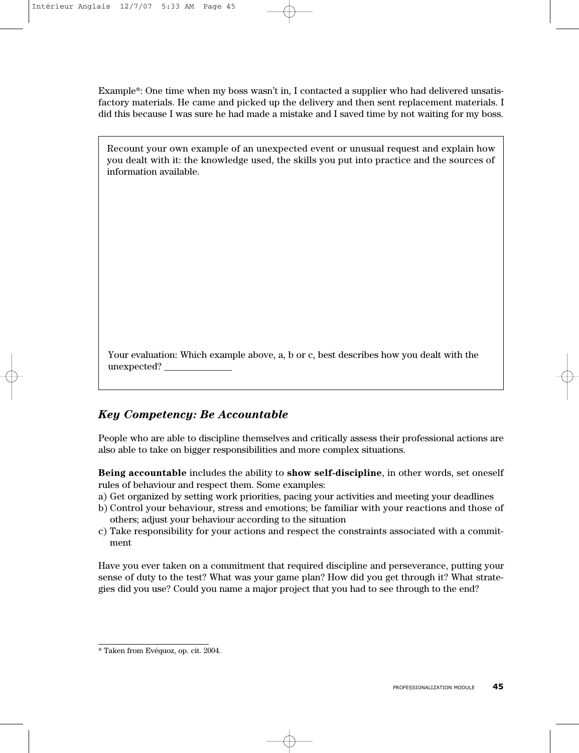Example*: One time when my boss wasn't in, I contacted a supplier who had delivered unsatisfactory materials. He came and picked up the delivery and then sent replacement materials. I did this because I was sure he had made a mistake and I saved time by not waiting for my boss.

> Recount your own example of an unexpected event or unusual request and explain how you dealt with it: the knowledge used, the skills you put into practice and the sources of information available.
>
> Your evaluation: Which example above, a, b or c, best describes how you dealt with the unexpected? ______________

### *Key Competency: Be Accountable*

People who are able to discipline themselves and critically assess their professional actions are also able to take on bigger responsibilities and more complex situations.

**Being accountable** includes the ability to **show self-discipline**, in other words, set oneself rules of behaviour and respect them. Some examples:

a) Get organized by setting work priorities, pacing your activities and meeting your deadlines
b) Control your behaviour, stress and emotions; be familiar with your reactions and those of others; adjust your behaviour according to the situation
c) Take responsibility for your actions and respect the constraints associated with a commitment

Have you ever taken on a commitment that required discipline and perseverance, putting your sense of duty to the test? What was your game plan? How did you get through it? What strategies did you use? Could you name a major project that you had to see through to the end?

---

* Taken from Evéquoz, op. cit. 2004.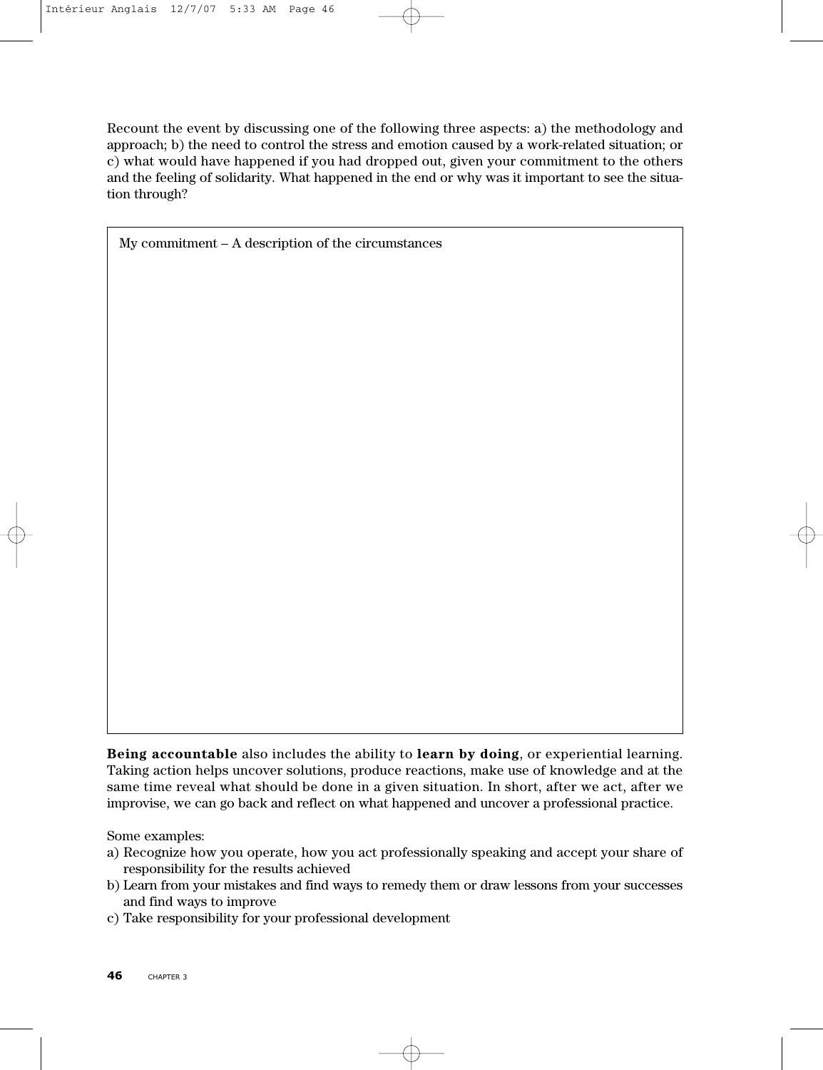Recount the event by discussing one of the following three aspects: a) the methodology and approach; b) the need to control the stress and emotion caused by a work-related situation; or c) what would have happened if you had dropped out, given your commitment to the others and the feeling of solidarity. What happened in the end or why was it important to see the situation through?

| My commitment – A description of the circumstances |
|---|
| |

**Being accountable** also includes the ability to **learn by doing**, or experiential learning. Taking action helps uncover solutions, produce reactions, make use of knowledge and at the same time reveal what should be done in a given situation. In short, after we act, after we improvise, we can go back and reflect on what happened and uncover a professional practice.

Some examples:

a) Recognize how you operate, how you act professionally speaking and accept your share of responsibility for the results achieved
b) Learn from your mistakes and find ways to remedy them or draw lessons from your successes and find ways to improve
c) Take responsibility for your professional development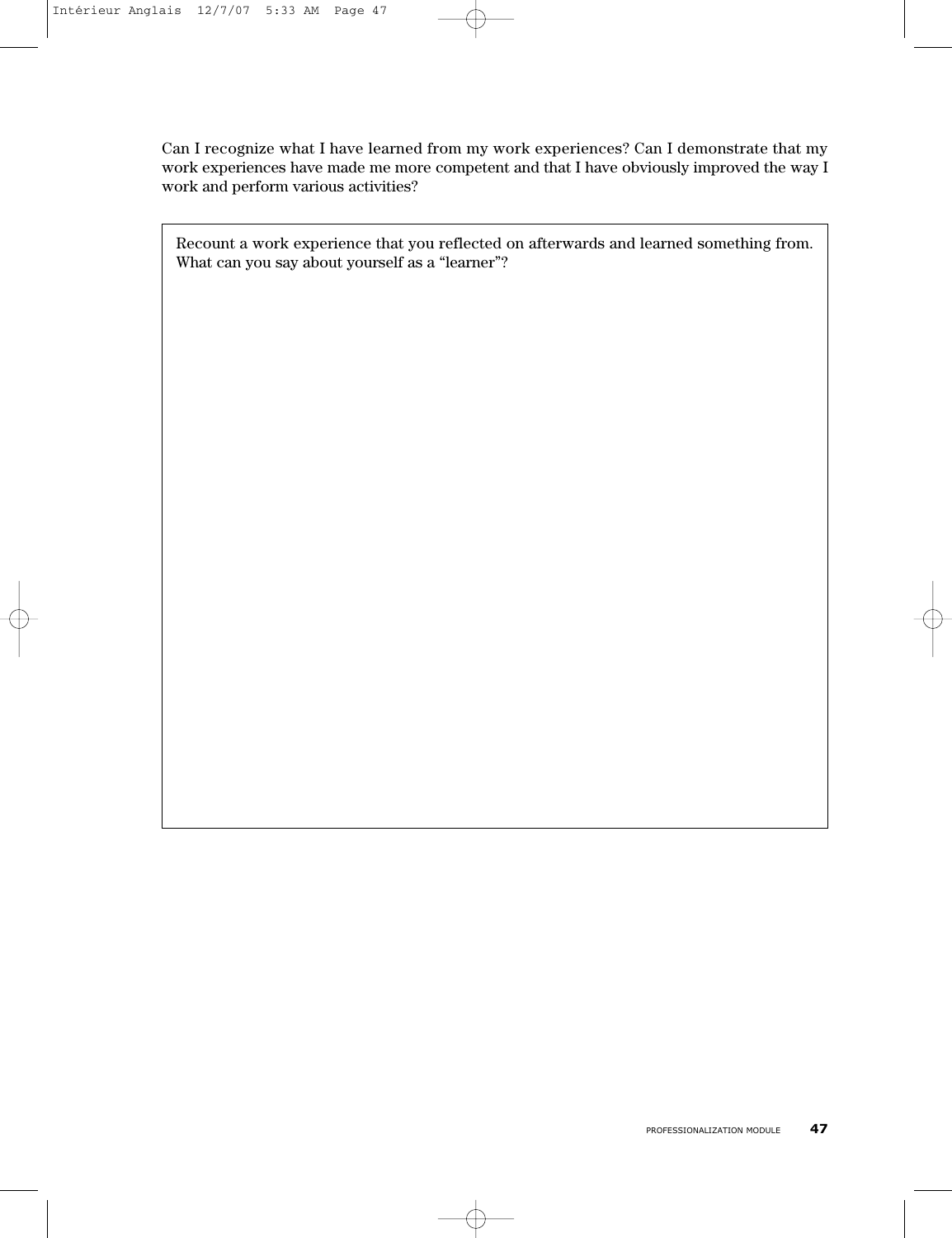Can I recognize what I have learned from my work experiences? Can I demonstrate that my work experiences have made me more competent and that I have obviously improved the way I work and perform various activities?

Recount a work experience that you reflected on afterwards and learned something from. What can you say about yourself as a "learner"?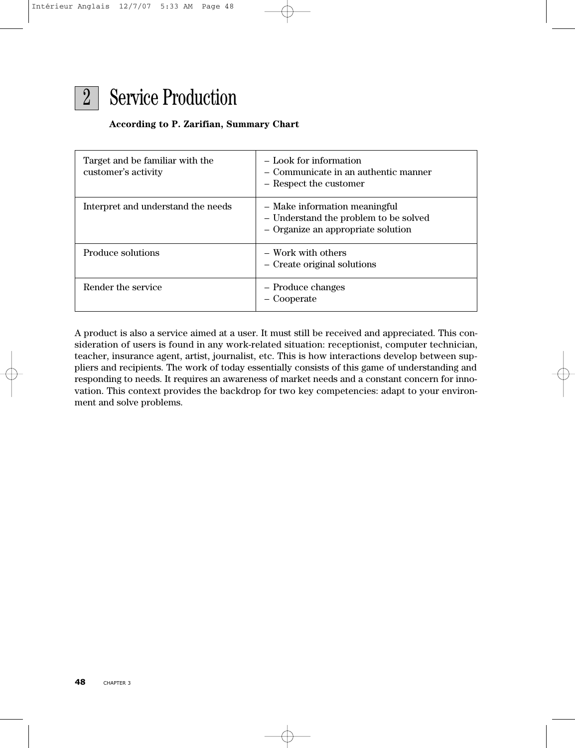## 2 Service Production

**According to P. Zarifian, Summary Chart**

| | |
|---|---|
| Target and be familiar with the customer's activity | – Look for information<br>– Communicate in an authentic manner<br>– Respect the customer |
| Interpret and understand the needs | – Make information meaningful<br>– Understand the problem to be solved<br>– Organize an appropriate solution |
| Produce solutions | – Work with others<br>– Create original solutions |
| Render the service | – Produce changes<br>– Cooperate |

A product is also a service aimed at a user. It must still be received and appreciated. This consideration of users is found in any work-related situation: receptionist, computer technician, teacher, insurance agent, artist, journalist, etc. This is how interactions develop between suppliers and recipients. The work of today essentially consists of this game of understanding and responding to needs. It requires an awareness of market needs and a constant concern for innovation. This context provides the backdrop for two key competencies: adapt to your environment and solve problems.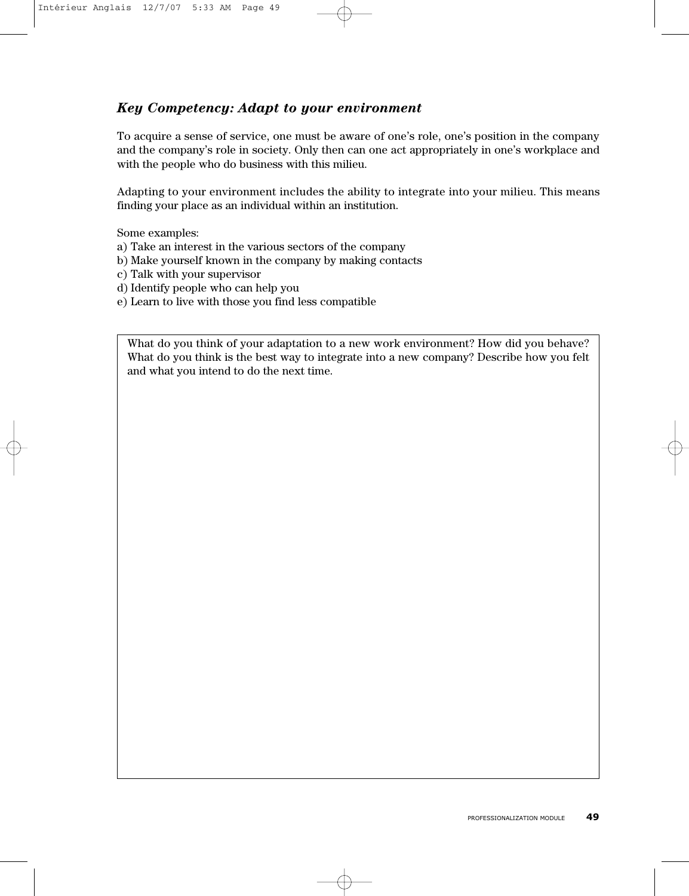### *Key Competency: Adapt to your environment*

To acquire a sense of service, one must be aware of one's role, one's position in the company and the company's role in society. Only then can one act appropriately in one's workplace and with the people who do business with this milieu.

Adapting to your environment includes the ability to integrate into your milieu. This means finding your place as an individual within an institution.

Some examples:
a) Take an interest in the various sectors of the company
b) Make yourself known in the company by making contacts
c) Talk with your supervisor
d) Identify people who can help you
e) Learn to live with those you find less compatible

| What do you think of your adaptation to a new work environment? How did you behave? What do you think is the best way to integrate into a new company? Describe how you felt and what you intend to do the next time. |
| --- |
| |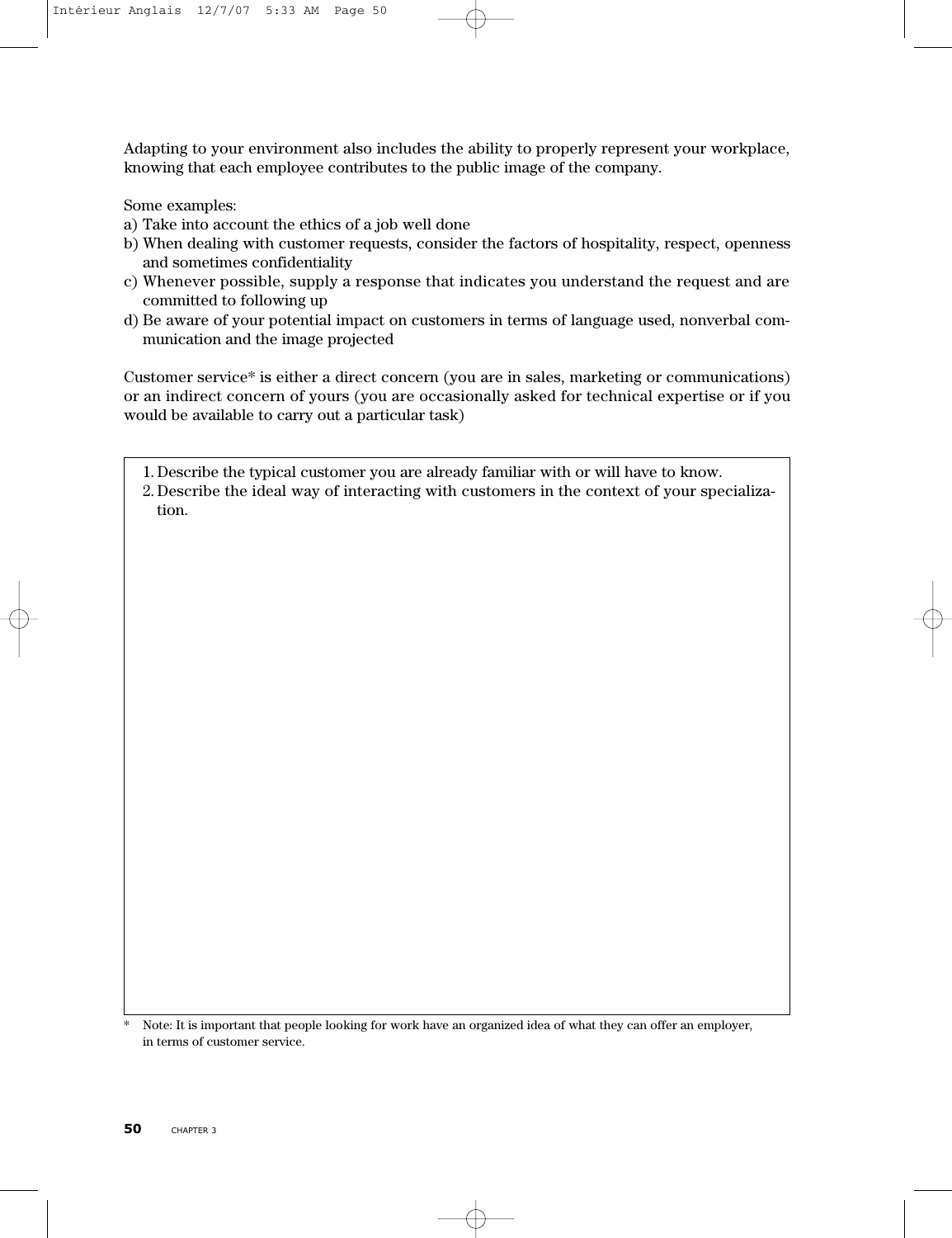Adapting to your environment also includes the ability to properly represent your workplace, knowing that each employee contributes to the public image of the company.

Some examples:

a) Take into account the ethics of a job well done
b) When dealing with customer requests, consider the factors of hospitality, respect, openness and sometimes confidentiality
c) Whenever possible, supply a response that indicates you understand the request and are committed to following up
d) Be aware of your potential impact on customers in terms of language used, nonverbal communication and the image projected

Customer service* is either a direct concern (you are in sales, marketing or communications) or an indirect concern of yours (you are occasionally asked for technical expertise or if you would be available to carry out a particular task)

1. Describe the typical customer you are already familiar with or will have to know.
2. Describe the ideal way of interacting with customers in the context of your specialization.

\* Note: It is important that people looking for work have an organized idea of what they can offer an employer, in terms of customer service.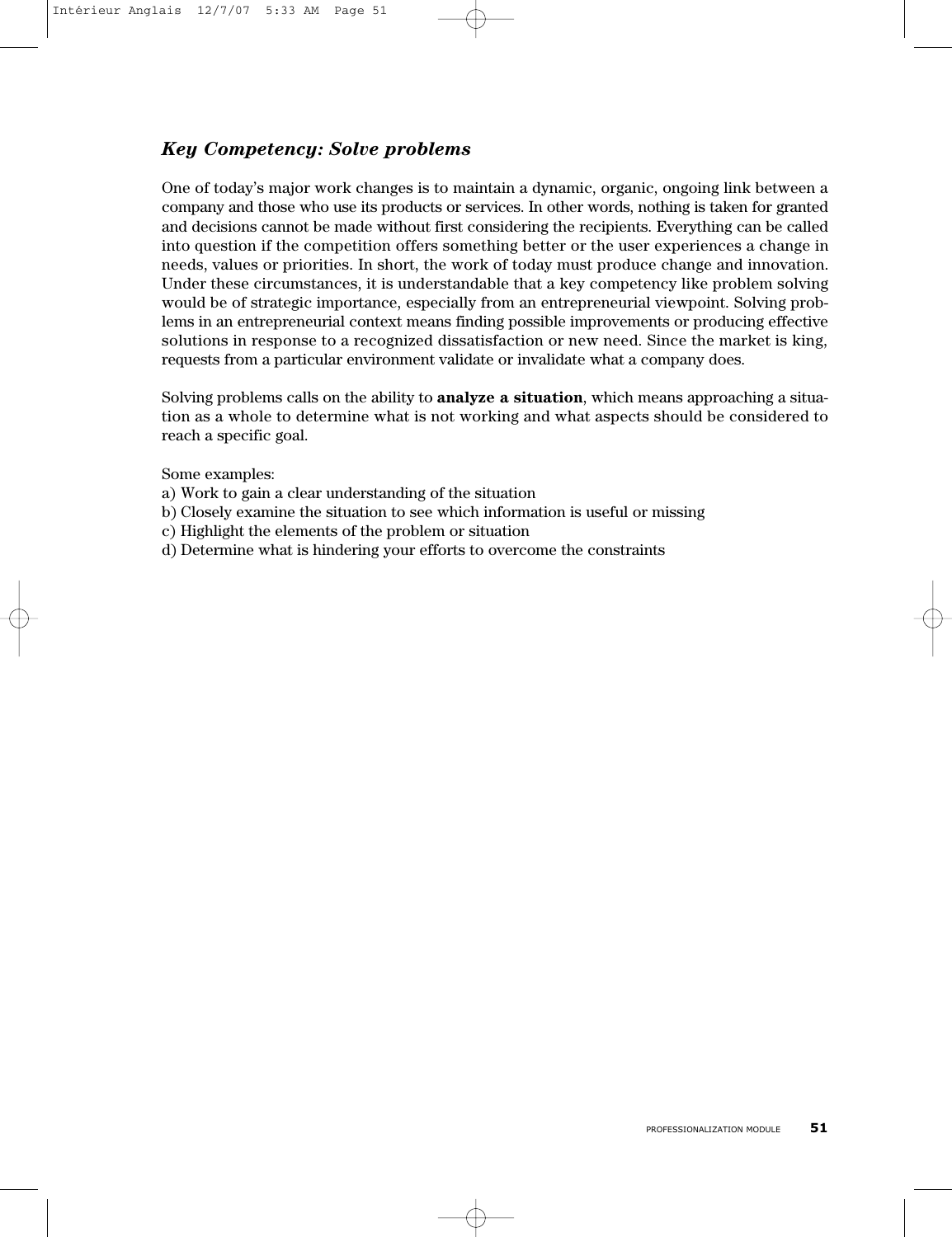### *Key Competency: Solve problems*

One of today's major work changes is to maintain a dynamic, organic, ongoing link between a company and those who use its products or services. In other words, nothing is taken for granted and decisions cannot be made without first considering the recipients. Everything can be called into question if the competition offers something better or the user experiences a change in needs, values or priorities. In short, the work of today must produce change and innovation. Under these circumstances, it is understandable that a key competency like problem solving would be of strategic importance, especially from an entrepreneurial viewpoint. Solving problems in an entrepreneurial context means finding possible improvements or producing effective solutions in response to a recognized dissatisfaction or new need. Since the market is king, requests from a particular environment validate or invalidate what a company does.

Solving problems calls on the ability to **analyze a situation**, which means approaching a situation as a whole to determine what is not working and what aspects should be considered to reach a specific goal.

Some examples:

a) Work to gain a clear understanding of the situation
b) Closely examine the situation to see which information is useful or missing
c) Highlight the elements of the problem or situation
d) Determine what is hindering your efforts to overcome the constraints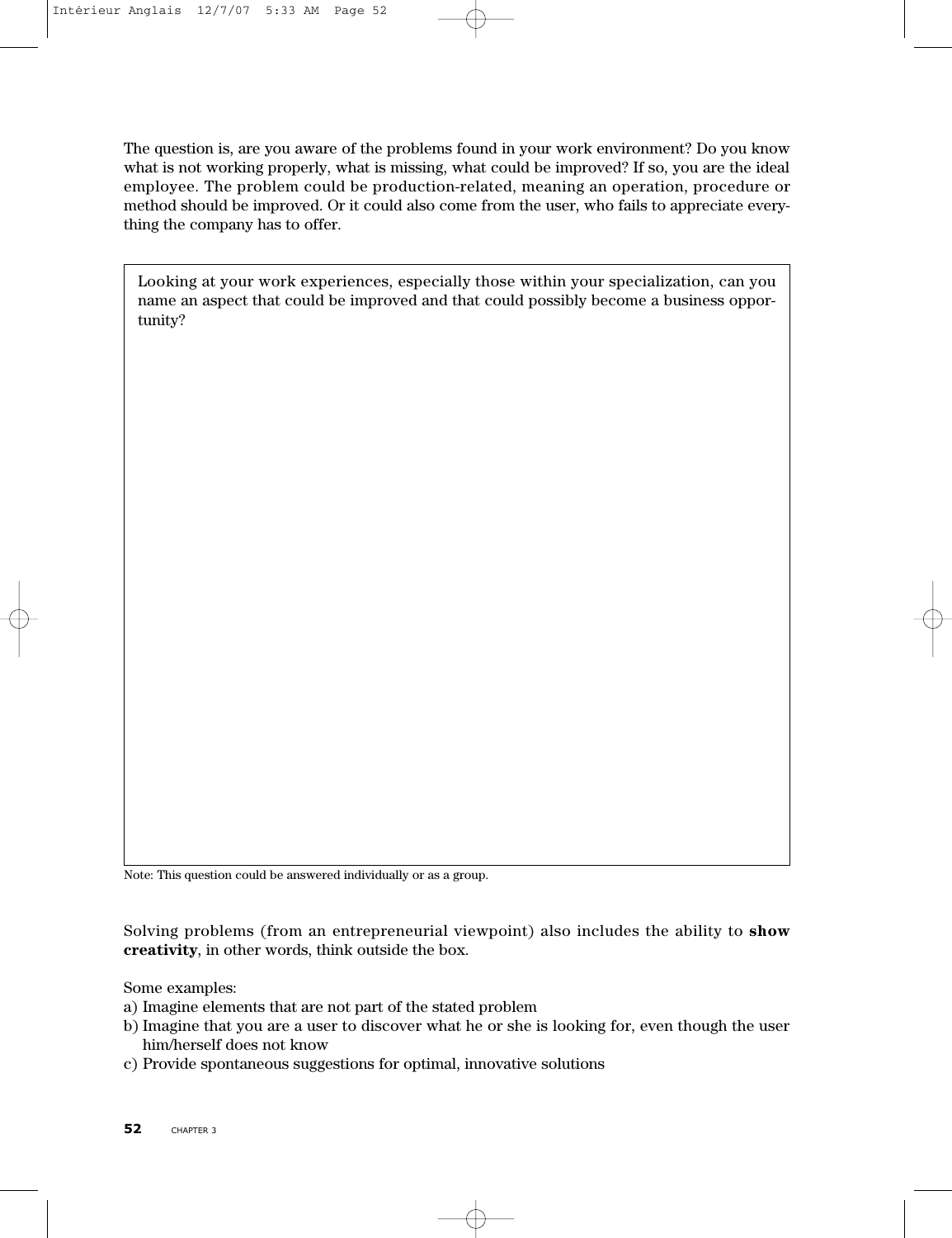The question is, are you aware of the problems found in your work environment? Do you know what is not working properly, what is missing, what could be improved? If so, you are the ideal employee. The problem could be production-related, meaning an operation, procedure or method should be improved. Or it could also come from the user, who fails to appreciate everything the company has to offer.

| Looking at your work experiences, especially those within your specialization, can you name an aspect that could be improved and that could possibly become a business opportunity? |
|---|
| |

Note: This question could be answered individually or as a group.

Solving problems (from an entrepreneurial viewpoint) also includes the ability to **show creativity**, in other words, think outside the box.

Some examples:

a) Imagine elements that are not part of the stated problem
b) Imagine that you are a user to discover what he or she is looking for, even though the user him/herself does not know
c) Provide spontaneous suggestions for optimal, innovative solutions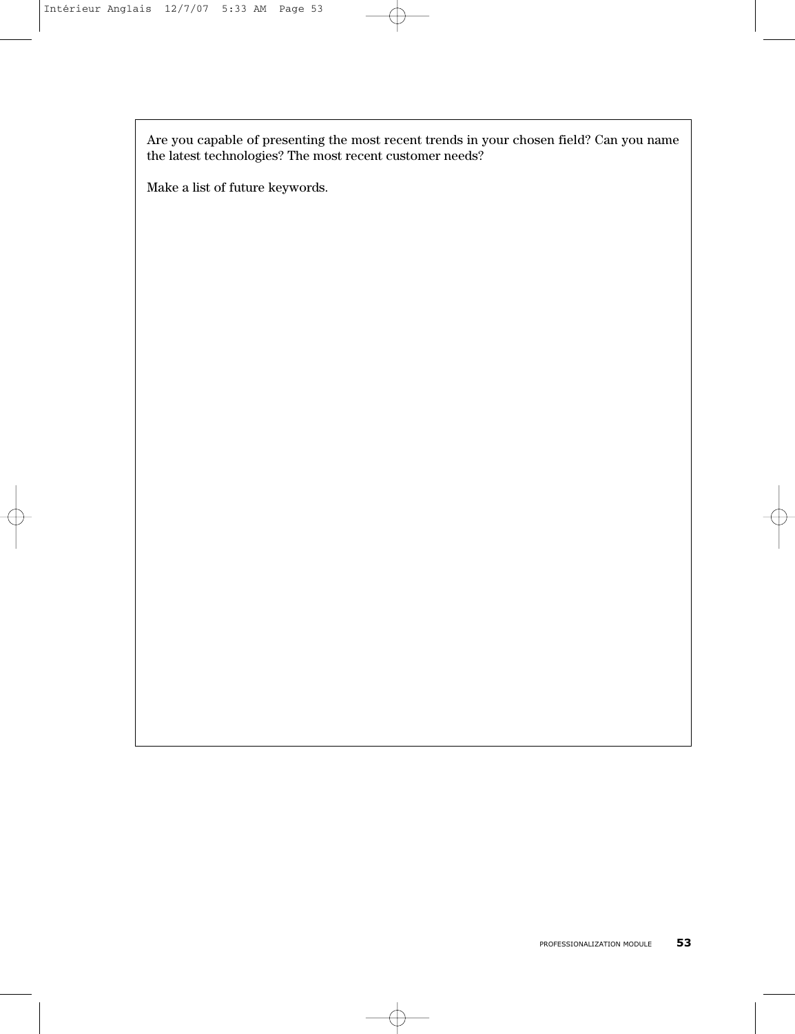Are you capable of presenting the most recent trends in your chosen field? Can you name the latest technologies? The most recent customer needs?

Make a list of future keywords.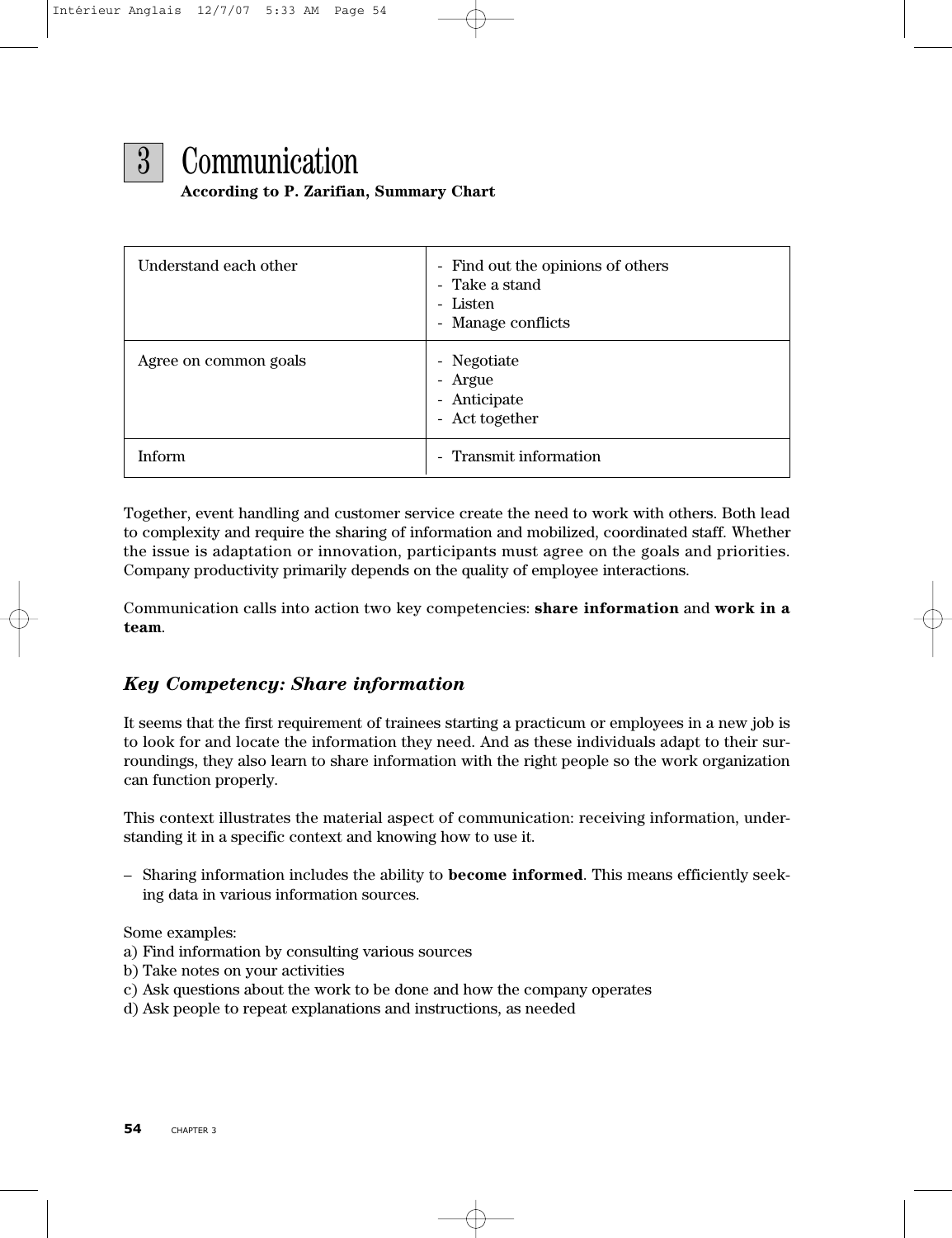# 3 Communication

**According to P. Zarifian, Summary Chart**

| | |
|---|---|
| Understand each other | - Find out the opinions of others<br>- Take a stand<br>- Listen<br>- Manage conflicts |
| Agree on common goals | - Negotiate<br>- Argue<br>- Anticipate<br>- Act together |
| Inform | - Transmit information |

Together, event handling and customer service create the need to work with others. Both lead to complexity and require the sharing of information and mobilized, coordinated staff. Whether the issue is adaptation or innovation, participants must agree on the goals and priorities. Company productivity primarily depends on the quality of employee interactions.

Communication calls into action two key competencies: **share information** and **work in a team**.

## *Key Competency: Share information*

It seems that the first requirement of trainees starting a practicum or employees in a new job is to look for and locate the information they need. And as these individuals adapt to their surroundings, they also learn to share information with the right people so the work organization can function properly.

This context illustrates the material aspect of communication: receiving information, understanding it in a specific context and knowing how to use it.

– Sharing information includes the ability to **become informed**. This means efficiently seeking data in various information sources.

Some examples:
a) Find information by consulting various sources
b) Take notes on your activities
c) Ask questions about the work to be done and how the company operates
d) Ask people to repeat explanations and instructions, as needed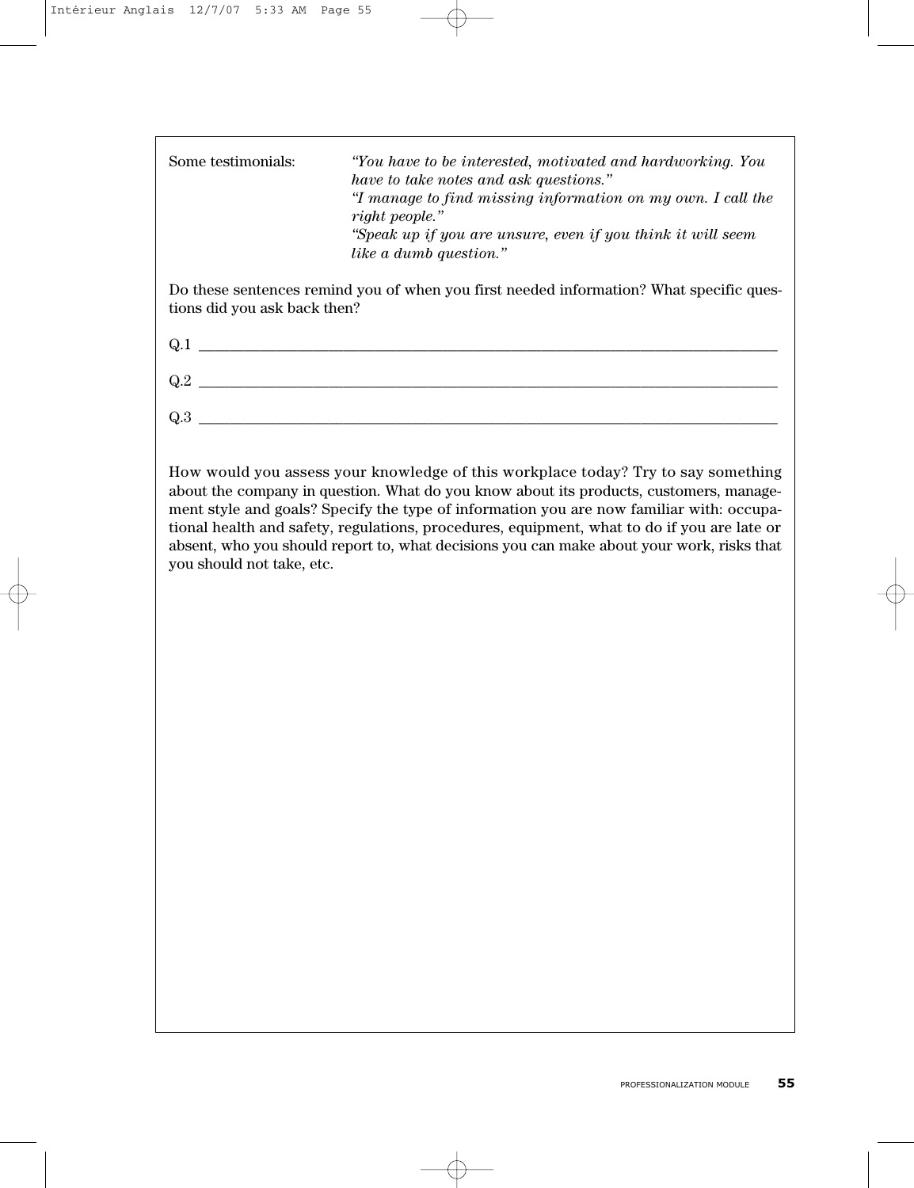Some testimonials: *"You have to be interested, motivated and hardworking. You have to take notes and ask questions."*
*"I manage to find missing information on my own. I call the right people."*
*"Speak up if you are unsure, even if you think it will seem like a dumb question."*

Do these sentences remind you of when you first needed information? What specific questions did you ask back then?

Q.1 ________________________________________________________________

Q.2 ________________________________________________________________

Q.3 ________________________________________________________________

How would you assess your knowledge of this workplace today? Try to say something about the company in question. What do you know about its products, customers, management style and goals? Specify the type of information you are now familiar with: occupational health and safety, regulations, procedures, equipment, what to do if you are late or absent, who you should report to, what decisions you can make about your work, risks that you should not take, etc.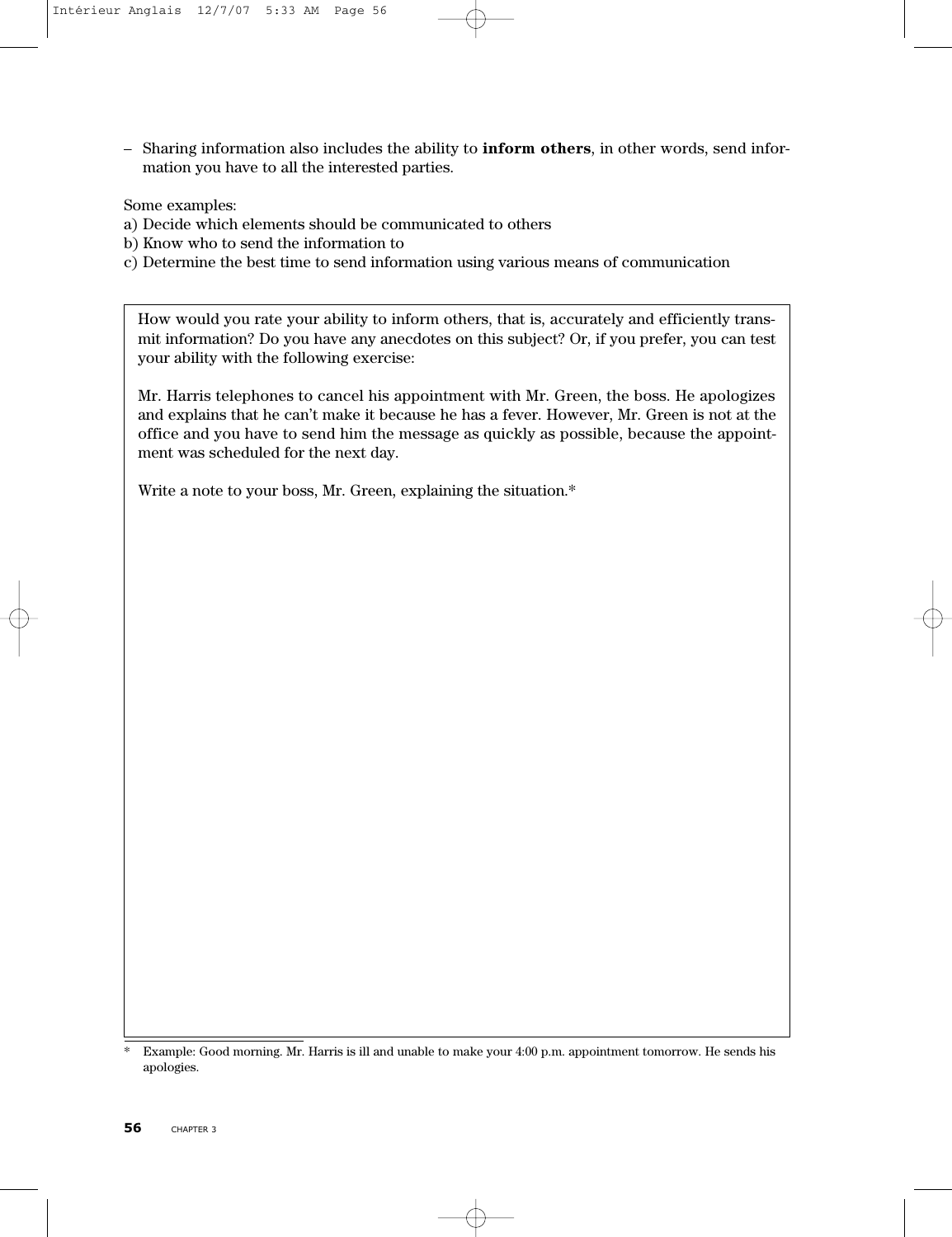– Sharing information also includes the ability to **inform others**, in other words, send information you have to all the interested parties.

Some examples:
a) Decide which elements should be communicated to others
b) Know who to send the information to
c) Determine the best time to send information using various means of communication

How would you rate your ability to inform others, that is, accurately and efficiently transmit information? Do you have any anecdotes on this subject? Or, if you prefer, you can test your ability with the following exercise:

Mr. Harris telephones to cancel his appointment with Mr. Green, the boss. He apologizes and explains that he can't make it because he has a fever. However, Mr. Green is not at the office and you have to send him the message as quickly as possible, because the appointment was scheduled for the next day.

Write a note to your boss, Mr. Green, explaining the situation.*

---

\* Example: Good morning. Mr. Harris is ill and unable to make your 4:00 p.m. appointment tomorrow. He sends his apologies.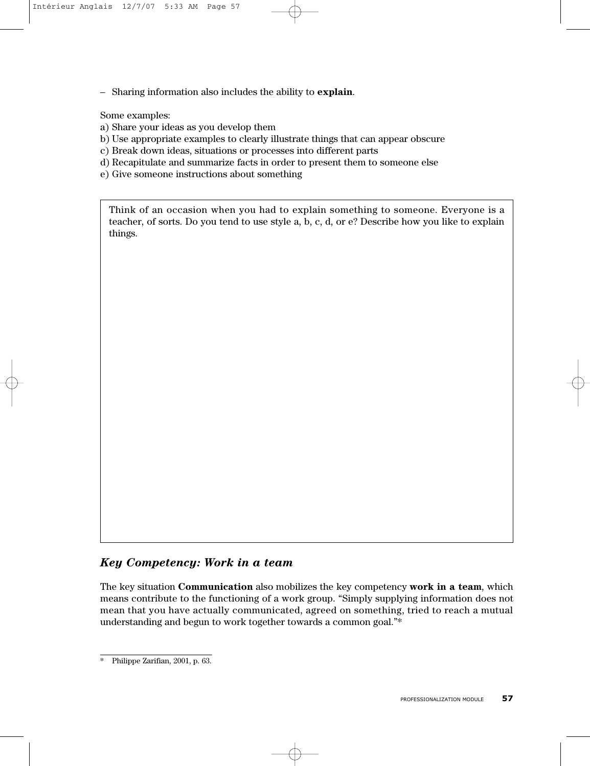– Sharing information also includes the ability to **explain**.

Some examples:
a) Share your ideas as you develop them
b) Use appropriate examples to clearly illustrate things that can appear obscure
c) Break down ideas, situations or processes into different parts
d) Recapitulate and summarize facts in order to present them to someone else
e) Give someone instructions about something

| Think of an occasion when you had to explain something to someone. Everyone is a teacher, of sorts. Do you tend to use style a, b, c, d, or e? Describe how you like to explain things. |
| --- |
| |

### *Key Competency: Work in a team*

The key situation **Communication** also mobilizes the key competency **work in a team**, which means contribute to the functioning of a work group. "Simply supplying information does not mean that you have actually communicated, agreed on something, tried to reach a mutual understanding and begun to work together towards a common goal."*

\* Philippe Zarifian, 2001, p. 63.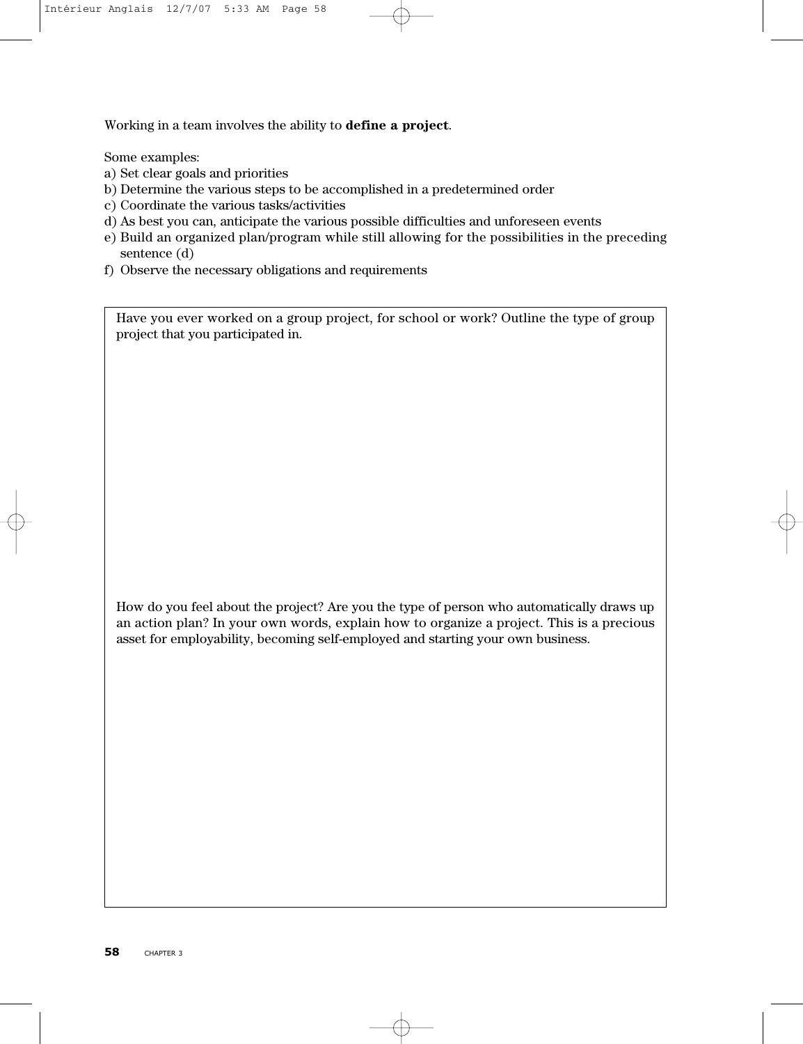Working in a team involves the ability to **define a project**.

Some examples:

a) Set clear goals and priorities
b) Determine the various steps to be accomplished in a predetermined order
c) Coordinate the various tasks/activities
d) As best you can, anticipate the various possible difficulties and unforeseen events
e) Build an organized plan/program while still allowing for the possibilities in the preceding sentence (d)
f) Observe the necessary obligations and requirements

Have you ever worked on a group project, for school or work? Outline the type of group project that you participated in.

How do you feel about the project? Are you the type of person who automatically draws up an action plan? In your own words, explain how to organize a project. This is a precious asset for employability, becoming self-employed and starting your own business.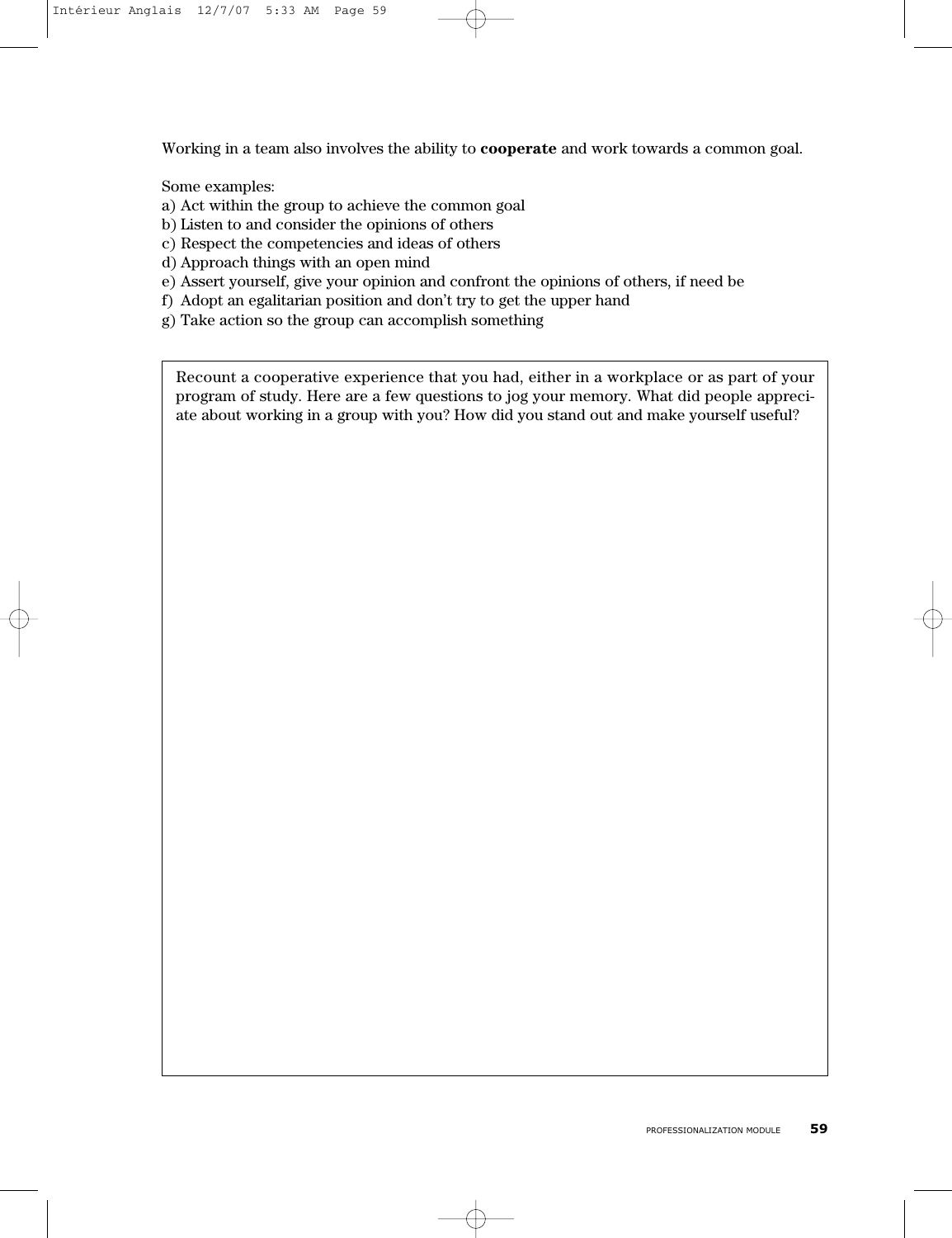Working in a team also involves the ability to **cooperate** and work towards a common goal.

Some examples:

a) Act within the group to achieve the common goal
b) Listen to and consider the opinions of others
c) Respect the competencies and ideas of others
d) Approach things with an open mind
e) Assert yourself, give your opinion and confront the opinions of others, if need be
f) Adopt an egalitarian position and don't try to get the upper hand
g) Take action so the group can accomplish something

Recount a cooperative experience that you had, either in a workplace or as part of your program of study. Here are a few questions to jog your memory. What did people appreciate about working in a group with you? How did you stand out and make yourself useful?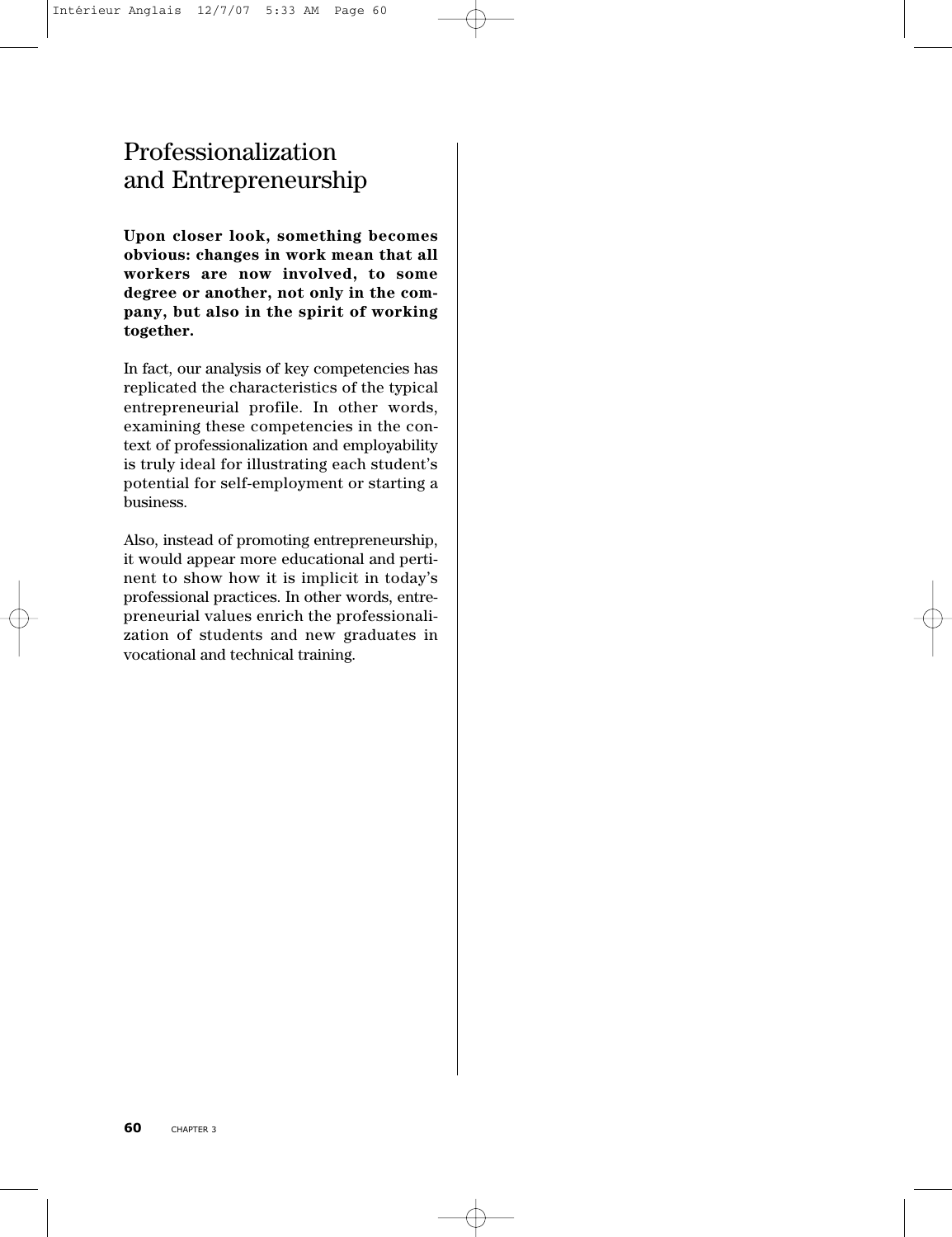# Professionalization and Entrepreneurship

**Upon closer look, something becomes obvious: changes in work mean that all workers are now involved, to some degree or another, not only in the company, but also in the spirit of working together.**

In fact, our analysis of key competencies has replicated the characteristics of the typical entrepreneurial profile. In other words, examining these competencies in the context of professionalization and employability is truly ideal for illustrating each student's potential for self-employment or starting a business.

Also, instead of promoting entrepreneurship, it would appear more educational and pertinent to show how it is implicit in today's professional practices. In other words, entrepreneurial values enrich the professionalization of students and new graduates in vocational and technical training.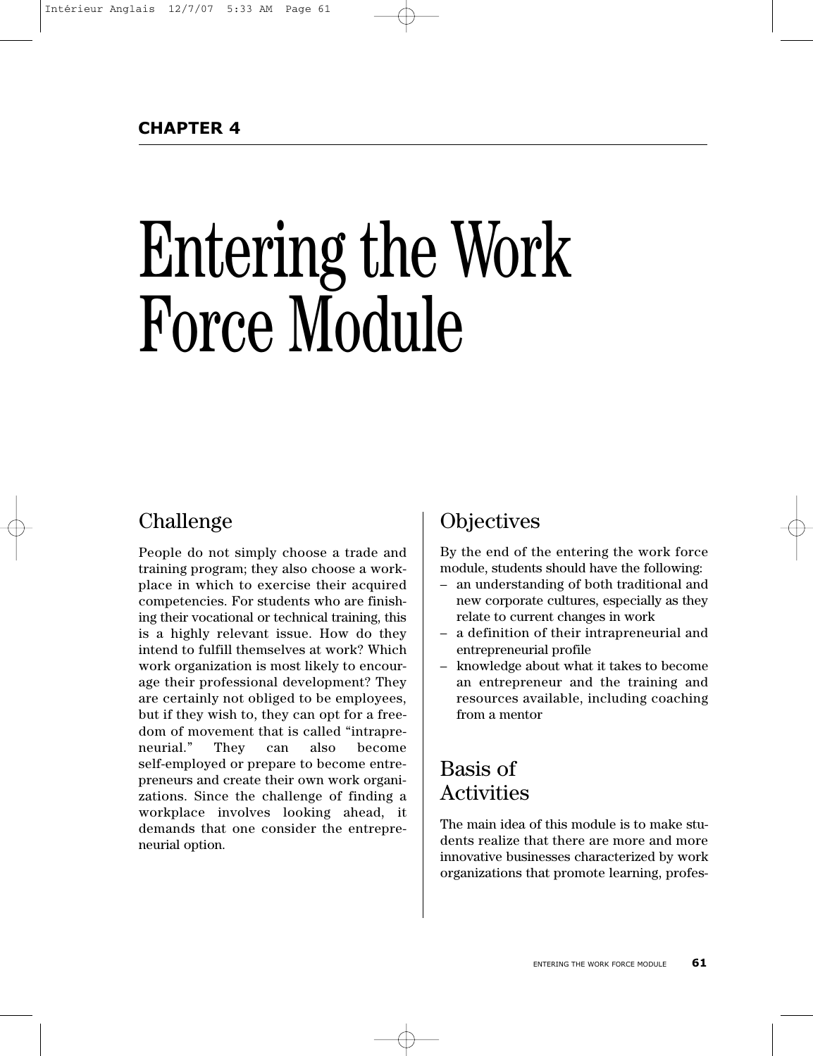**CHAPTER 4**

# Entering the Work Force Module

## Challenge

People do not simply choose a trade and training program; they also choose a workplace in which to exercise their acquired competencies. For students who are finishing their vocational or technical training, this is a highly relevant issue. How do they intend to fulfill themselves at work? Which work organization is most likely to encourage their professional development? They are certainly not obliged to be employees, but if they wish to, they can opt for a freedom of movement that is called "intrapreneurial." They can also become self-employed or prepare to become entrepreneurs and create their own work organizations. Since the challenge of finding a workplace involves looking ahead, it demands that one consider the entrepreneurial option.

## Objectives

By the end of the entering the work force module, students should have the following:

- an understanding of both traditional and new corporate cultures, especially as they relate to current changes in work
- a definition of their intrapreneurial and entrepreneurial profile
- knowledge about what it takes to become an entrepreneur and the training and resources available, including coaching from a mentor

## Basis of Activities

The main idea of this module is to make students realize that there are more and more innovative businesses characterized by work organizations that promote learning, profes-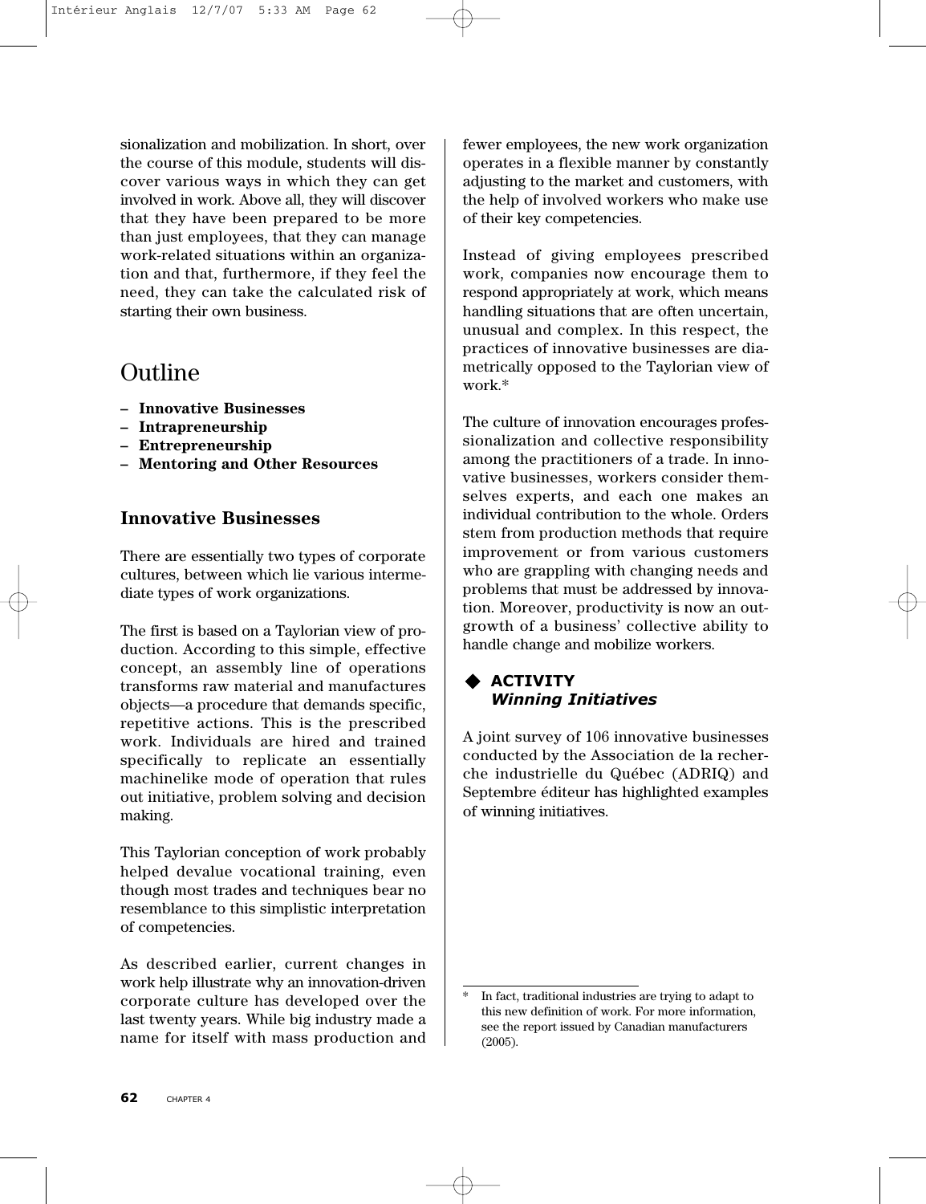sionalization and mobilization. In short, over the course of this module, students will discover various ways in which they can get involved in work. Above all, they will discover that they have been prepared to be more than just employees, that they can manage work-related situations within an organization and that, furthermore, if they feel the need, they can take the calculated risk of starting their own business.

## Outline

- **Innovative Businesses**
- **Intrapreneurship**
- **Entrepreneurship**
- **Mentoring and Other Resources**

### Innovative Businesses

There are essentially two types of corporate cultures, between which lie various intermediate types of work organizations.

The first is based on a Taylorian view of production. According to this simple, effective concept, an assembly line of operations transforms raw material and manufactures objects—a procedure that demands specific, repetitive actions. This is the prescribed work. Individuals are hired and trained specifically to replicate an essentially machinelike mode of operation that rules out initiative, problem solving and decision making.

This Taylorian conception of work probably helped devalue vocational training, even though most trades and techniques bear no resemblance to this simplistic interpretation of competencies.

As described earlier, current changes in work help illustrate why an innovation-driven corporate culture has developed over the last twenty years. While big industry made a name for itself with mass production and fewer employees, the new work organization operates in a flexible manner by constantly adjusting to the market and customers, with the help of involved workers who make use of their key competencies.

Instead of giving employees prescribed work, companies now encourage them to respond appropriately at work, which means handling situations that are often uncertain, unusual and complex. In this respect, the practices of innovative businesses are diametrically opposed to the Taylorian view of work.*

The culture of innovation encourages professionalization and collective responsibility among the practitioners of a trade. In innovative businesses, workers consider themselves experts, and each one makes an individual contribution to the whole. Orders stem from production methods that require improvement or from various customers who are grappling with changing needs and problems that must be addressed by innovation. Moreover, productivity is now an outgrowth of a business' collective ability to handle change and mobilize workers.

◆ **ACTIVITY**
***Winning Initiatives***

A joint survey of 106 innovative businesses conducted by the Association de la recherche industrielle du Québec (ADRIQ) and Septembre éditeur has highlighted examples of winning initiatives.

---

* In fact, traditional industries are trying to adapt to this new definition of work. For more information, see the report issued by Canadian manufacturers (2005).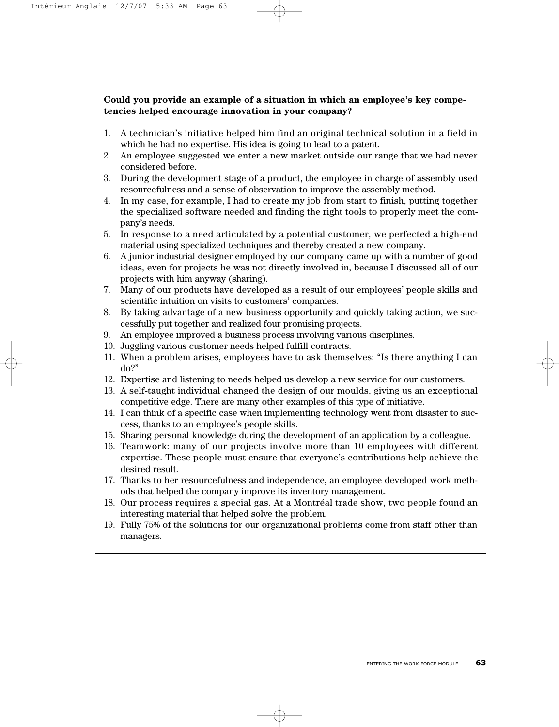**Could you provide an example of a situation in which an employee's key competencies helped encourage innovation in your company?**

1. A technician's initiative helped him find an original technical solution in a field in which he had no expertise. His idea is going to lead to a patent.
2. An employee suggested we enter a new market outside our range that we had never considered before.
3. During the development stage of a product, the employee in charge of assembly used resourcefulness and a sense of observation to improve the assembly method.
4. In my case, for example, I had to create my job from start to finish, putting together the specialized software needed and finding the right tools to properly meet the company's needs.
5. In response to a need articulated by a potential customer, we perfected a high-end material using specialized techniques and thereby created a new company.
6. A junior industrial designer employed by our company came up with a number of good ideas, even for projects he was not directly involved in, because I discussed all of our projects with him anyway (sharing).
7. Many of our products have developed as a result of our employees' people skills and scientific intuition on visits to customers' companies.
8. By taking advantage of a new business opportunity and quickly taking action, we successfully put together and realized four promising projects.
9. An employee improved a business process involving various disciplines.
10. Juggling various customer needs helped fulfill contracts.
11. When a problem arises, employees have to ask themselves: "Is there anything I can do?"
12. Expertise and listening to needs helped us develop a new service for our customers.
13. A self-taught individual changed the design of our moulds, giving us an exceptional competitive edge. There are many other examples of this type of initiative.
14. I can think of a specific case when implementing technology went from disaster to success, thanks to an employee's people skills.
15. Sharing personal knowledge during the development of an application by a colleague.
16. Teamwork: many of our projects involve more than 10 employees with different expertise. These people must ensure that everyone's contributions help achieve the desired result.
17. Thanks to her resourcefulness and independence, an employee developed work methods that helped the company improve its inventory management.
18. Our process requires a special gas. At a Montréal trade show, two people found an interesting material that helped solve the problem.
19. Fully 75% of the solutions for our organizational problems come from staff other than managers.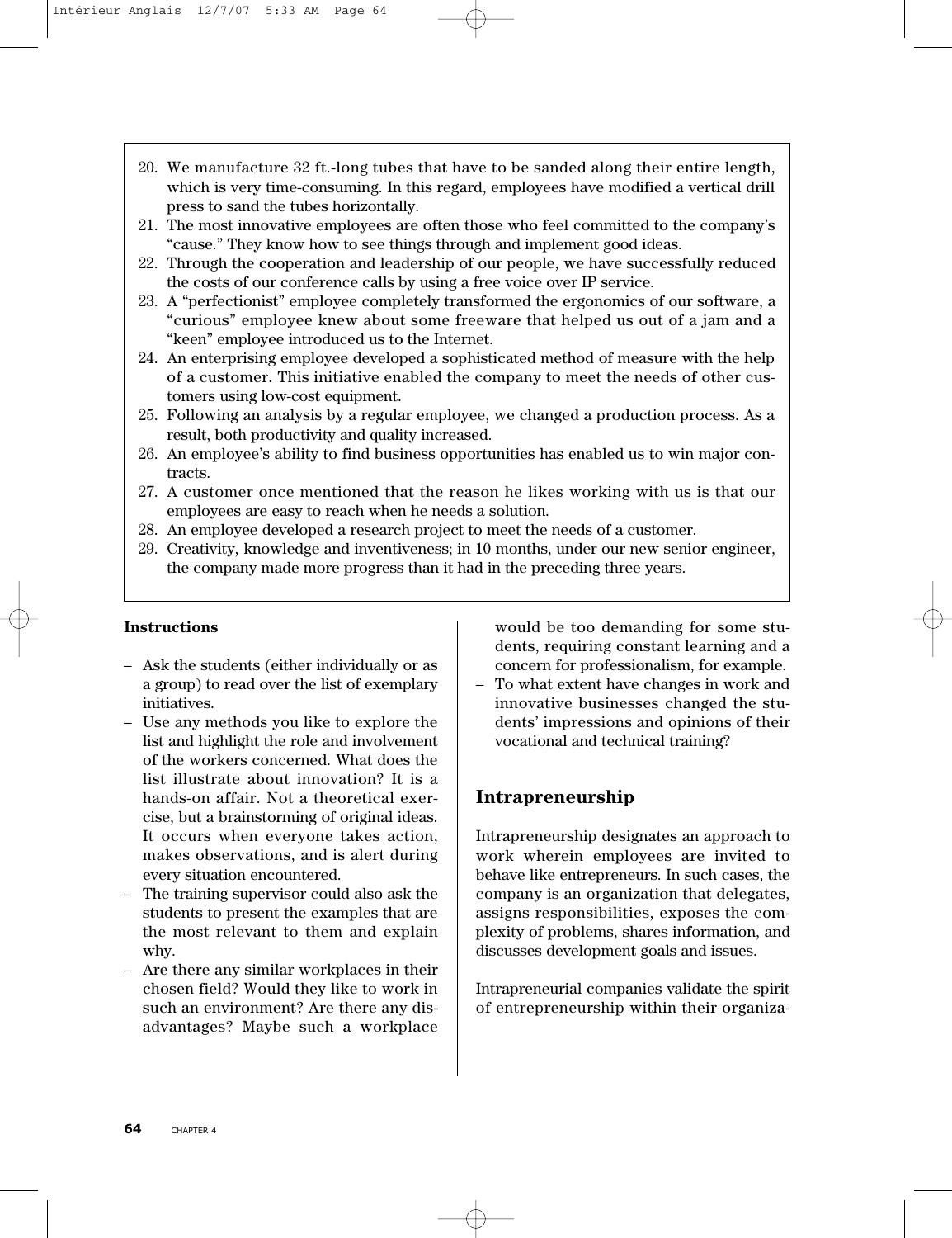20. We manufacture 32 ft.-long tubes that have to be sanded along their entire length, which is very time-consuming. In this regard, employees have modified a vertical drill press to sand the tubes horizontally.
21. The most innovative employees are often those who feel committed to the company's "cause." They know how to see things through and implement good ideas.
22. Through the cooperation and leadership of our people, we have successfully reduced the costs of our conference calls by using a free voice over IP service.
23. A "perfectionist" employee completely transformed the ergonomics of our software, a "curious" employee knew about some freeware that helped us out of a jam and a "keen" employee introduced us to the Internet.
24. An enterprising employee developed a sophisticated method of measure with the help of a customer. This initiative enabled the company to meet the needs of other customers using low-cost equipment.
25. Following an analysis by a regular employee, we changed a production process. As a result, both productivity and quality increased.
26. An employee's ability to find business opportunities has enabled us to win major contracts.
27. A customer once mentioned that the reason he likes working with us is that our employees are easy to reach when he needs a solution.
28. An employee developed a research project to meet the needs of a customer.
29. Creativity, knowledge and inventiveness; in 10 months, under our new senior engineer, the company made more progress than it had in the preceding three years.

**Instructions**

- Ask the students (either individually or as a group) to read over the list of exemplary initiatives.
- Use any methods you like to explore the list and highlight the role and involvement of the workers concerned. What does the list illustrate about innovation? It is a hands-on affair. Not a theoretical exercise, but a brainstorming of original ideas. It occurs when everyone takes action, makes observations, and is alert during every situation encountered.
- The training supervisor could also ask the students to present the examples that are the most relevant to them and explain why.
- Are there any similar workplaces in their chosen field? Would they like to work in such an environment? Are there any disadvantages? Maybe such a workplace would be too demanding for some students, requiring constant learning and a concern for professionalism, for example.
- To what extent have changes in work and innovative businesses changed the students' impressions and opinions of their vocational and technical training?

## Intrapreneurship

Intrapreneurship designates an approach to work wherein employees are invited to behave like entrepreneurs. In such cases, the company is an organization that delegates, assigns responsibilities, exposes the complexity of problems, shares information, and discusses development goals and issues.

Intrapreneurial companies validate the spirit of entrepreneurship within their organiza-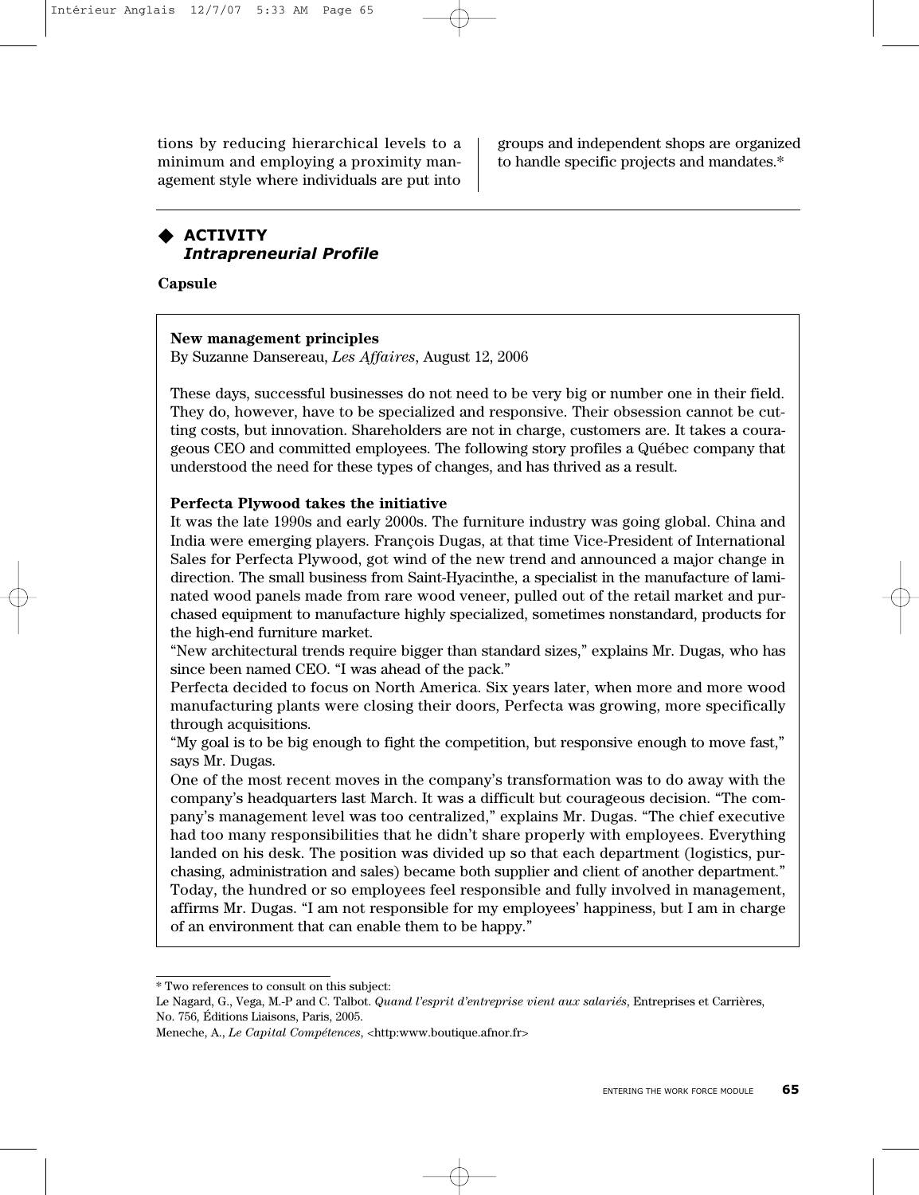tions by reducing hierarchical levels to a minimum and employing a proximity management style where individuals are put into groups and independent shops are organized to handle specific projects and mandates.*

## ◆ ACTIVITY
### *Intrapreneurial Profile*

**Capsule**

**New management principles**
By Suzanne Dansereau, *Les Affaires*, August 12, 2006

These days, successful businesses do not need to be very big or number one in their field. They do, however, have to be specialized and responsive. Their obsession cannot be cutting costs, but innovation. Shareholders are not in charge, customers are. It takes a courageous CEO and committed employees. The following story profiles a Québec company that understood the need for these types of changes, and has thrived as a result.

**Perfecta Plywood takes the initiative**
It was the late 1990s and early 2000s. The furniture industry was going global. China and India were emerging players. François Dugas, at that time Vice-President of International Sales for Perfecta Plywood, got wind of the new trend and announced a major change in direction. The small business from Saint-Hyacinthe, a specialist in the manufacture of laminated wood panels made from rare wood veneer, pulled out of the retail market and purchased equipment to manufacture highly specialized, sometimes nonstandard, products for the high-end furniture market.
"New architectural trends require bigger than standard sizes," explains Mr. Dugas, who has since been named CEO. "I was ahead of the pack."
Perfecta decided to focus on North America. Six years later, when more and more wood manufacturing plants were closing their doors, Perfecta was growing, more specifically through acquisitions.
"My goal is to be big enough to fight the competition, but responsive enough to move fast," says Mr. Dugas.
One of the most recent moves in the company's transformation was to do away with the company's headquarters last March. It was a difficult but courageous decision. "The company's management level was too centralized," explains Mr. Dugas. "The chief executive had too many responsibilities that he didn't share properly with employees. Everything landed on his desk. The position was divided up so that each department (logistics, purchasing, administration and sales) became both supplier and client of another department."
Today, the hundred or so employees feel responsible and fully involved in management, affirms Mr. Dugas. "I am not responsible for my employees' happiness, but I am in charge of an environment that can enable them to be happy."

---

* Two references to consult on this subject:
Le Nagard, G., Vega, M.-P and C. Talbot. *Quand l'esprit d'entreprise vient aux salariés*, Entreprises et Carrières, No. 756, Éditions Liaisons, Paris, 2005.
Meneche, A., *Le Capital Compétences*, <http:www.boutique.afnor.fr>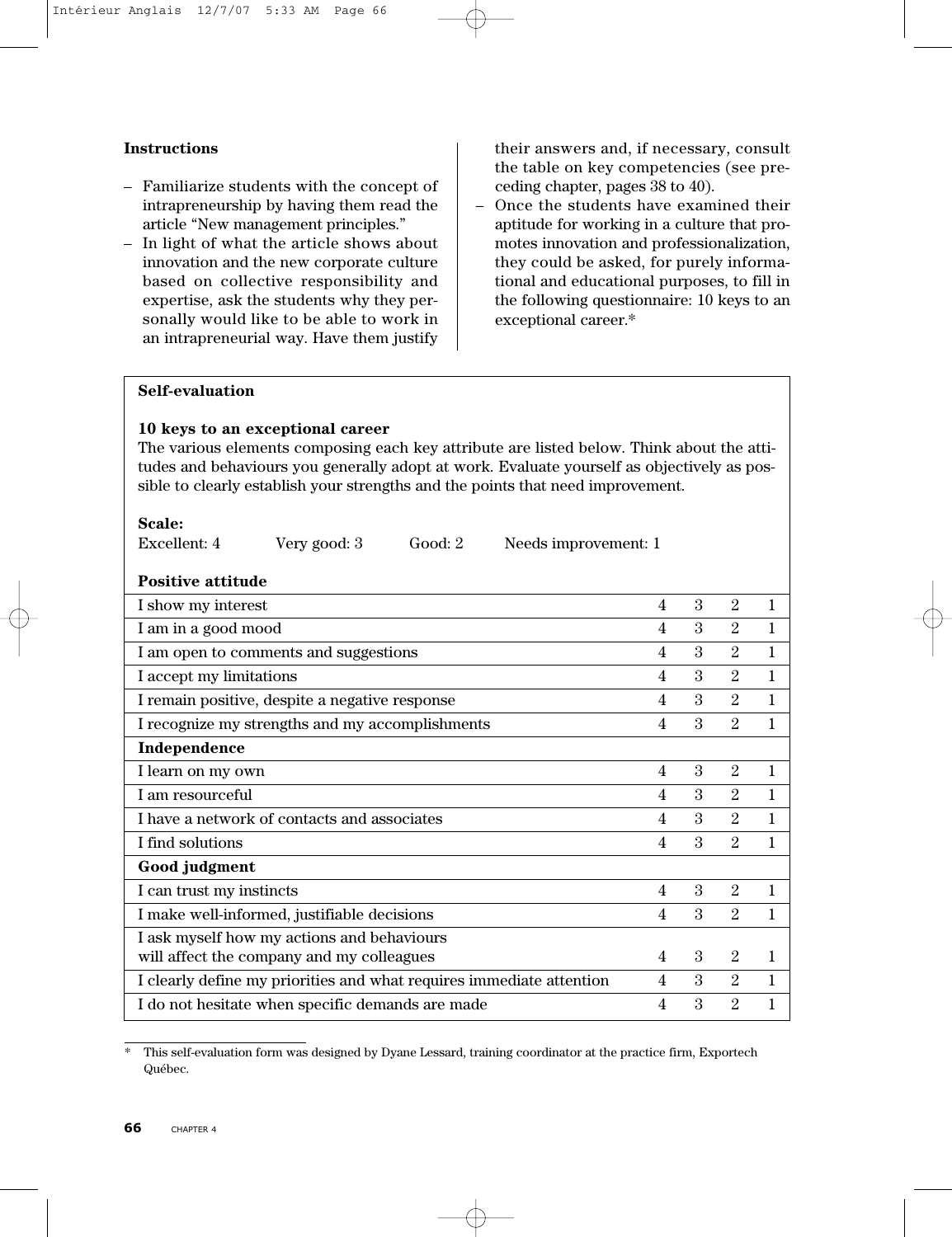**Instructions**

- Familiarize students with the concept of intrapreneurship by having them read the article "New management principles."
- In light of what the article shows about innovation and the new corporate culture based on collective responsibility and expertise, ask the students why they personally would like to be able to work in an intrapreneurial way. Have them justify their answers and, if necessary, consult the table on key competencies (see preceding chapter, pages 38 to 40).
- Once the students have examined their aptitude for working in a culture that promotes innovation and professionalization, they could be asked, for purely informational and educational purposes, to fill in the following questionnaire: 10 keys to an exceptional career.*

**Self-evaluation**

**10 keys to an exceptional career**

The various elements composing each key attribute are listed below. Think about the attitudes and behaviours you generally adopt at work. Evaluate yourself as objectively as possible to clearly establish your strengths and the points that need improvement.

**Scale:**

Excellent: 4 Very good: 3 Good: 2 Needs improvement: 1

| **Positive attitude** | | | | |
|---|---|---|---|---|
| I show my interest | 4 | 3 | 2 | 1 |
| I am in a good mood | 4 | 3 | 2 | 1 |
| I am open to comments and suggestions | 4 | 3 | 2 | 1 |
| I accept my limitations | 4 | 3 | 2 | 1 |
| I remain positive, despite a negative response | 4 | 3 | 2 | 1 |
| I recognize my strengths and my accomplishments | 4 | 3 | 2 | 1 |
| **Independence** | | | | |
| I learn on my own | 4 | 3 | 2 | 1 |
| I am resourceful | 4 | 3 | 2 | 1 |
| I have a network of contacts and associates | 4 | 3 | 2 | 1 |
| I find solutions | 4 | 3 | 2 | 1 |
| **Good judgment** | | | | |
| I can trust my instincts | 4 | 3 | 2 | 1 |
| I make well-informed, justifiable decisions | 4 | 3 | 2 | 1 |
| I ask myself how my actions and behaviours will affect the company and my colleagues | 4 | 3 | 2 | 1 |
| I clearly define my priorities and what requires immediate attention | 4 | 3 | 2 | 1 |
| I do not hesitate when specific demands are made | 4 | 3 | 2 | 1 |

\* This self-evaluation form was designed by Dyane Lessard, training coordinator at the practice firm, Exportech Québec.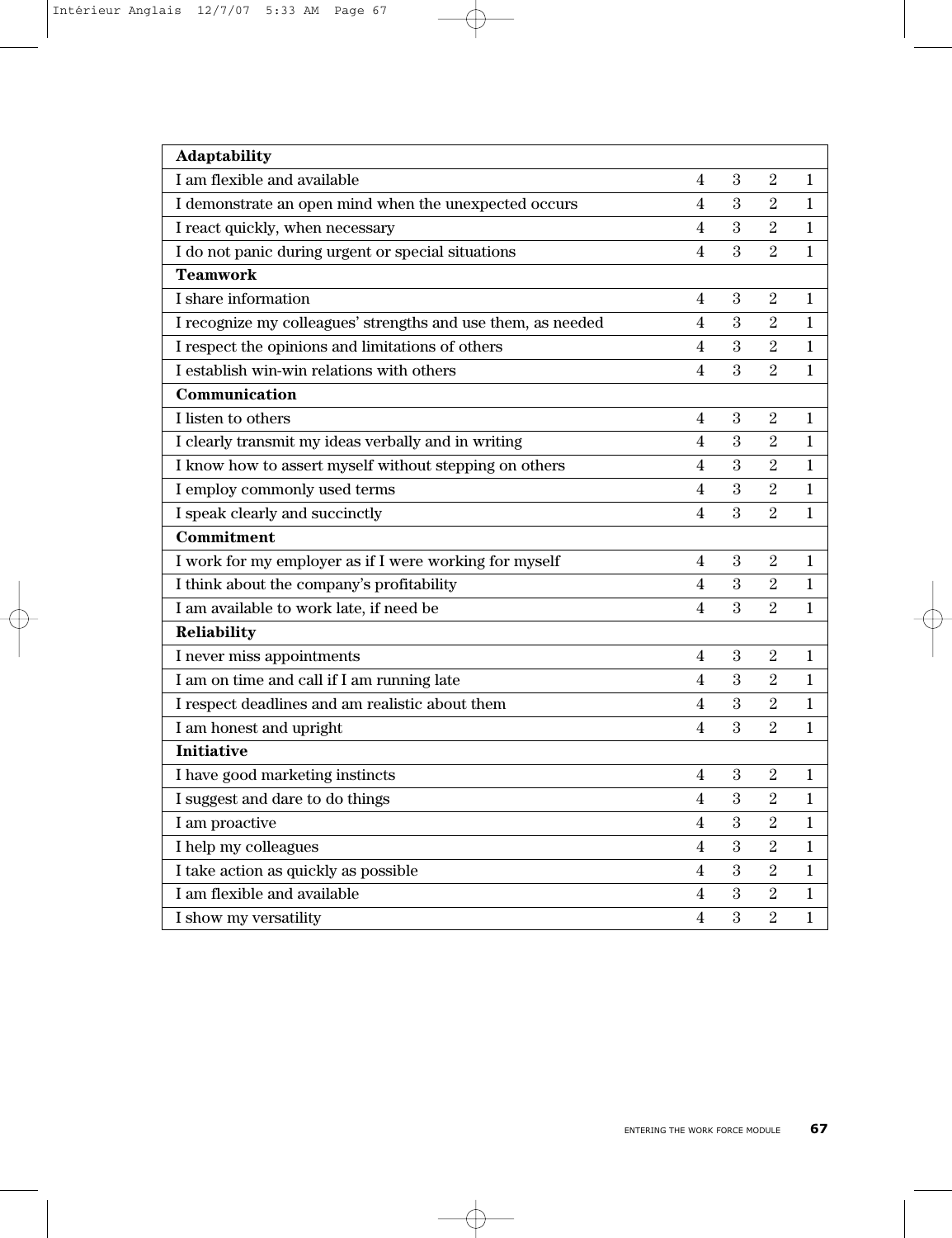| **Adaptability** | | | | |
|---|---|---|---|---|
| I am flexible and available | 4 | 3 | 2 | 1 |
| I demonstrate an open mind when the unexpected occurs | 4 | 3 | 2 | 1 |
| I react quickly, when necessary | 4 | 3 | 2 | 1 |
| I do not panic during urgent or special situations | 4 | 3 | 2 | 1 |
| **Teamwork** | | | | |
| I share information | 4 | 3 | 2 | 1 |
| I recognize my colleagues' strengths and use them, as needed | 4 | 3 | 2 | 1 |
| I respect the opinions and limitations of others | 4 | 3 | 2 | 1 |
| I establish win-win relations with others | 4 | 3 | 2 | 1 |
| **Communication** | | | | |
| I listen to others | 4 | 3 | 2 | 1 |
| I clearly transmit my ideas verbally and in writing | 4 | 3 | 2 | 1 |
| I know how to assert myself without stepping on others | 4 | 3 | 2 | 1 |
| I employ commonly used terms | 4 | 3 | 2 | 1 |
| I speak clearly and succinctly | 4 | 3 | 2 | 1 |
| **Commitment** | | | | |
| I work for my employer as if I were working for myself | 4 | 3 | 2 | 1 |
| I think about the company's profitability | 4 | 3 | 2 | 1 |
| I am available to work late, if need be | 4 | 3 | 2 | 1 |
| **Reliability** | | | | |
| I never miss appointments | 4 | 3 | 2 | 1 |
| I am on time and call if I am running late | 4 | 3 | 2 | 1 |
| I respect deadlines and am realistic about them | 4 | 3 | 2 | 1 |
| I am honest and upright | 4 | 3 | 2 | 1 |
| **Initiative** | | | | |
| I have good marketing instincts | 4 | 3 | 2 | 1 |
| I suggest and dare to do things | 4 | 3 | 2 | 1 |
| I am proactive | 4 | 3 | 2 | 1 |
| I help my colleagues | 4 | 3 | 2 | 1 |
| I take action as quickly as possible | 4 | 3 | 2 | 1 |
| I am flexible and available | 4 | 3 | 2 | 1 |
| I show my versatility | 4 | 3 | 2 | 1 |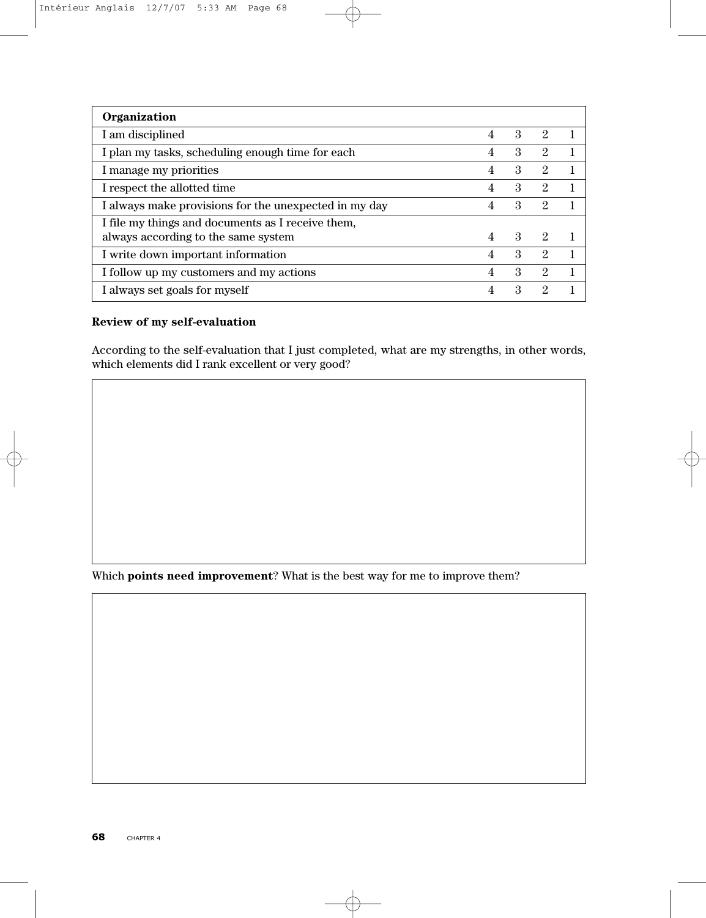| Organization | | | | |
|---|---|---|---|---|
| I am disciplined | 4 | 3 | 2 | 1 |
| I plan my tasks, scheduling enough time for each | 4 | 3 | 2 | 1 |
| I manage my priorities | 4 | 3 | 2 | 1 |
| I respect the allotted time | 4 | 3 | 2 | 1 |
| I always make provisions for the unexpected in my day | 4 | 3 | 2 | 1 |
| I file my things and documents as I receive them, always according to the same system | 4 | 3 | 2 | 1 |
| I write down important information | 4 | 3 | 2 | 1 |
| I follow up my customers and my actions | 4 | 3 | 2 | 1 |
| I always set goals for myself | 4 | 3 | 2 | 1 |

**Review of my self-evaluation**

According to the self-evaluation that I just completed, what are my strengths, in other words, which elements did I rank excellent or very good?

Which **points need improvement**? What is the best way for me to improve them?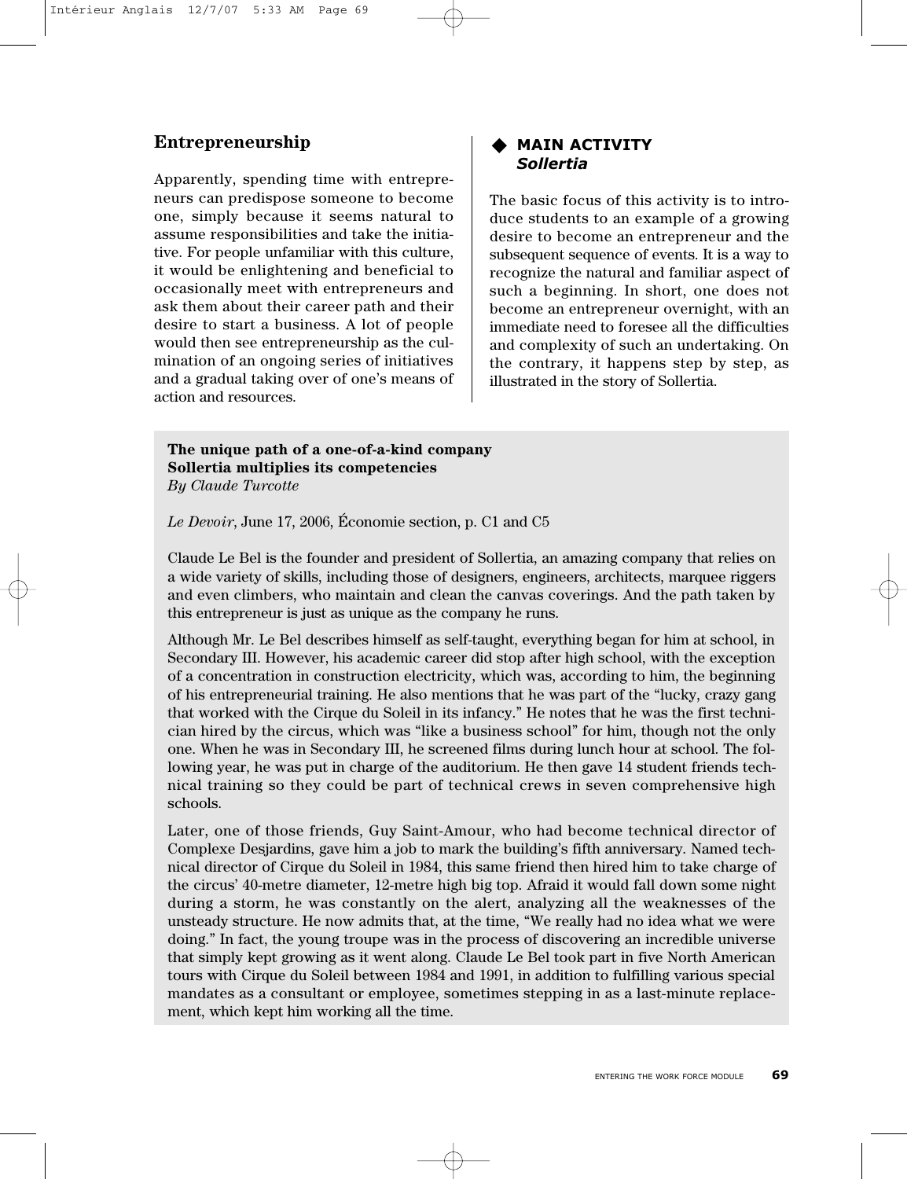## Entrepreneurship

Apparently, spending time with entrepreneurs can predispose someone to become one, simply because it seems natural to assume responsibilities and take the initiative. For people unfamiliar with this culture, it would be enlightening and beneficial to occasionally meet with entrepreneurs and ask them about their career path and their desire to start a business. A lot of people would then see entrepreneurship as the culmination of an ongoing series of initiatives and a gradual taking over of one's means of action and resources.

## ◆ MAIN ACTIVITY *Sollertia*

The basic focus of this activity is to introduce students to an example of a growing desire to become an entrepreneur and the subsequent sequence of events. It is a way to recognize the natural and familiar aspect of such a beginning. In short, one does not become an entrepreneur overnight, with an immediate need to foresee all the difficulties and complexity of such an undertaking. On the contrary, it happens step by step, as illustrated in the story of Sollertia.

**The unique path of a one-of-a-kind company**
**Sollertia multiplies its competencies**
*By Claude Turcotte*

*Le Devoir*, June 17, 2006, Économie section, p. C1 and C5

Claude Le Bel is the founder and president of Sollertia, an amazing company that relies on a wide variety of skills, including those of designers, engineers, architects, marquee riggers and even climbers, who maintain and clean the canvas coverings. And the path taken by this entrepreneur is just as unique as the company he runs.

Although Mr. Le Bel describes himself as self-taught, everything began for him at school, in Secondary III. However, his academic career did stop after high school, with the exception of a concentration in construction electricity, which was, according to him, the beginning of his entrepreneurial training. He also mentions that he was part of the "lucky, crazy gang that worked with the Cirque du Soleil in its infancy." He notes that he was the first technician hired by the circus, which was "like a business school" for him, though not the only one. When he was in Secondary III, he screened films during lunch hour at school. The following year, he was put in charge of the auditorium. He then gave 14 student friends technical training so they could be part of technical crews in seven comprehensive high schools.

Later, one of those friends, Guy Saint-Amour, who had become technical director of Complexe Desjardins, gave him a job to mark the building's fifth anniversary. Named technical director of Cirque du Soleil in 1984, this same friend then hired him to take charge of the circus' 40-metre diameter, 12-metre high big top. Afraid it would fall down some night during a storm, he was constantly on the alert, analyzing all the weaknesses of the unsteady structure. He now admits that, at the time, "We really had no idea what we were doing." In fact, the young troupe was in the process of discovering an incredible universe that simply kept growing as it went along. Claude Le Bel took part in five North American tours with Cirque du Soleil between 1984 and 1991, in addition to fulfilling various special mandates as a consultant or employee, sometimes stepping in as a last-minute replacement, which kept him working all the time.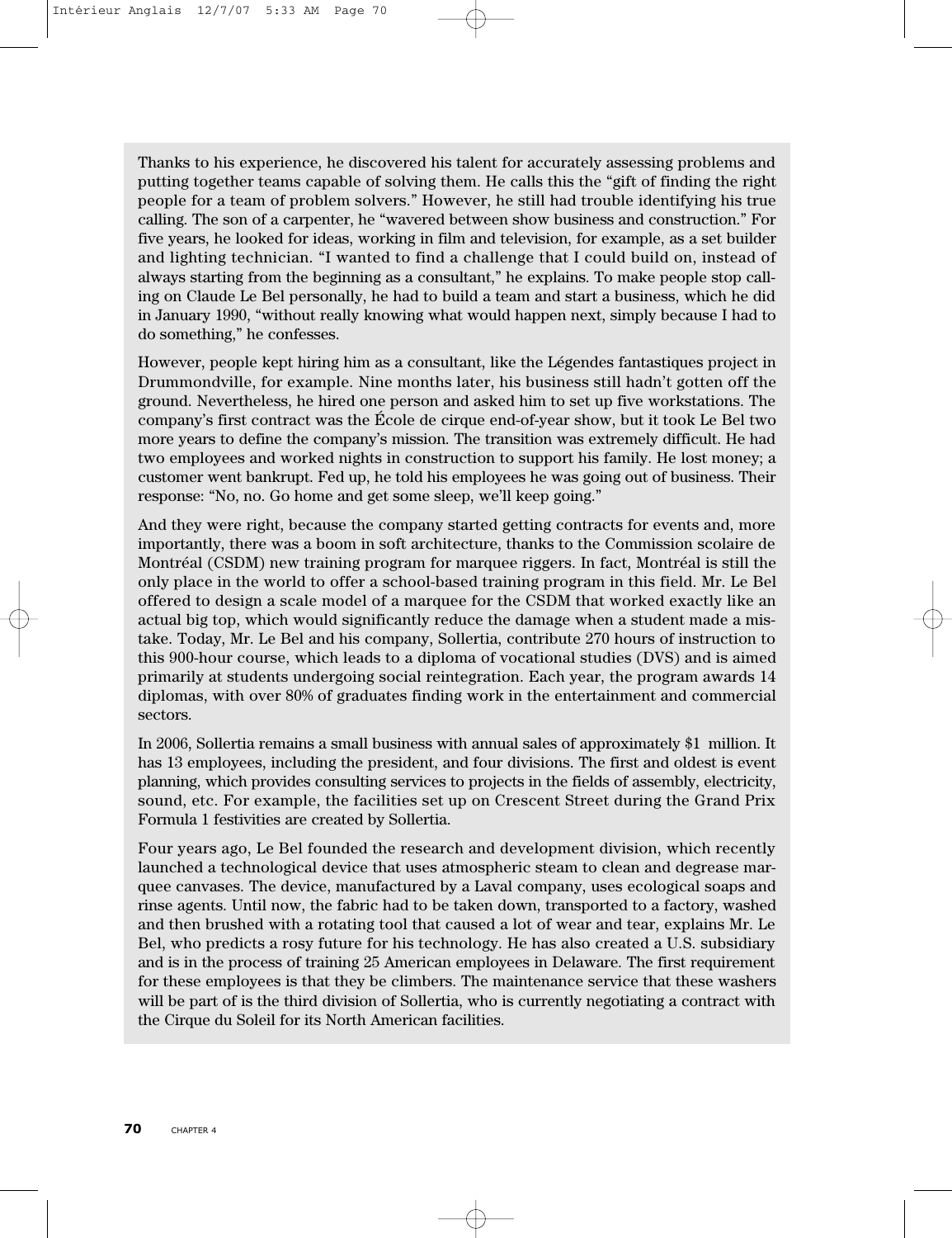Thanks to his experience, he discovered his talent for accurately assessing problems and putting together teams capable of solving them. He calls this the "gift of finding the right people for a team of problem solvers." However, he still had trouble identifying his true calling. The son of a carpenter, he "wavered between show business and construction." For five years, he looked for ideas, working in film and television, for example, as a set builder and lighting technician. "I wanted to find a challenge that I could build on, instead of always starting from the beginning as a consultant," he explains. To make people stop calling on Claude Le Bel personally, he had to build a team and start a business, which he did in January 1990, "without really knowing what would happen next, simply because I had to do something," he confesses.

However, people kept hiring him as a consultant, like the Légendes fantastiques project in Drummondville, for example. Nine months later, his business still hadn't gotten off the ground. Nevertheless, he hired one person and asked him to set up five workstations. The company's first contract was the École de cirque end-of-year show, but it took Le Bel two more years to define the company's mission. The transition was extremely difficult. He had two employees and worked nights in construction to support his family. He lost money; a customer went bankrupt. Fed up, he told his employees he was going out of business. Their response: "No, no. Go home and get some sleep, we'll keep going."

And they were right, because the company started getting contracts for events and, more importantly, there was a boom in soft architecture, thanks to the Commission scolaire de Montréal (CSDM) new training program for marquee riggers. In fact, Montréal is still the only place in the world to offer a school-based training program in this field. Mr. Le Bel offered to design a scale model of a marquee for the CSDM that worked exactly like an actual big top, which would significantly reduce the damage when a student made a mistake. Today, Mr. Le Bel and his company, Sollertia, contribute 270 hours of instruction to this 900-hour course, which leads to a diploma of vocational studies (DVS) and is aimed primarily at students undergoing social reintegration. Each year, the program awards 14 diplomas, with over 80% of graduates finding work in the entertainment and commercial sectors.

In 2006, Sollertia remains a small business with annual sales of approximately $1 million. It has 13 employees, including the president, and four divisions. The first and oldest is event planning, which provides consulting services to projects in the fields of assembly, electricity, sound, etc. For example, the facilities set up on Crescent Street during the Grand Prix Formula 1 festivities are created by Sollertia.

Four years ago, Le Bel founded the research and development division, which recently launched a technological device that uses atmospheric steam to clean and degrease marquee canvases. The device, manufactured by a Laval company, uses ecological soaps and rinse agents. Until now, the fabric had to be taken down, transported to a factory, washed and then brushed with a rotating tool that caused a lot of wear and tear, explains Mr. Le Bel, who predicts a rosy future for his technology. He has also created a U.S. subsidiary and is in the process of training 25 American employees in Delaware. The first requirement for these employees is that they be climbers. The maintenance service that these washers will be part of is the third division of Sollertia, who is currently negotiating a contract with the Cirque du Soleil for its North American facilities.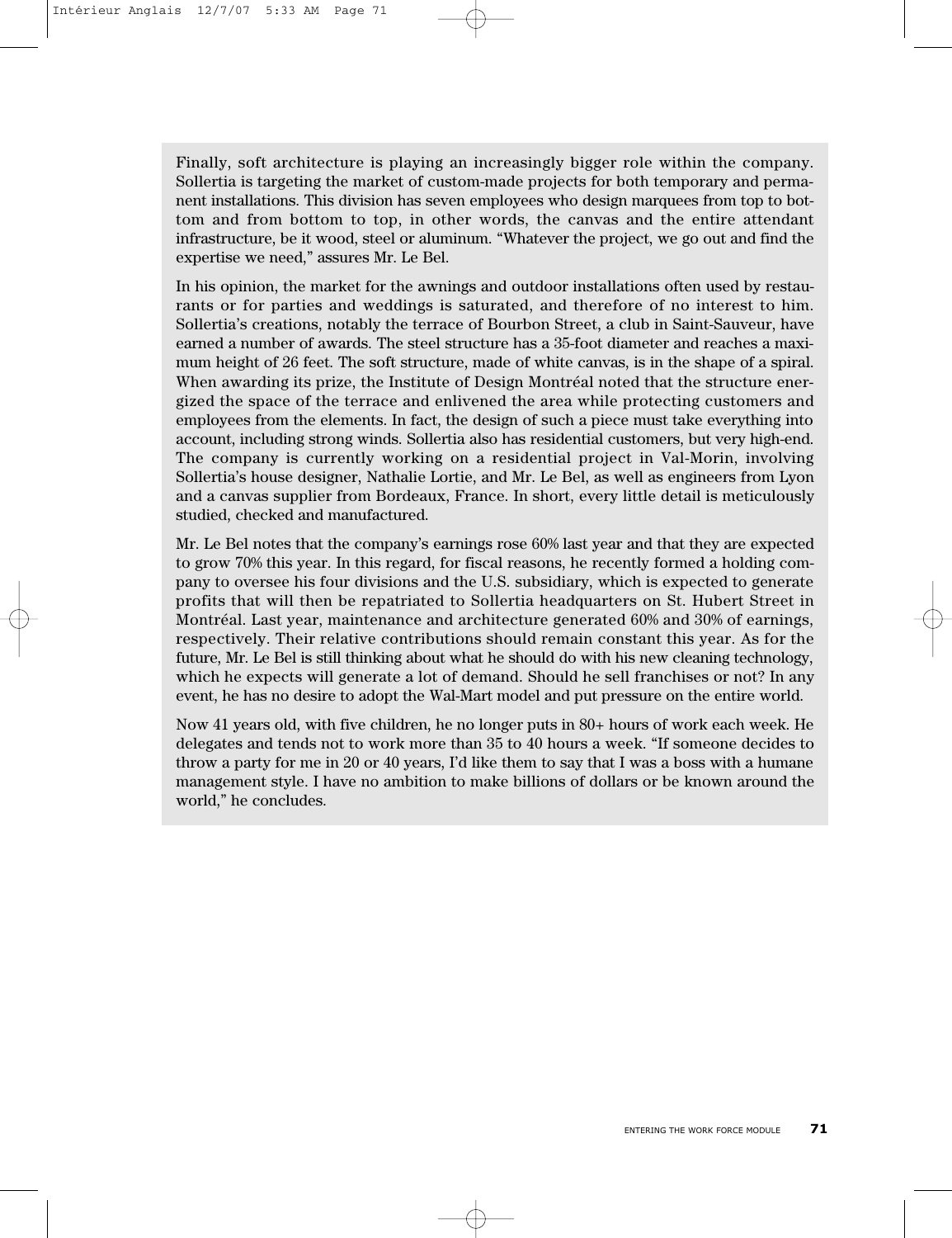Finally, soft architecture is playing an increasingly bigger role within the company. Sollertia is targeting the market of custom-made projects for both temporary and permanent installations. This division has seven employees who design marquees from top to bottom and from bottom to top, in other words, the canvas and the entire attendant infrastructure, be it wood, steel or aluminum. "Whatever the project, we go out and find the expertise we need," assures Mr. Le Bel.

In his opinion, the market for the awnings and outdoor installations often used by restaurants or for parties and weddings is saturated, and therefore of no interest to him. Sollertia's creations, notably the terrace of Bourbon Street, a club in Saint-Sauveur, have earned a number of awards. The steel structure has a 35-foot diameter and reaches a maximum height of 26 feet. The soft structure, made of white canvas, is in the shape of a spiral. When awarding its prize, the Institute of Design Montréal noted that the structure energized the space of the terrace and enlivened the area while protecting customers and employees from the elements. In fact, the design of such a piece must take everything into account, including strong winds. Sollertia also has residential customers, but very high-end. The company is currently working on a residential project in Val-Morin, involving Sollertia's house designer, Nathalie Lortie, and Mr. Le Bel, as well as engineers from Lyon and a canvas supplier from Bordeaux, France. In short, every little detail is meticulously studied, checked and manufactured.

Mr. Le Bel notes that the company's earnings rose 60% last year and that they are expected to grow 70% this year. In this regard, for fiscal reasons, he recently formed a holding company to oversee his four divisions and the U.S. subsidiary, which is expected to generate profits that will then be repatriated to Sollertia headquarters on St. Hubert Street in Montréal. Last year, maintenance and architecture generated 60% and 30% of earnings, respectively. Their relative contributions should remain constant this year. As for the future, Mr. Le Bel is still thinking about what he should do with his new cleaning technology, which he expects will generate a lot of demand. Should he sell franchises or not? In any event, he has no desire to adopt the Wal-Mart model and put pressure on the entire world.

Now 41 years old, with five children, he no longer puts in 80+ hours of work each week. He delegates and tends not to work more than 35 to 40 hours a week. "If someone decides to throw a party for me in 20 or 40 years, I'd like them to say that I was a boss with a humane management style. I have no ambition to make billions of dollars or be known around the world," he concludes.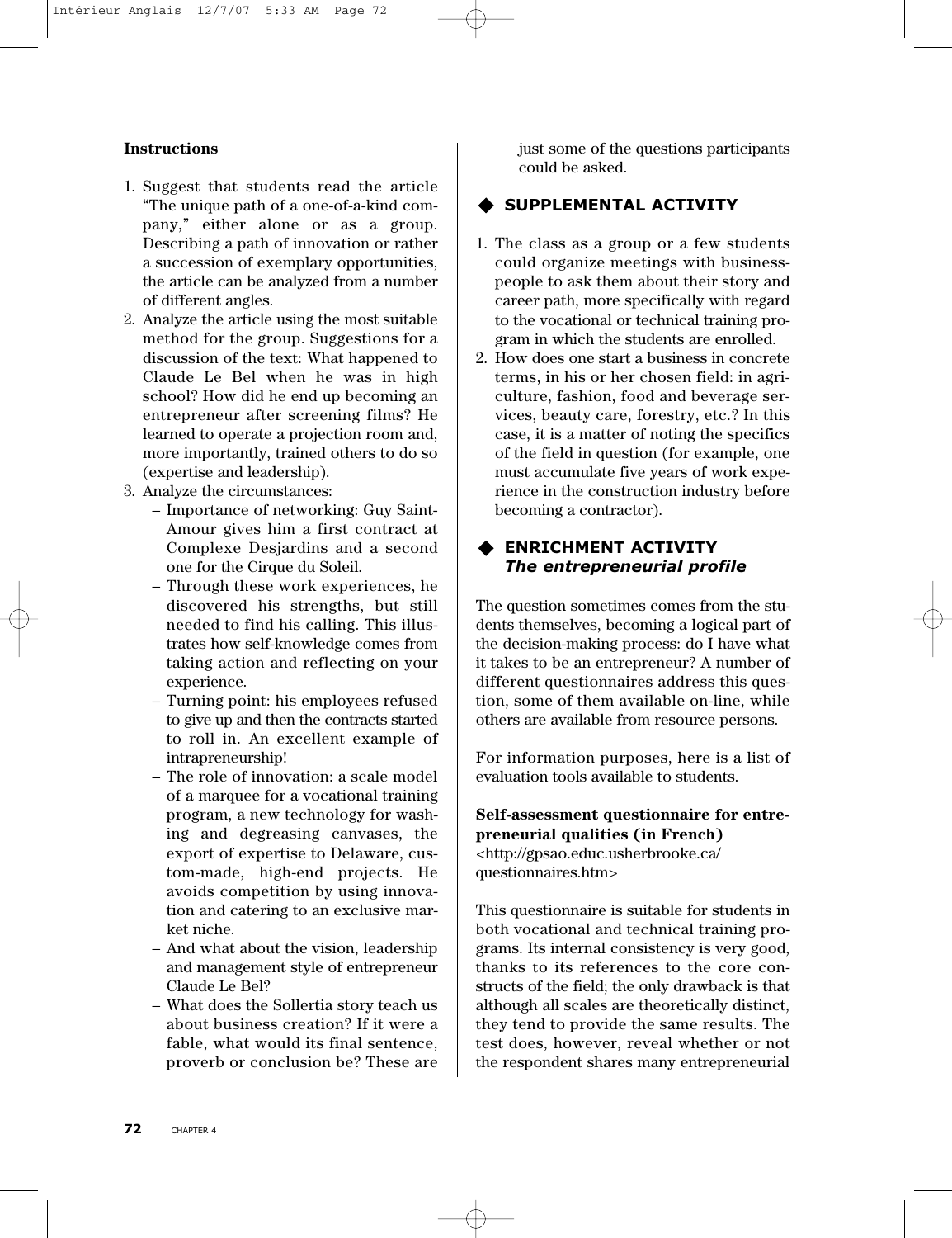**Instructions**

1. Suggest that students read the article "The unique path of a one-of-a-kind company," either alone or as a group. Describing a path of innovation or rather a succession of exemplary opportunities, the article can be analyzed from a number of different angles.
2. Analyze the article using the most suitable method for the group. Suggestions for a discussion of the text: What happened to Claude Le Bel when he was in high school? How did he end up becoming an entrepreneur after screening films? He learned to operate a projection room and, more importantly, trained others to do so (expertise and leadership).
3. Analyze the circumstances:
   - Importance of networking: Guy Saint-Amour gives him a first contract at Complexe Desjardins and a second one for the Cirque du Soleil.
   - Through these work experiences, he discovered his strengths, but still needed to find his calling. This illustrates how self-knowledge comes from taking action and reflecting on your experience.
   - Turning point: his employees refused to give up and then the contracts started to roll in. An excellent example of intrapreneurship!
   - The role of innovation: a scale model of a marquee for a vocational training program, a new technology for washing and degreasing canvases, the export of expertise to Delaware, custom-made, high-end projects. He avoids competition by using innovation and catering to an exclusive market niche.
   - And what about the vision, leadership and management style of entrepreneur Claude Le Bel?
   - What does the Sollertia story teach us about business creation? If it were a fable, what would its final sentence, proverb or conclusion be? These are just some of the questions participants could be asked.

## ◆ SUPPLEMENTAL ACTIVITY

1. The class as a group or a few students could organize meetings with business-people to ask them about their story and career path, more specifically with regard to the vocational or technical training program in which the students are enrolled.
2. How does one start a business in concrete terms, in his or her chosen field: in agriculture, fashion, food and beverage services, beauty care, forestry, etc.? In this case, it is a matter of noting the specifics of the field in question (for example, one must accumulate five years of work experience in the construction industry before becoming a contractor).

## ◆ ENRICHMENT ACTIVITY
### *The entrepreneurial profile*

The question sometimes comes from the students themselves, becoming a logical part of the decision-making process: do I have what it takes to be an entrepreneur? A number of different questionnaires address this question, some of them available on-line, while others are available from resource persons.

For information purposes, here is a list of evaluation tools available to students.

**Self-assessment questionnaire for entrepreneurial qualities (in French)**
<http://gpsao.educ.usherbrooke.ca/questionnaires.htm>

This questionnaire is suitable for students in both vocational and technical training programs. Its internal consistency is very good, thanks to its references to the core constructs of the field; the only drawback is that although all scales are theoretically distinct, they tend to provide the same results. The test does, however, reveal whether or not the respondent shares many entrepreneurial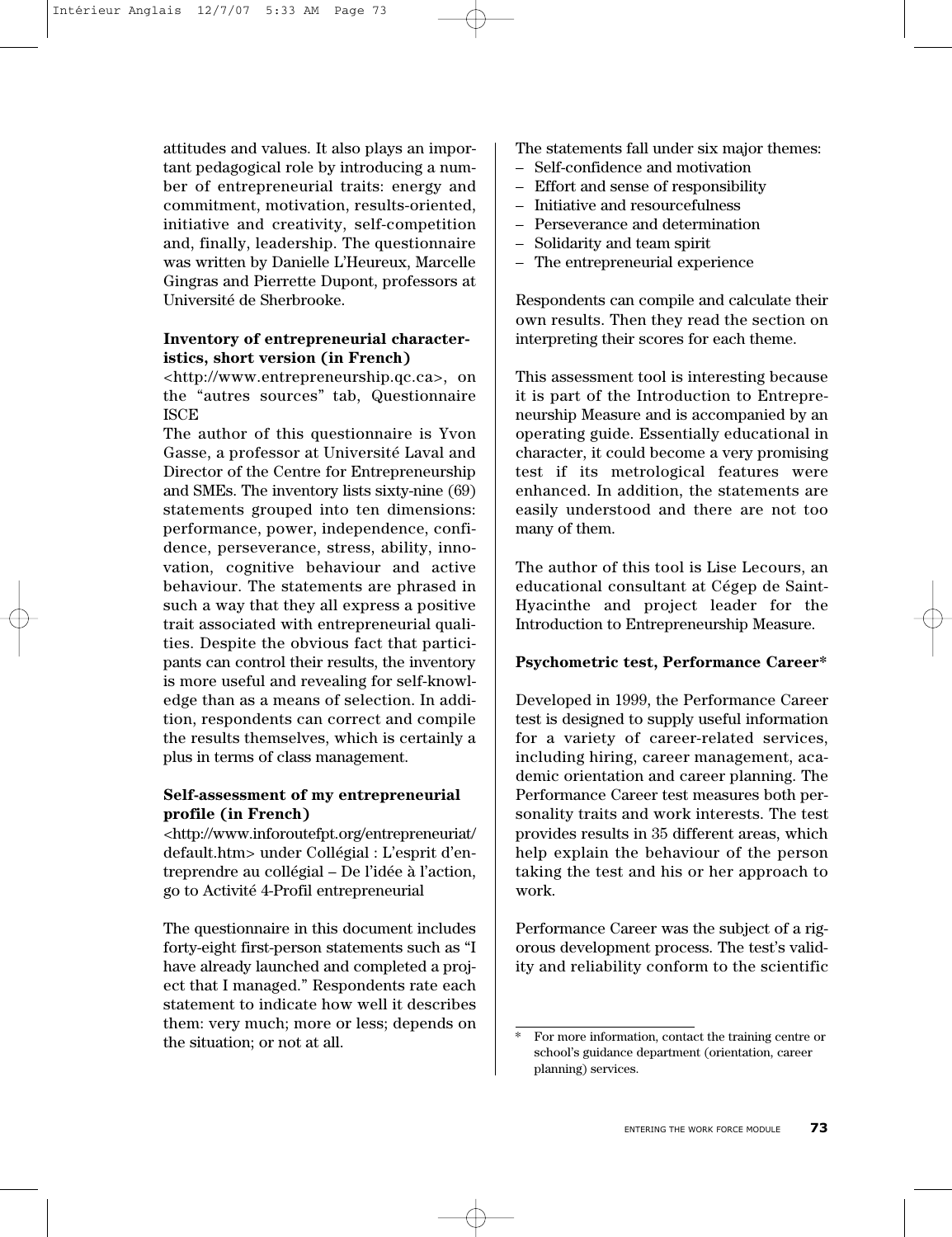attitudes and values. It also plays an important pedagogical role by introducing a number of entrepreneurial traits: energy and commitment, motivation, results-oriented, initiative and creativity, self-competition and, finally, leadership. The questionnaire was written by Danielle L'Heureux, Marcelle Gingras and Pierrette Dupont, professors at Université de Sherbrooke.

**Inventory of entrepreneurial characteristics, short version (in French)**

<http://www.entrepreneurship.qc.ca>, on the "autres sources" tab, Questionnaire ISCE

The author of this questionnaire is Yvon Gasse, a professor at Université Laval and Director of the Centre for Entrepreneurship and SMEs. The inventory lists sixty-nine (69) statements grouped into ten dimensions: performance, power, independence, confidence, perseverance, stress, ability, innovation, cognitive behaviour and active behaviour. The statements are phrased in such a way that they all express a positive trait associated with entrepreneurial qualities. Despite the obvious fact that participants can control their results, the inventory is more useful and revealing for self-knowledge than as a means of selection. In addition, respondents can correct and compile the results themselves, which is certainly a plus in terms of class management.

**Self-assessment of my entrepreneurial profile (in French)**

<http://www.inforoutefpt.org/entrepreneuriat/default.htm> under Collégial : L'esprit d'entreprendre au collégial – De l'idée à l'action, go to Activité 4-Profil entrepreneurial

The questionnaire in this document includes forty-eight first-person statements such as "I have already launched and completed a project that I managed." Respondents rate each statement to indicate how well it describes them: very much; more or less; depends on the situation; or not at all.

The statements fall under six major themes:

- Self-confidence and motivation
- Effort and sense of responsibility
- Initiative and resourcefulness
- Perseverance and determination
- Solidarity and team spirit
- The entrepreneurial experience

Respondents can compile and calculate their own results. Then they read the section on interpreting their scores for each theme.

This assessment tool is interesting because it is part of the Introduction to Entrepreneurship Measure and is accompanied by an operating guide. Essentially educational in character, it could become a very promising test if its metrological features were enhanced. In addition, the statements are easily understood and there are not too many of them.

The author of this tool is Lise Lecours, an educational consultant at Cégep de Saint-Hyacinthe and project leader for the Introduction to Entrepreneurship Measure.

**Psychometric test, Performance Career***

Developed in 1999, the Performance Career test is designed to supply useful information for a variety of career-related services, including hiring, career management, academic orientation and career planning. The Performance Career test measures both personality traits and work interests. The test provides results in 35 different areas, which help explain the behaviour of the person taking the test and his or her approach to work.

Performance Career was the subject of a rigorous development process. The test's validity and reliability conform to the scientific

\* For more information, contact the training centre or school's guidance department (orientation, career planning) services.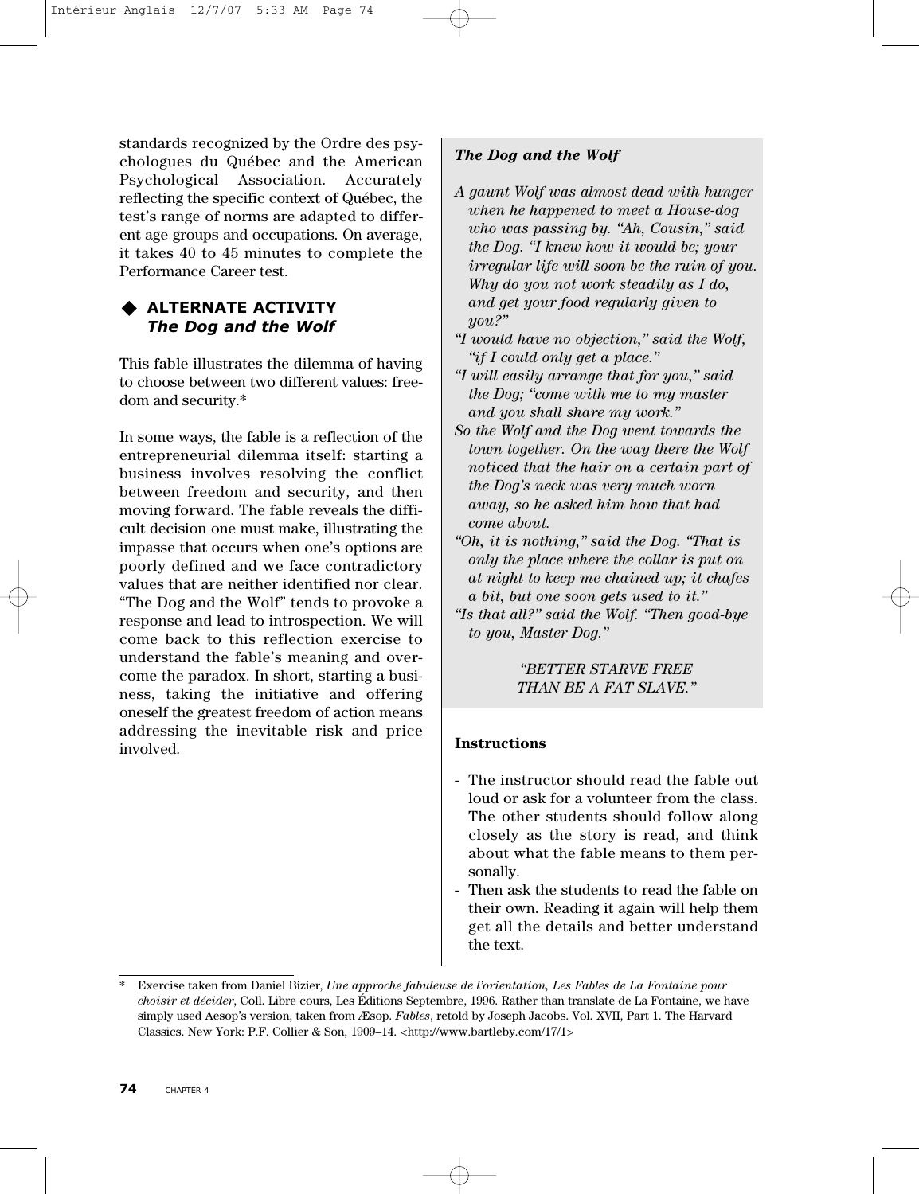standards recognized by the Ordre des psychologues du Québec and the American Psychological Association. Accurately reflecting the specific context of Québec, the test's range of norms are adapted to different age groups and occupations. On average, it takes 40 to 45 minutes to complete the Performance Career test.

### ◆ ALTERNATE ACTIVITY *The Dog and the Wolf*

This fable illustrates the dilemma of having to choose between two different values: freedom and security.*

In some ways, the fable is a reflection of the entrepreneurial dilemma itself: starting a business involves resolving the conflict between freedom and security, and then moving forward. The fable reveals the difficult decision one must make, illustrating the impasse that occurs when one's options are poorly defined and we face contradictory values that are neither identified nor clear. "The Dog and the Wolf" tends to provoke a response and lead to introspection. We will come back to this reflection exercise to understand the fable's meaning and overcome the paradox. In short, starting a business, taking the initiative and offering oneself the greatest freedom of action means addressing the inevitable risk and price involved.

***The Dog and the Wolf***

*A gaunt Wolf was almost dead with hunger when he happened to meet a House-dog who was passing by. "Ah, Cousin," said the Dog. "I knew how it would be; your irregular life will soon be the ruin of you. Why do you not work steadily as I do, and get your food regularly given to you?"*

*"I would have no objection," said the Wolf, "if I could only get a place."*

*"I will easily arrange that for you," said the Dog; "come with me to my master and you shall share my work."*

*So the Wolf and the Dog went towards the town together. On the way there the Wolf noticed that the hair on a certain part of the Dog's neck was very much worn away, so he asked him how that had come about.*

*"Oh, it is nothing," said the Dog. "That is only the place where the collar is put on at night to keep me chained up; it chafes a bit, but one soon gets used to it."*

*"Is that all?" said the Wolf. "Then good-bye to you, Master Dog."*

*"BETTER STARVE FREE THAN BE A FAT SLAVE."*

**Instructions**

- The instructor should read the fable out loud or ask for a volunteer from the class. The other students should follow along closely as the story is read, and think about what the fable means to them personally.
- Then ask the students to read the fable on their own. Reading it again will help them get all the details and better understand the text.

---

* Exercise taken from Daniel Bizier, *Une approche fabuleuse de l'orientation, Les Fables de La Fontaine pour choisir et décider*, Coll. Libre cours, Les Éditions Septembre, 1996. Rather than translate de La Fontaine, we have simply used Aesop's version, taken from Æsop. *Fables*, retold by Joseph Jacobs. Vol. XVII, Part 1. The Harvard Classics. New York: P.F. Collier & Son, 1909–14. <http://www.bartleby.com/17/1>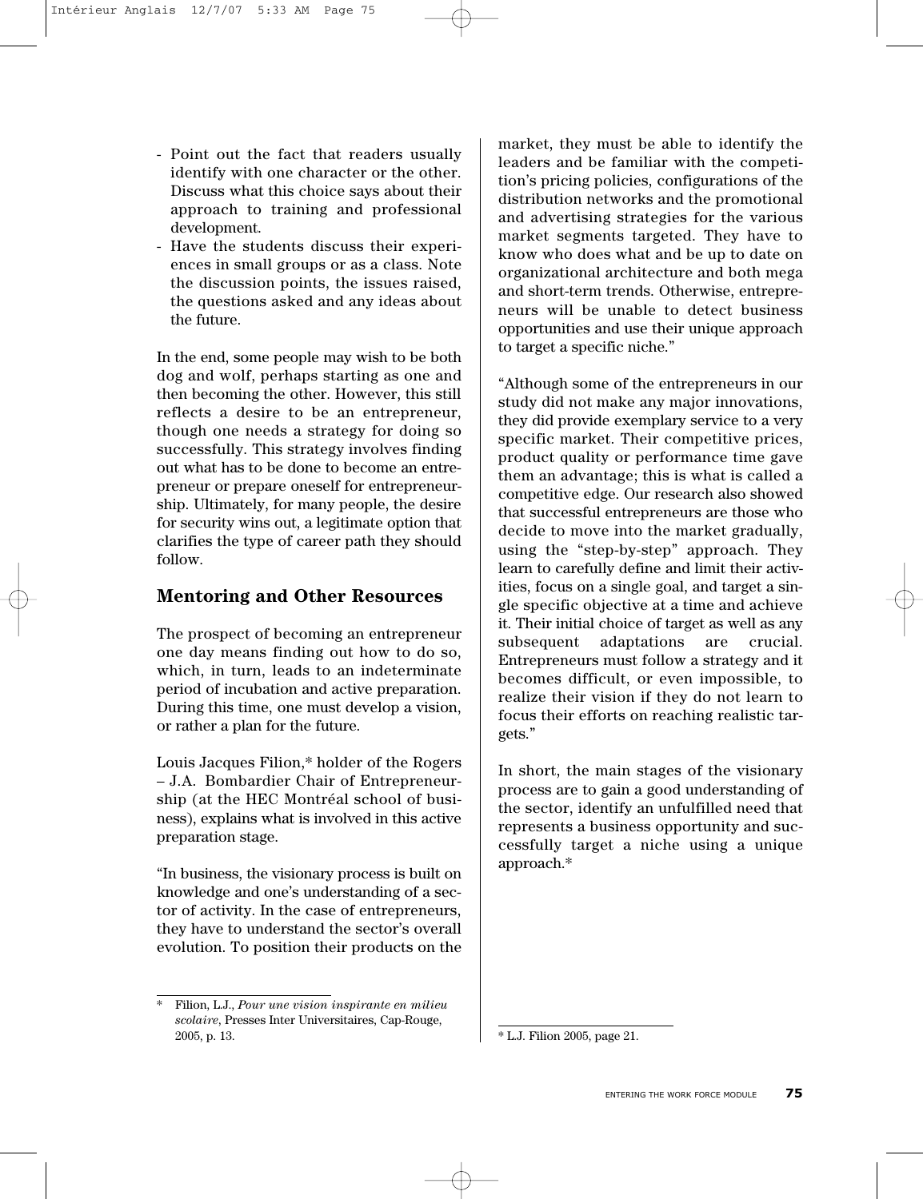- Point out the fact that readers usually identify with one character or the other. Discuss what this choice says about their approach to training and professional development.
- Have the students discuss their experiences in small groups or as a class. Note the discussion points, the issues raised, the questions asked and any ideas about the future.

In the end, some people may wish to be both dog and wolf, perhaps starting as one and then becoming the other. However, this still reflects a desire to be an entrepreneur, though one needs a strategy for doing so successfully. This strategy involves finding out what has to be done to become an entrepreneur or prepare oneself for entrepreneurship. Ultimately, for many people, the desire for security wins out, a legitimate option that clarifies the type of career path they should follow.

## Mentoring and Other Resources

The prospect of becoming an entrepreneur one day means finding out how to do so, which, in turn, leads to an indeterminate period of incubation and active preparation. During this time, one must develop a vision, or rather a plan for the future.

Louis Jacques Filion,* holder of the Rogers – J.A. Bombardier Chair of Entrepreneurship (at the HEC Montréal school of business), explains what is involved in this active preparation stage.

"In business, the visionary process is built on knowledge and one's understanding of a sector of activity. In the case of entrepreneurs, they have to understand the sector's overall evolution. To position their products on the market, they must be able to identify the leaders and be familiar with the competition's pricing policies, configurations of the distribution networks and the promotional and advertising strategies for the various market segments targeted. They have to know who does what and be up to date on organizational architecture and both mega and short-term trends. Otherwise, entrepreneurs will be unable to detect business opportunities and use their unique approach to target a specific niche."

"Although some of the entrepreneurs in our study did not make any major innovations, they did provide exemplary service to a very specific market. Their competitive prices, product quality or performance time gave them an advantage; this is what is called a competitive edge. Our research also showed that successful entrepreneurs are those who decide to move into the market gradually, using the "step-by-step" approach. They learn to carefully define and limit their activities, focus on a single goal, and target a single specific objective at a time and achieve it. Their initial choice of target as well as any subsequent adaptations are crucial. Entrepreneurs must follow a strategy and it becomes difficult, or even impossible, to realize their vision if they do not learn to focus their efforts on reaching realistic targets."

In short, the main stages of the visionary process are to gain a good understanding of the sector, identify an unfulfilled need that represents a business opportunity and successfully target a niche using a unique approach.*

\* Filion, L.J., *Pour une vision inspirante en milieu scolaire*, Presses Inter Universitaires, Cap-Rouge, 2005, p. 13.

\* L.J. Filion 2005, page 21.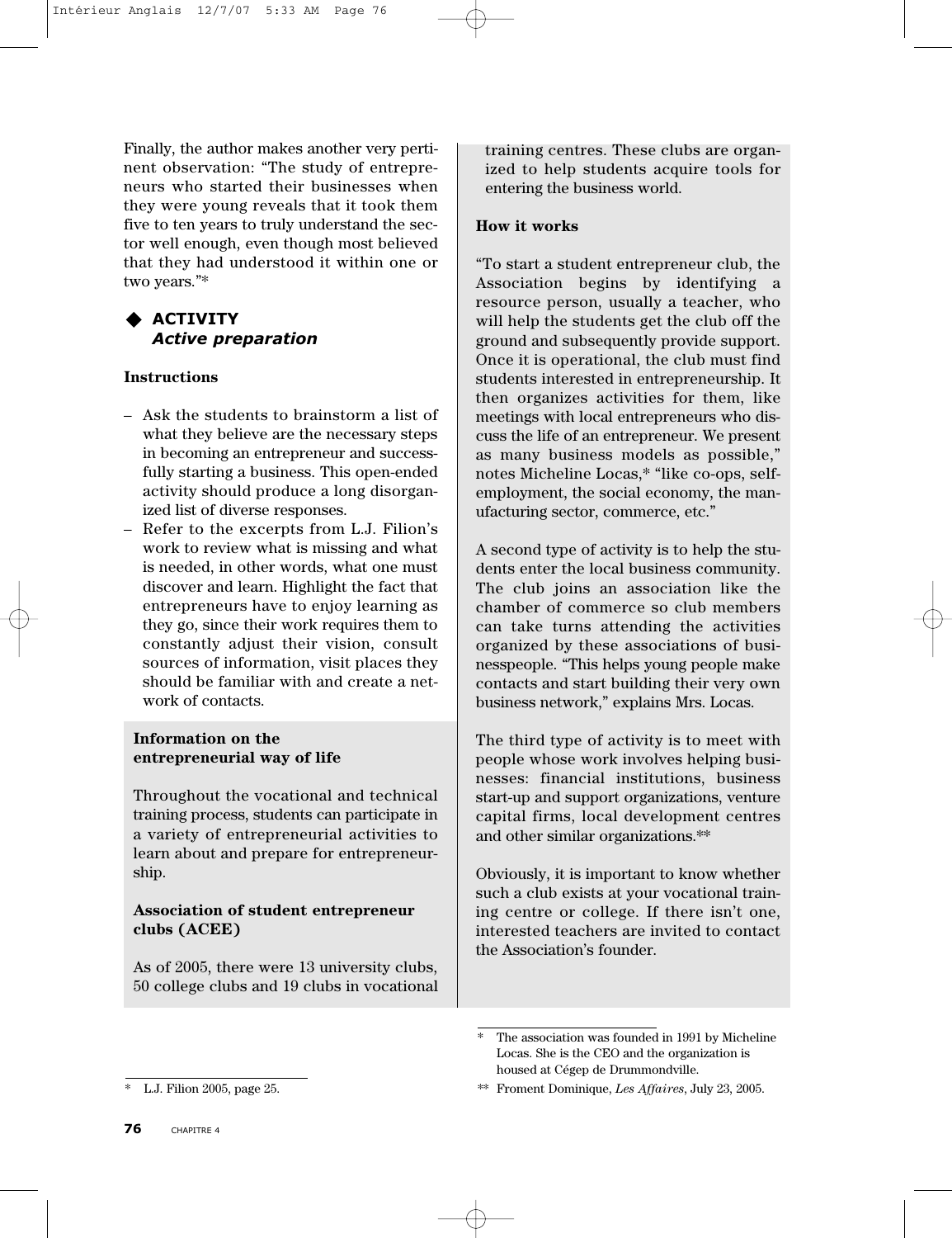Finally, the author makes another very pertinent observation: "The study of entrepreneurs who started their businesses when they were young reveals that it took them five to ten years to truly understand the sector well enough, even though most believed that they had understood it within one or two years."*

### ◆ ACTIVITY
### *Active preparation*

**Instructions**

- Ask the students to brainstorm a list of what they believe are the necessary steps in becoming an entrepreneur and successfully starting a business. This open-ended activity should produce a long disorganized list of diverse responses.
- Refer to the excerpts from L.J. Filion's work to review what is missing and what is needed, in other words, what one must discover and learn. Highlight the fact that entrepreneurs have to enjoy learning as they go, since their work requires them to constantly adjust their vision, consult sources of information, visit places they should be familiar with and create a network of contacts.

**Information on the entrepreneurial way of life**

Throughout the vocational and technical training process, students can participate in a variety of entrepreneurial activities to learn about and prepare for entrepreneurship.

**Association of student entrepreneur clubs (ACEE)**

As of 2005, there were 13 university clubs, 50 college clubs and 19 clubs in vocational training centres. These clubs are organized to help students acquire tools for entering the business world.

**How it works**

"To start a student entrepreneur club, the Association begins by identifying a resource person, usually a teacher, who will help the students get the club off the ground and subsequently provide support. Once it is operational, the club must find students interested in entrepreneurship. It then organizes activities for them, like meetings with local entrepreneurs who discuss the life of an entrepreneur. We present as many business models as possible," notes Micheline Locas,* "like co-ops, self-employment, the social economy, the manufacturing sector, commerce, etc."

A second type of activity is to help the students enter the local business community. The club joins an association like the chamber of commerce so club members can take turns attending the activities organized by these associations of businesspeople. "This helps young people make contacts and start building their very own business network," explains Mrs. Locas.

The third type of activity is to meet with people whose work involves helping businesses: financial institutions, business start-up and support organizations, venture capital firms, local development centres and other similar organizations.**

Obviously, it is important to know whether such a club exists at your vocational training centre or college. If there isn't one, interested teachers are invited to contact the Association's founder.

---

\* L.J. Filion 2005, page 25.

\* The association was founded in 1991 by Micheline Locas. She is the CEO and the organization is housed at Cégep de Drummondville.

** Froment Dominique, *Les Affaires*, July 23, 2005.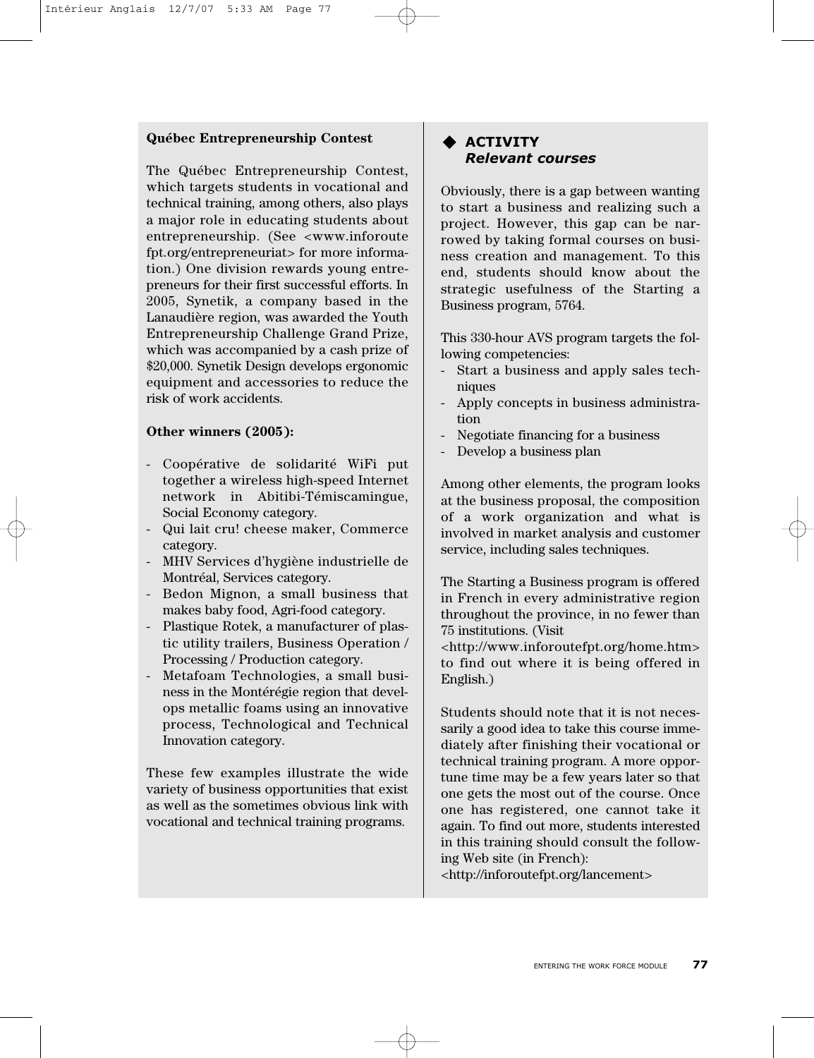**Québec Entrepreneurship Contest**

The Québec Entrepreneurship Contest, which targets students in vocational and technical training, among others, also plays a major role in educating students about entrepreneurship. (See <www.inforoute fpt.org/entrepreneuriat> for more information.) One division rewards young entrepreneurs for their first successful efforts. In 2005, Synetik, a company based in the Lanaudière region, was awarded the Youth Entrepreneurship Challenge Grand Prize, which was accompanied by a cash prize of $20,000. Synetik Design develops ergonomic equipment and accessories to reduce the risk of work accidents.

**Other winners (2005):**

- Coopérative de solidarité WiFi put together a wireless high-speed Internet network in Abitibi-Témiscamingue, Social Economy category.
- Qui lait cru! cheese maker, Commerce category.
- MHV Services d'hygiène industrielle de Montréal, Services category.
- Bedon Mignon, a small business that makes baby food, Agri-food category.
- Plastique Rotek, a manufacturer of plastic utility trailers, Business Operation / Processing / Production category.
- Metafoam Technologies, a small business in the Montérégie region that develops metallic foams using an innovative process, Technological and Technical Innovation category.

These few examples illustrate the wide variety of business opportunities that exist as well as the sometimes obvious link with vocational and technical training programs.

## ◆ ACTIVITY
### *Relevant courses*

Obviously, there is a gap between wanting to start a business and realizing such a project. However, this gap can be narrowed by taking formal courses on business creation and management. To this end, students should know about the strategic usefulness of the Starting a Business program, 5764.

This 330-hour AVS program targets the following competencies:

- Start a business and apply sales techniques
- Apply concepts in business administration
- Negotiate financing for a business
- Develop a business plan

Among other elements, the program looks at the business proposal, the composition of a work organization and what is involved in market analysis and customer service, including sales techniques.

The Starting a Business program is offered in French in every administrative region throughout the province, in no fewer than 75 institutions. (Visit <http://www.inforoutefpt.org/home.htm> to find out where it is being offered in English.)

Students should note that it is not necessarily a good idea to take this course immediately after finishing their vocational or technical training program. A more opportune time may be a few years later so that one gets the most out of the course. Once one has registered, one cannot take it again. To find out more, students interested in this training should consult the following Web site (in French): <http://inforoutefpt.org/lancement>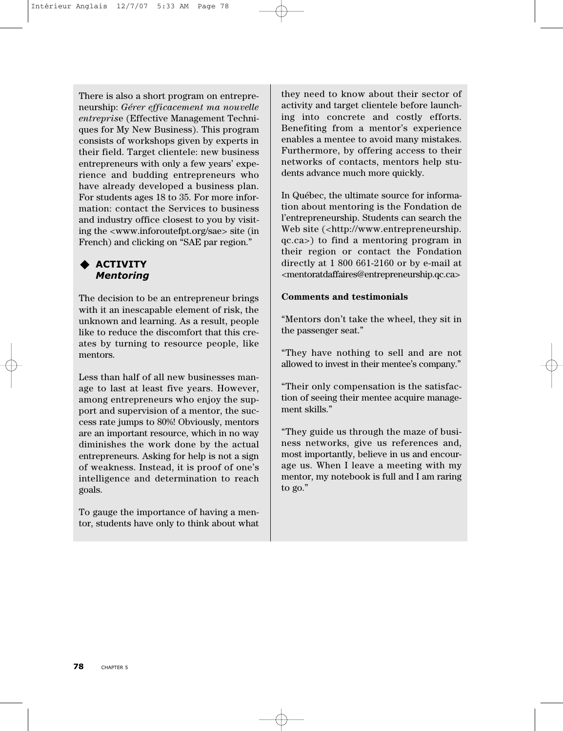There is also a short program on entrepreneurship: *Gérer efficacement ma nouvelle entreprise* (Effective Management Techniques for My New Business). This program consists of workshops given by experts in their field. Target clientele: new business entrepreneurs with only a few years' experience and budding entrepreneurs who have already developed a business plan. For students ages 18 to 35. For more information: contact the Services to business and industry office closest to you by visiting the <www.inforoutefpt.org/sae> site (in French) and clicking on "SAE par region."

### ◆ ACTIVITY *Mentoring*

The decision to be an entrepreneur brings with it an inescapable element of risk, the unknown and learning. As a result, people like to reduce the discomfort that this creates by turning to resource people, like mentors.

Less than half of all new businesses manage to last at least five years. However, among entrepreneurs who enjoy the support and supervision of a mentor, the success rate jumps to 80%! Obviously, mentors are an important resource, which in no way diminishes the work done by the actual entrepreneurs. Asking for help is not a sign of weakness. Instead, it is proof of one's intelligence and determination to reach goals.

To gauge the importance of having a mentor, students have only to think about what they need to know about their sector of activity and target clientele before launching into concrete and costly efforts. Benefiting from a mentor's experience enables a mentee to avoid many mistakes. Furthermore, by offering access to their networks of contacts, mentors help students advance much more quickly.

In Québec, the ultimate source for information about mentoring is the Fondation de l'entrepreneurship. Students can search the Web site (<http://www.entrepreneurship.qc.ca>) to find a mentoring program in their region or contact the Fondation directly at 1 800 661-2160 or by e-mail at <mentoratdaffaires@entrepreneurship.qc.ca>

**Comments and testimonials**

"Mentors don't take the wheel, they sit in the passenger seat."

"They have nothing to sell and are not allowed to invest in their mentee's company."

"Their only compensation is the satisfaction of seeing their mentee acquire management skills."

"They guide us through the maze of business networks, give us references and, most importantly, believe in us and encourage us. When I leave a meeting with my mentor, my notebook is full and I am raring to go."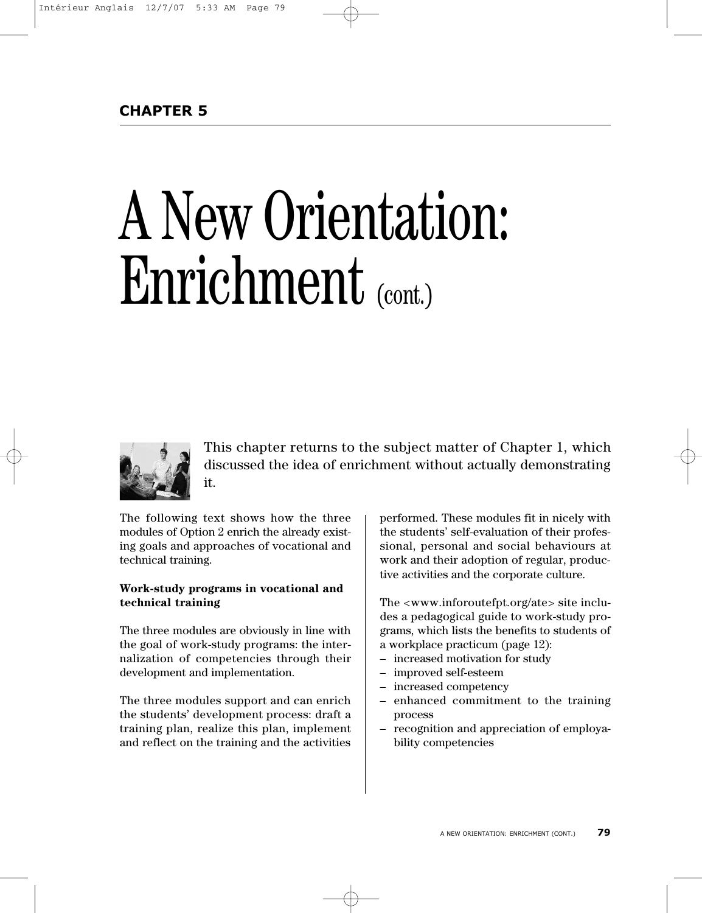**CHAPTER 5**

# A New Orientation: Enrichment (cont.)

This chapter returns to the subject matter of Chapter 1, which discussed the idea of enrichment without actually demonstrating it.

The following text shows how the three modules of Option 2 enrich the already existing goals and approaches of vocational and technical training.

**Work-study programs in vocational and technical training**

The three modules are obviously in line with the goal of work-study programs: the internalization of competencies through their development and implementation.

The three modules support and can enrich the students' development process: draft a training plan, realize this plan, implement and reflect on the training and the activities performed. These modules fit in nicely with the students' self-evaluation of their professional, personal and social behaviours at work and their adoption of regular, productive activities and the corporate culture.

The <www.inforoutefpt.org/ate> site includes a pedagogical guide to work-study programs, which lists the benefits to students of a workplace practicum (page 12):

- increased motivation for study
- improved self-esteem
- increased competency
- enhanced commitment to the training process
- recognition and appreciation of employability competencies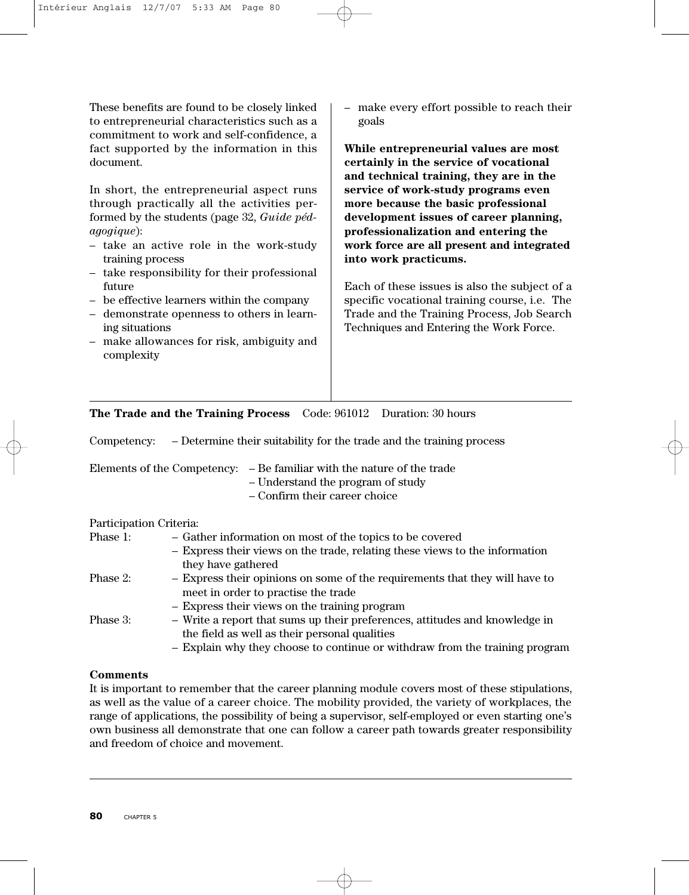These benefits are found to be closely linked to entrepreneurial characteristics such as a commitment to work and self-confidence, a fact supported by the information in this document.

In short, the entrepreneurial aspect runs through practically all the activities performed by the students (page 32, *Guide pédagogique*):

- take an active role in the work-study training process
- take responsibility for their professional future
- be effective learners within the company
- demonstrate openness to others in learning situations
- make allowances for risk, ambiguity and complexity
- make every effort possible to reach their goals

**While entrepreneurial values are most certainly in the service of vocational and technical training, they are in the service of work-study programs even more because the basic professional development issues of career planning, professionalization and entering the work force are all present and integrated into work practicums.**

Each of these issues is also the subject of a specific vocational training course, i.e. The Trade and the Training Process, Job Search Techniques and Entering the Work Force.

---

**The Trade and the Training Process** Code: 961012 Duration: 30 hours

Competency: – Determine their suitability for the trade and the training process

Elements of the Competency:
- Be familiar with the nature of the trade
- Understand the program of study
- Confirm their career choice

Participation Criteria:

Phase 1:
- Gather information on most of the topics to be covered
- Express their views on the trade, relating these views to the information they have gathered

Phase 2:
- Express their opinions on some of the requirements that they will have to meet in order to practise the trade
- Express their views on the training program

Phase 3:
- Write a report that sums up their preferences, attitudes and knowledge in the field as well as their personal qualities
- Explain why they choose to continue or withdraw from the training program

**Comments**

It is important to remember that the career planning module covers most of these stipulations, as well as the value of a career choice. The mobility provided, the variety of workplaces, the range of applications, the possibility of being a supervisor, self-employed or even starting one's own business all demonstrate that one can follow a career path towards greater responsibility and freedom of choice and movement.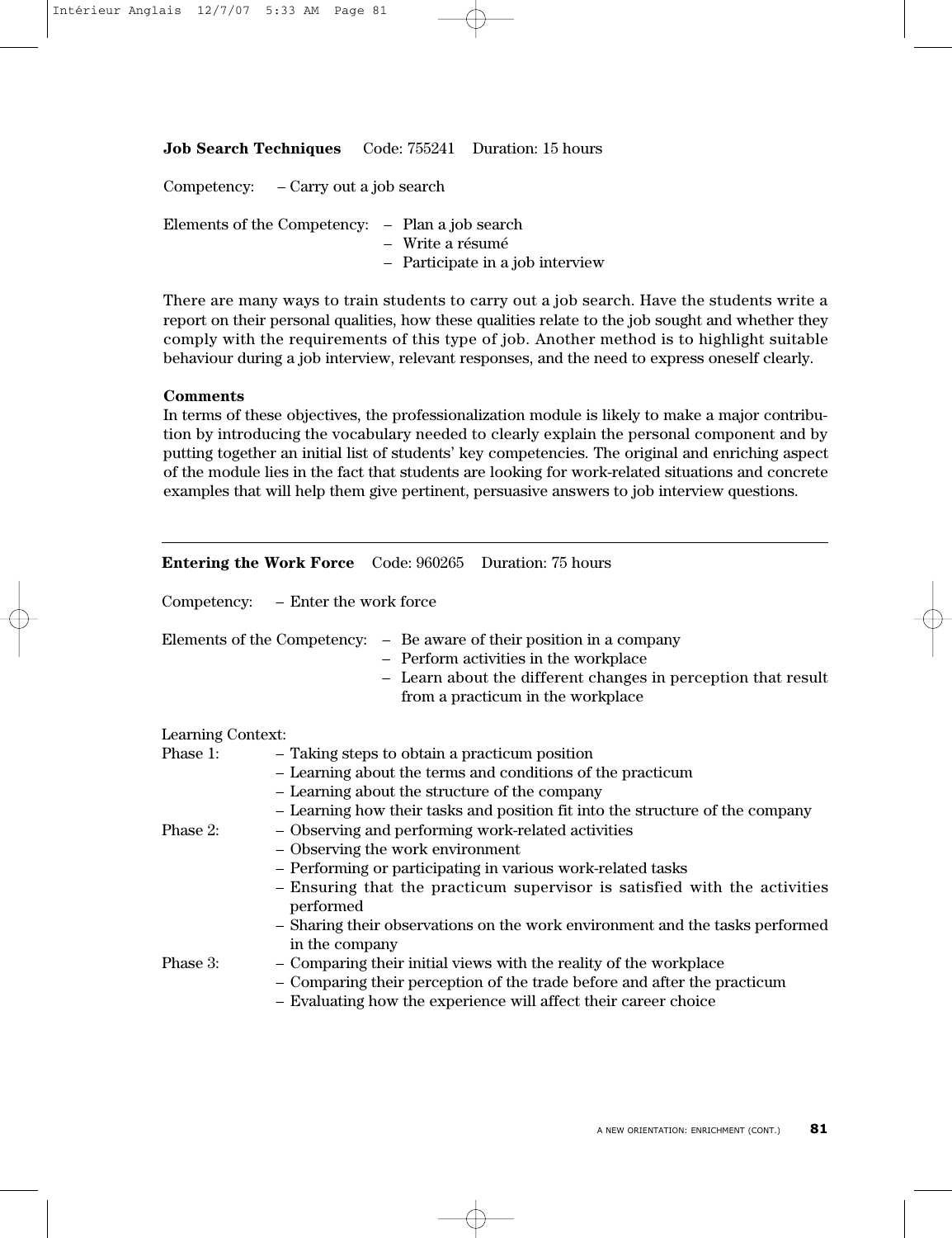**Job Search Techniques** Code: 755241 Duration: 15 hours

Competency: – Carry out a job search

Elements of the Competency:
- Plan a job search
- Write a résumé
- Participate in a job interview

There are many ways to train students to carry out a job search. Have the students write a report on their personal qualities, how these qualities relate to the job sought and whether they comply with the requirements of this type of job. Another method is to highlight suitable behaviour during a job interview, relevant responses, and the need to express oneself clearly.

**Comments**

In terms of these objectives, the professionalization module is likely to make a major contribution by introducing the vocabulary needed to clearly explain the personal component and by putting together an initial list of students' key competencies. The original and enriching aspect of the module lies in the fact that students are looking for work-related situations and concrete examples that will help them give pertinent, persuasive answers to job interview questions.

---

**Entering the Work Force** Code: 960265 Duration: 75 hours

Competency: – Enter the work force

Elements of the Competency:
- Be aware of their position in a company
- Perform activities in the workplace
- Learn about the different changes in perception that result from a practicum in the workplace

Learning Context:

Phase 1:
- Taking steps to obtain a practicum position
- Learning about the terms and conditions of the practicum
- Learning about the structure of the company
- Learning how their tasks and position fit into the structure of the company

Phase 2:
- Observing and performing work-related activities
- Observing the work environment
- Performing or participating in various work-related tasks
- Ensuring that the practicum supervisor is satisfied with the activities performed
- Sharing their observations on the work environment and the tasks performed in the company

Phase 3:
- Comparing their initial views with the reality of the workplace
- Comparing their perception of the trade before and after the practicum
- Evaluating how the experience will affect their career choice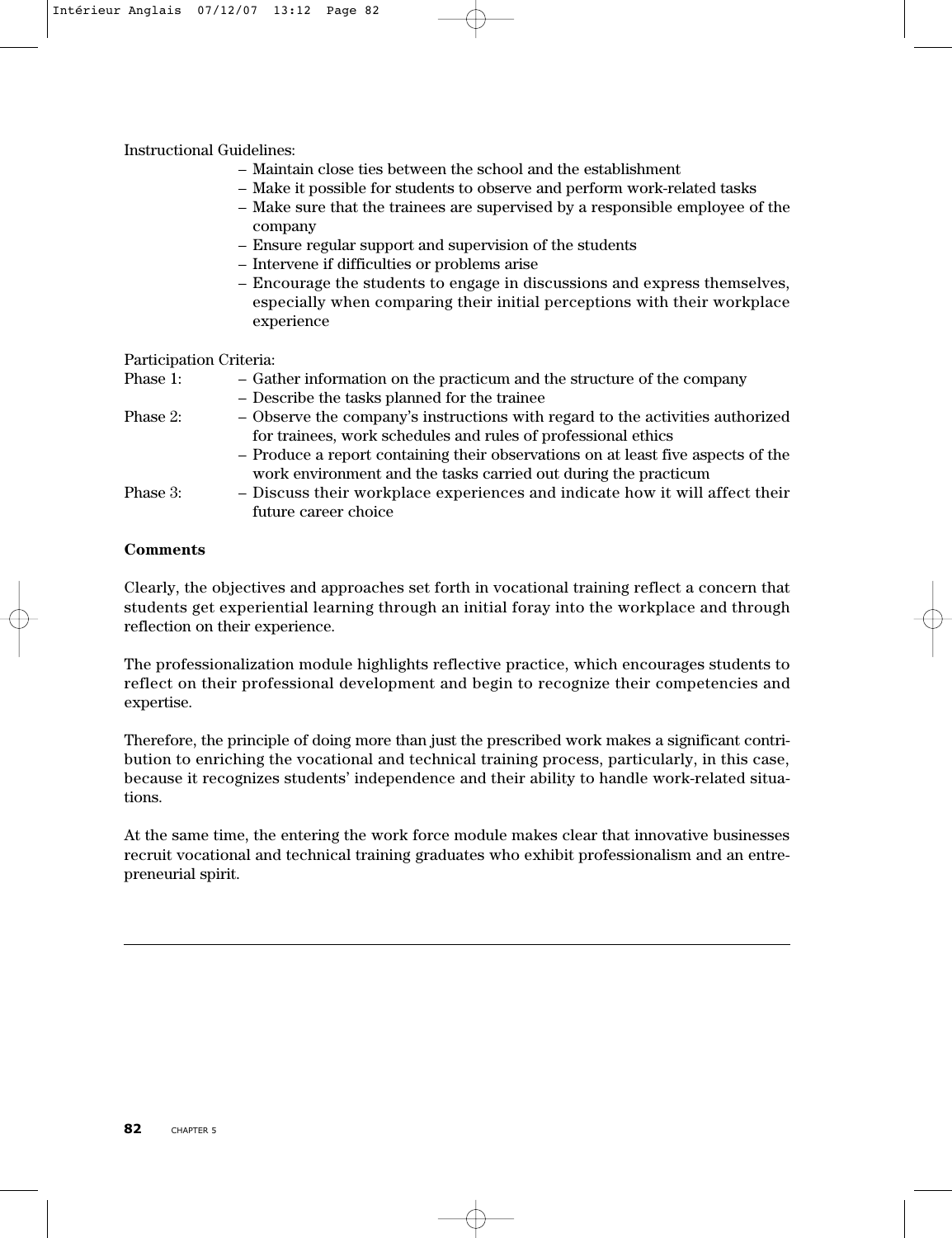Instructional Guidelines:

- Maintain close ties between the school and the establishment
- Make it possible for students to observe and perform work-related tasks
- Make sure that the trainees are supervised by a responsible employee of the company
- Ensure regular support and supervision of the students
- Intervene if difficulties or problems arise
- Encourage the students to engage in discussions and express themselves, especially when comparing their initial perceptions with their workplace experience

Participation Criteria:

Phase 1:
- Gather information on the practicum and the structure of the company
- Describe the tasks planned for the trainee

Phase 2:
- Observe the company's instructions with regard to the activities authorized for trainees, work schedules and rules of professional ethics
- Produce a report containing their observations on at least five aspects of the work environment and the tasks carried out during the practicum

Phase 3:
- Discuss their workplace experiences and indicate how it will affect their future career choice

**Comments**

Clearly, the objectives and approaches set forth in vocational training reflect a concern that students get experiential learning through an initial foray into the workplace and through reflection on their experience.

The professionalization module highlights reflective practice, which encourages students to reflect on their professional development and begin to recognize their competencies and expertise.

Therefore, the principle of doing more than just the prescribed work makes a significant contribution to enriching the vocational and technical training process, particularly, in this case, because it recognizes students' independence and their ability to handle work-related situations.

At the same time, the entering the work force module makes clear that innovative businesses recruit vocational and technical training graduates who exhibit professionalism and an entrepreneurial spirit.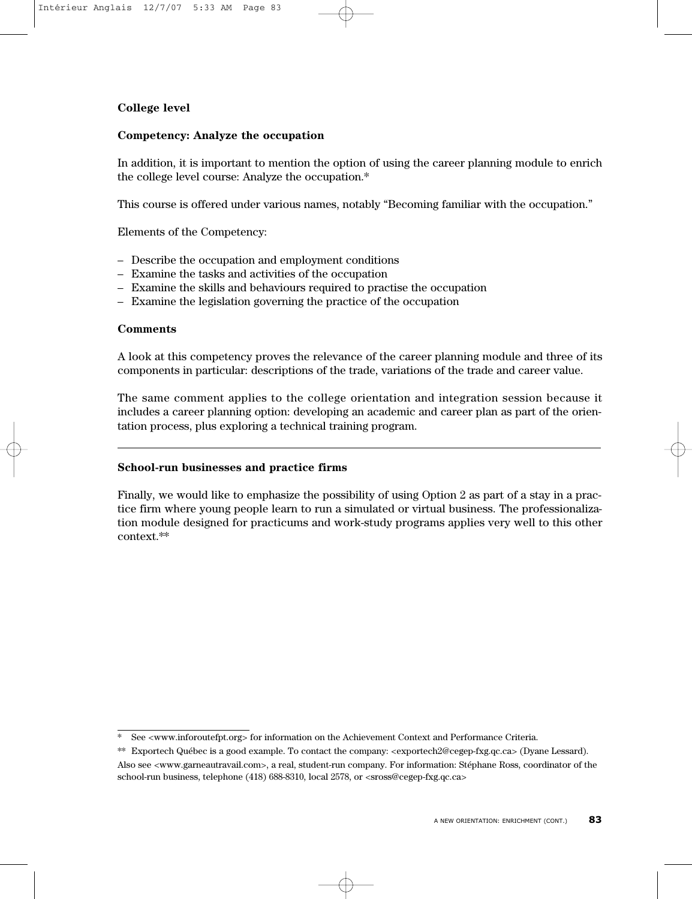**College level**

**Competency: Analyze the occupation**

In addition, it is important to mention the option of using the career planning module to enrich the college level course: Analyze the occupation.*

This course is offered under various names, notably "Becoming familiar with the occupation."

Elements of the Competency:

- Describe the occupation and employment conditions
- Examine the tasks and activities of the occupation
- Examine the skills and behaviours required to practise the occupation
- Examine the legislation governing the practice of the occupation

**Comments**

A look at this competency proves the relevance of the career planning module and three of its components in particular: descriptions of the trade, variations of the trade and career value.

The same comment applies to the college orientation and integration session because it includes a career planning option: developing an academic and career plan as part of the orientation process, plus exploring a technical training program.

---

**School-run businesses and practice firms**

Finally, we would like to emphasize the possibility of using Option 2 as part of a stay in a practice firm where young people learn to run a simulated or virtual business. The professionalization module designed for practicums and work-study programs applies very well to this other context.**

---

\* See <www.inforoutefpt.org> for information on the Achievement Context and Performance Criteria.

\*\* Exportech Québec is a good example. To contact the company: <exportech2@cegep-fxg.qc.ca> (Dyane Lessard). Also see <www.garneautravail.com>, a real, student-run company. For information: Stéphane Ross, coordinator of the school-run business, telephone (418) 688-8310, local 2578, or <sross@cegep-fxg.qc.ca>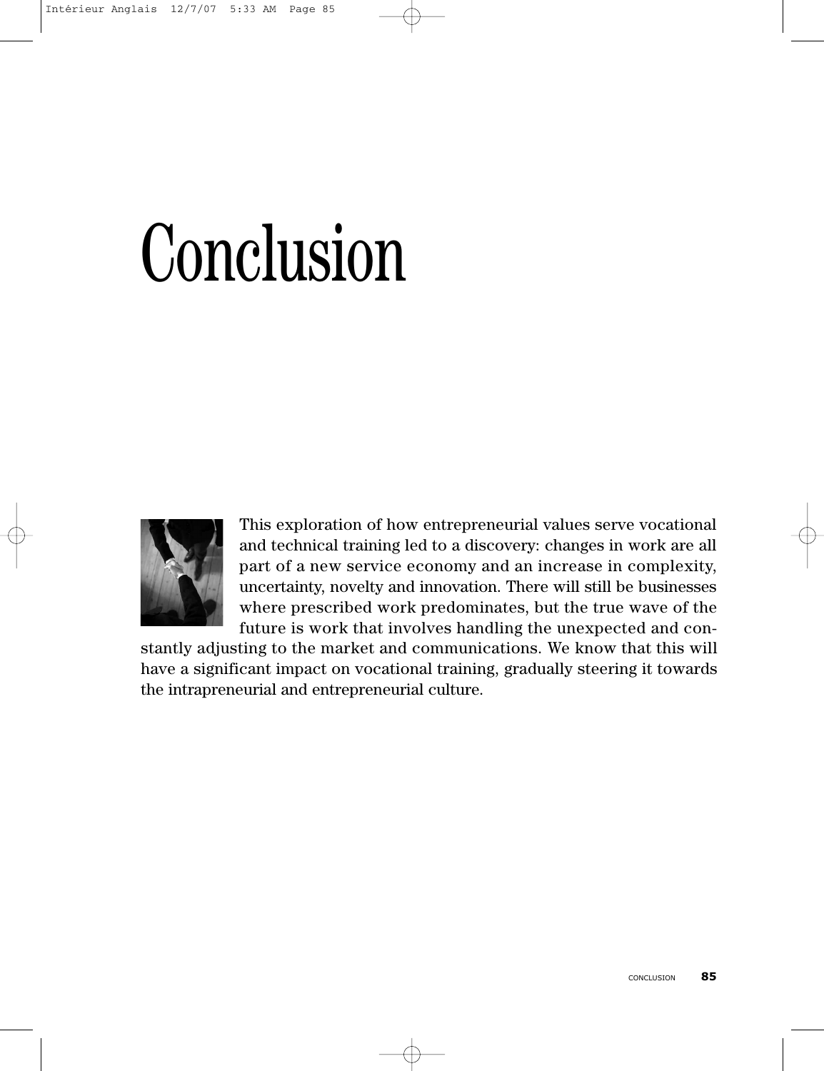# Conclusion

This exploration of how entrepreneurial values serve vocational and technical training led to a discovery: changes in work are all part of a new service economy and an increase in complexity, uncertainty, novelty and innovation. There will still be businesses where prescribed work predominates, but the true wave of the future is work that involves handling the unexpected and constantly adjusting to the market and communications. We know that this will have a significant impact on vocational training, gradually steering it towards the intrapreneurial and entrepreneurial culture.